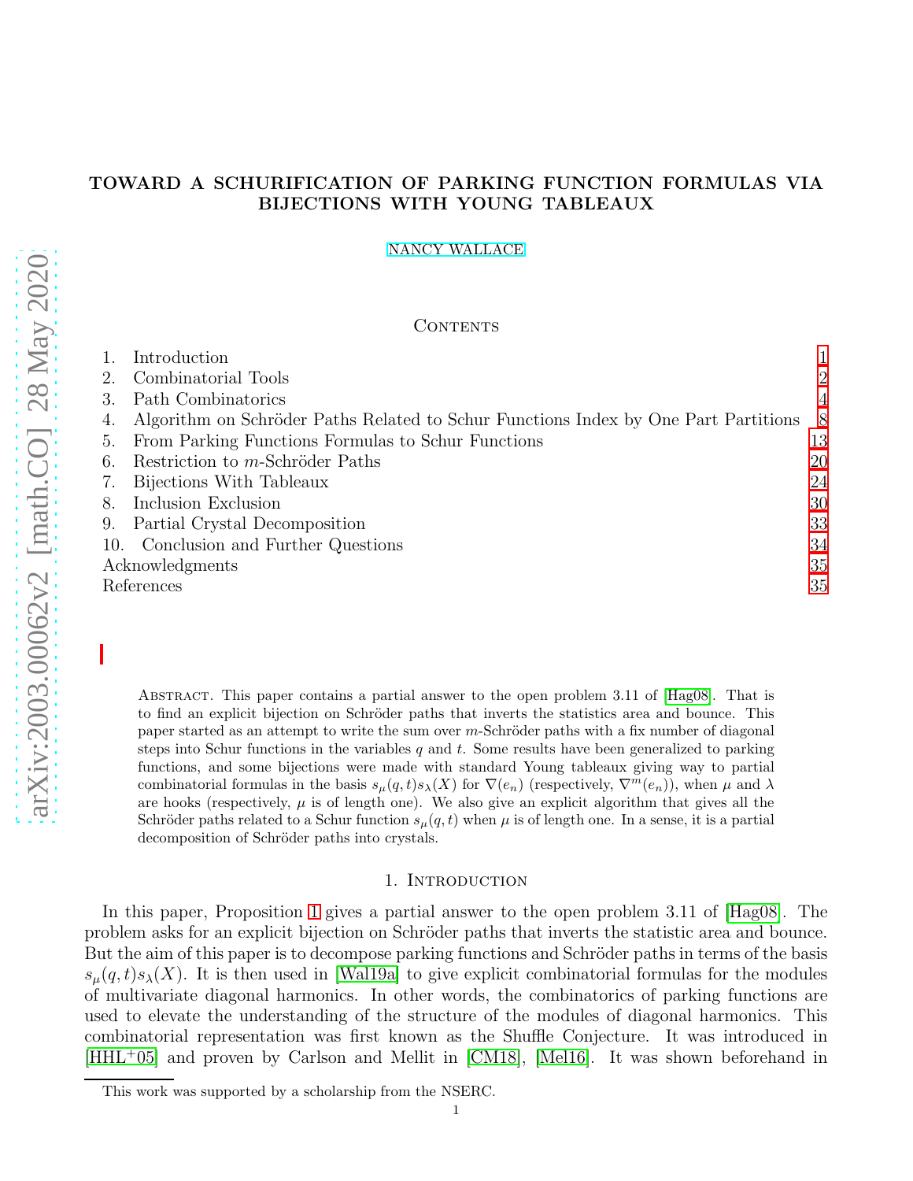# TOWARD A SCHURIFICATION OF PARKING FUNCTION FORMULAS VIA BIJECTIONS WITH YOUNG TABLEAUX

NANCY WALLACE

## Contents

1. Introduction 1
2. Combinatorial Tools 2
3. Path Combinatorics 4
4. Algorithm on Schröder Paths Related to Schur Functions Index by One Part Partitions 8
5. From Parking Functions Formulas to Schur Functions 13
6. Restriction to $m$-Schröder Paths 20
7. Bijections With Tableaux 24
8. Inclusion Exclusion 30
9. Partial Crystal Decomposition 33
10. Conclusion and Further Questions 34

Acknowledgments 35

References 35

Abstract. This paper contains a partial answer to the open problem 3.11 of [Hag08]. That is to find an explicit bijection on Schröder paths that inverts the statistics area and bounce. This paper started as an attempt to write the sum over $m$-Schröder paths with a fix number of diagonal steps into Schur functions in the variables $q$ and $t$. Some results have been generalized to parking functions, and some bijections were made with standard Young tableaux giving way to partial combinatorial formulas in the basis $s_\mu(q,t)s_\lambda(X)$ for $\nabla(e_n)$ (respectively, $\nabla^m(e_n)$), when $\mu$ and $\lambda$ are hooks (respectively, $\mu$ is of length one). We also give an explicit algorithm that gives all the Schröder paths related to a Schur function $s_\mu(q,t)$ when $\mu$ is of length one. In a sense, it is a partial decomposition of Schröder paths into crystals.

## 1. Introduction

In this paper, Proposition 1 gives a partial answer to the open problem 3.11 of [Hag08]. The problem asks for an explicit bijection on Schröder paths that inverts the statistic area and bounce. But the aim of this paper is to decompose parking functions and Schröder paths in terms of the basis $s_\mu(q,t)s_\lambda(X)$. It is then used in [Wal19a] to give explicit combinatorial formulas for the modules of multivariate diagonal harmonics. In other words, the combinatorics of parking functions are used to elevate the understanding of the structure of the modules of diagonal harmonics. This combinatorial representation was first known as the Shuffle Conjecture. It was introduced in [HHL+05] and proven by Carlson and Mellit in [CM18], [Mel16]. It was shown beforehand in

This work was supported by a scholarship from the NSERC.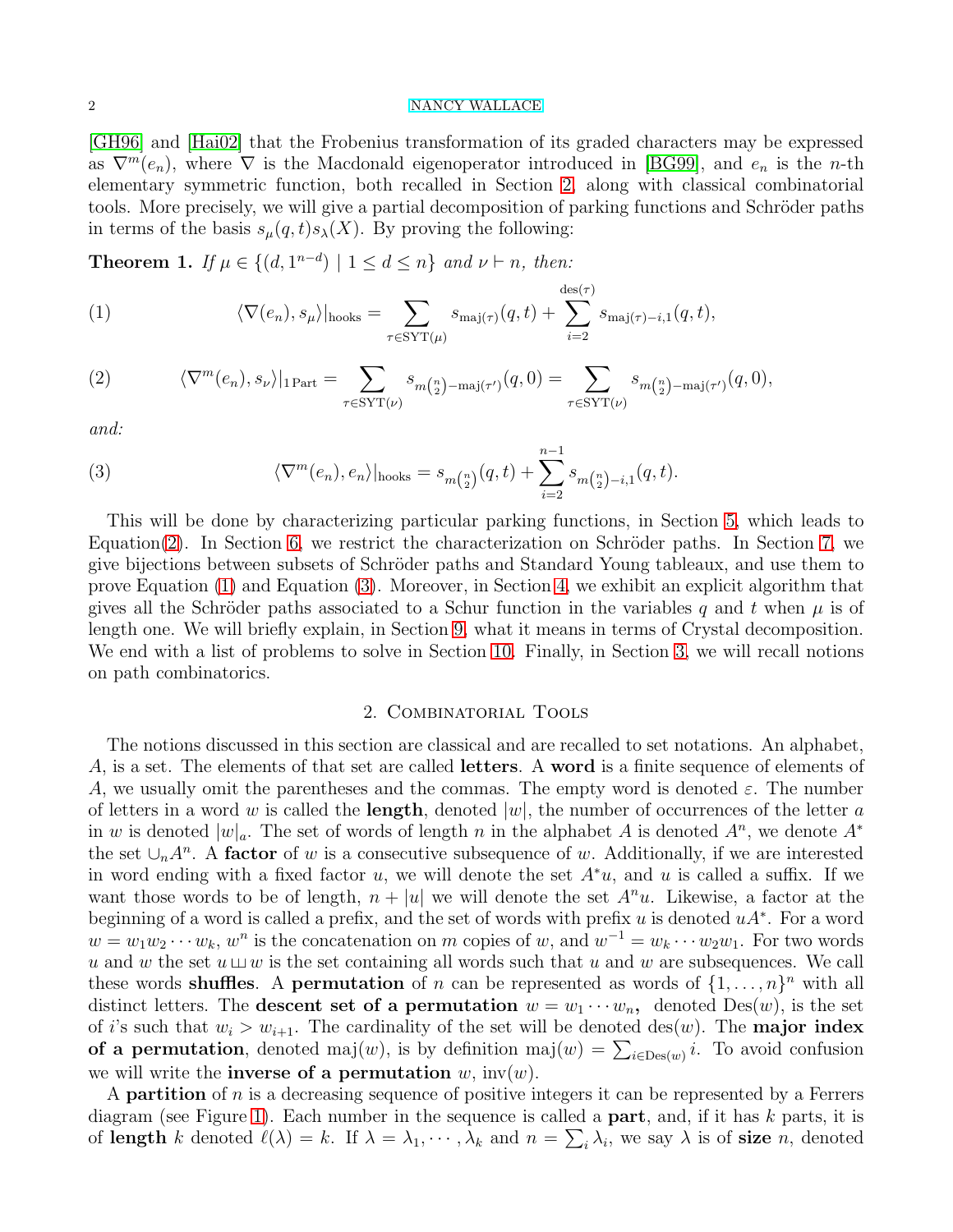[GH96] and [Hai02] that the Frobenius transformation of its graded characters may be expressed as $\nabla^m(e_n)$, where $\nabla$ is the Macdonald eigenoperator introduced in [BG99], and $e_n$ is the $n$-th elementary symmetric function, both recalled in Section 2, along with classical combinatorial tools. More precisely, we will give a partial decomposition of parking functions and Schröder paths in terms of the basis $s_\mu(q,t)s_\lambda(X)$. By proving the following:

**Theorem 1.** *If $\mu \in \{(d, 1^{n-d}) \mid 1 \leq d \leq n\}$ and $\nu \vdash n$, then:*

$$\langle \nabla(e_n), s_\mu \rangle|_{\text{hooks}} = \sum_{\tau \in \mathrm{SYT}(\mu)} s_{\mathrm{maj}(\tau)}(q,t) + \sum_{i=2}^{\mathrm{des}(\tau)} s_{\mathrm{maj}(\tau)-i,1}(q,t), \tag{1}$$

$$\langle \nabla^m(e_n), s_\nu \rangle|_{1\,\mathrm{Part}} = \sum_{\tau \in \mathrm{SYT}(\nu)} s_{m\binom{n}{2}-\mathrm{maj}(\tau')}(q,0) = \sum_{\tau \in \mathrm{SYT}(\nu)} s_{m\binom{n}{2}-\mathrm{maj}(\tau')}(q,0), \tag{2}$$

*and:*

$$\langle \nabla^m(e_n), e_n \rangle|_{\text{hooks}} = s_{m\binom{n}{2}}(q,t) + \sum_{i=2}^{n-1} s_{m\binom{n}{2}-i,1}(q,t). \tag{3}$$

This will be done by characterizing particular parking functions, in Section 5, which leads to Equation(2). In Section 6, we restrict the characterization on Schröder paths. In Section 7, we give bijections between subsets of Schröder paths and Standard Young tableaux, and use them to prove Equation (1) and Equation (3). Moreover, in Section 4, we exhibit an explicit algorithm that gives all the Schröder paths associated to a Schur function in the variables $q$ and $t$ when $\mu$ is of length one. We will briefly explain, in Section 9, what it means in terms of Crystal decomposition. We end with a list of problems to solve in Section 10. Finally, in Section 3, we will recall notions on path combinatorics.

## 2. Combinatorial Tools

The notions discussed in this section are classical and are recalled to set notations. An alphabet, $A$, is a set. The elements of that set are called **letters**. A **word** is a finite sequence of elements of $A$, we usually omit the parentheses and the commas. The empty word is denoted $\varepsilon$. The number of letters in a word $w$ is called the **length**, denoted $|w|$, the number of occurrences of the letter $a$ in $w$ is denoted $|w|_a$. The set of words of length $n$ in the alphabet $A$ is denoted $A^n$, we denote $A^*$ the set $\cup_n A^n$. A **factor** of $w$ is a consecutive subsequence of $w$. Additionally, if we are interested in word ending with a fixed factor $u$, we will denote the set $A^*u$, and $u$ is called a suffix. If we want those words to be of length, $n + |u|$ we will denote the set $A^n u$. Likewise, a factor at the beginning of a word is called a prefix, and the set of words with prefix $u$ is denoted $uA^*$. For a word $w = w_1 w_2 \cdots w_k$, $w^n$ is the concatenation on $m$ copies of $w$, and $w^{-1} = w_k \cdots w_2 w_1$. For two words $u$ and $w$ the set $u \sqcup\!\sqcup\, w$ is the set containing all words such that $u$ and $w$ are subsequences. We call these words **shuffles**. A **permutation** of $n$ can be represented as words of $\{1, \ldots, n\}^n$ with all distinct letters. The **descent set of a permutation** $w = w_1 \cdots w_n$, denoted $\mathrm{Des}(w)$, is the set of $i$'s such that $w_i > w_{i+1}$. The cardinality of the set will be denoted $\mathrm{des}(w)$. The **major index of a permutation**, denoted $\mathrm{maj}(w)$, is by definition $\mathrm{maj}(w) = \sum_{i \in \mathrm{Des}(w)} i$. To avoid confusion we will write the **inverse of a permutation** $w$, $\mathrm{inv}(w)$.

A **partition** of $n$ is a decreasing sequence of positive integers it can be represented by a Ferrers diagram (see Figure 1). Each number in the sequence is called a **part**, and, if it has $k$ parts, it is of **length** $k$ denoted $\ell(\lambda) = k$. If $\lambda = \lambda_1, \cdots, \lambda_k$ and $n = \sum_i \lambda_i$, we say $\lambda$ is of **size** $n$, denoted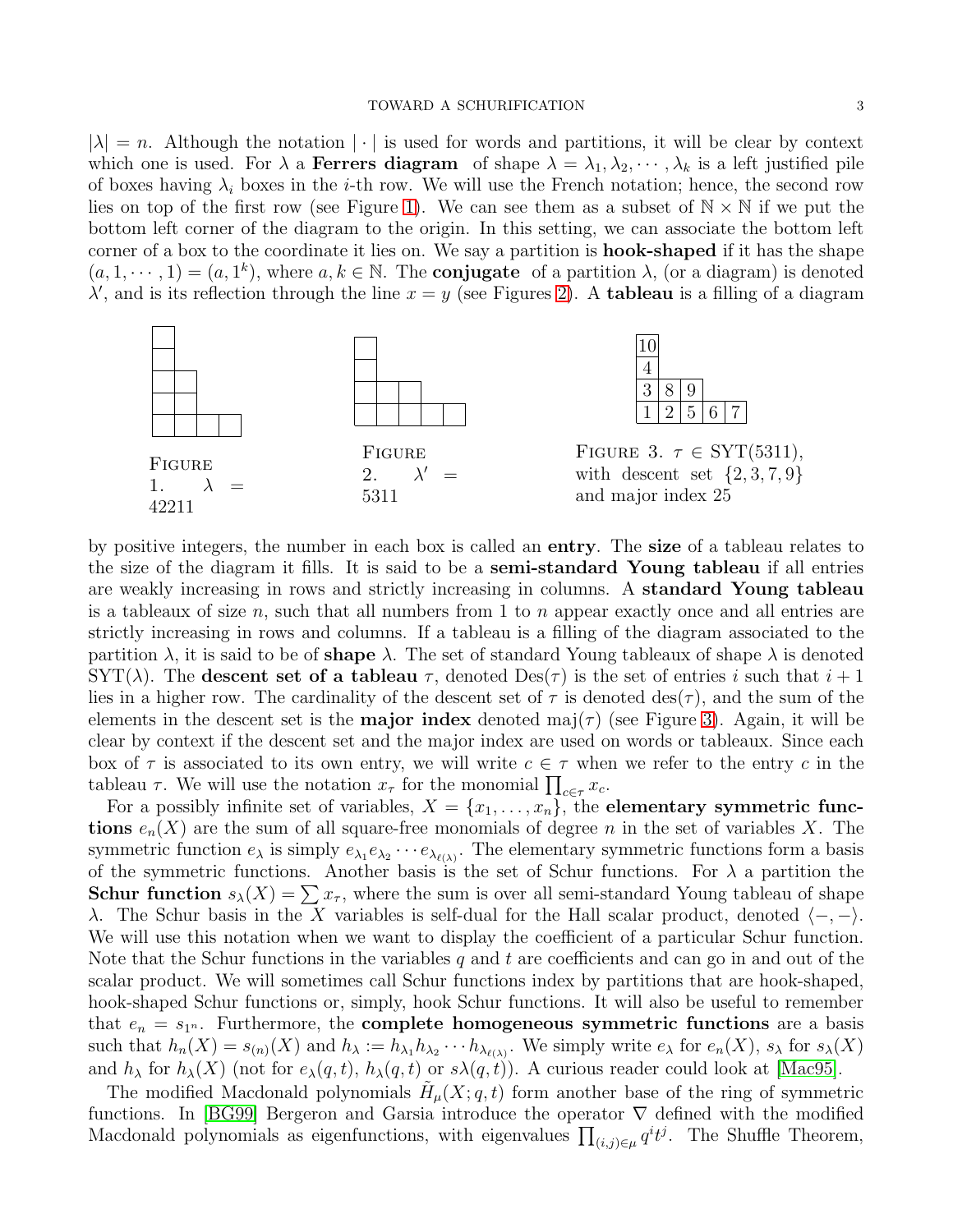$|\lambda| = n$. Although the notation $|\cdot|$ is used for words and partitions, it will be clear by context which one is used. For $\lambda$ a **Ferrers diagram** of shape $\lambda = \lambda_1, \lambda_2, \cdots, \lambda_k$ is a left justified pile of boxes having $\lambda_i$ boxes in the $i$-th row. We will use the French notation; hence, the second row lies on top of the first row (see Figure 1). We can see them as a subset of $\mathbb{N} \times \mathbb{N}$ if we put the bottom left corner of the diagram to the origin. In this setting, we can associate the bottom left corner of a box to the coordinate it lies on. We say a partition is **hook-shaped** if it has the shape $(a, 1, \cdots, 1) = (a, 1^k)$, where $a, k \in \mathbb{N}$. The **conjugate** of a partition $\lambda$, (or a diagram) is denoted $\lambda'$, and is its reflection through the line $x = y$ (see Figures 2). A **tableau** is a filling of a diagram

Figure 1. $\lambda = 42211$

Figure 2. $\lambda' = 5311$

| | | | | |
|---|---|---|---|---|
| 10 | | | | |
| 4 | | | | |
| 3 | 8 | 9 | | |
| 1 | 2 | 5 | 6 | 7 |

Figure 3. $\tau \in \text{SYT}(5311)$, with descent set $\{2, 3, 7, 9\}$ and major index 25

by positive integers, the number in each box is called an **entry**. The **size** of a tableau relates to the size of the diagram it fills. It is said to be a **semi-standard Young tableau** if all entries are weakly increasing in rows and strictly increasing in columns. A **standard Young tableau** is a tableaux of size $n$, such that all numbers from 1 to $n$ appear exactly once and all entries are strictly increasing in rows and columns. If a tableau is a filling of the diagram associated to the partition $\lambda$, it is said to be of **shape** $\lambda$. The set of standard Young tableaux of shape $\lambda$ is denoted $\text{SYT}(\lambda)$. The **descent set of a tableau** $\tau$, denoted $\text{Des}(\tau)$ is the set of entries $i$ such that $i + 1$ lies in a higher row. The cardinality of the descent set of $\tau$ is denoted $\text{des}(\tau)$, and the sum of the elements in the descent set is the **major index** denoted $\text{maj}(\tau)$ (see Figure 3). Again, it will be clear by context if the descent set and the major index are used on words or tableaux. Since each box of $\tau$ is associated to its own entry, we will write $c \in \tau$ when we refer to the entry $c$ in the tableau $\tau$. We will use the notation $x_\tau$ for the monomial $\prod_{c\in\tau} x_c$.

For a possibly infinite set of variables, $X = \{x_1, \ldots, x_n\}$, the **elementary symmetric functions** $e_n(X)$ are the sum of all square-free monomials of degree $n$ in the set of variables $X$. The symmetric function $e_\lambda$ is simply $e_{\lambda_1} e_{\lambda_2} \cdots e_{\lambda_{\ell(\lambda)}}$. The elementary symmetric functions form a basis of the symmetric functions. Another basis is the set of Schur functions. For $\lambda$ a partition the **Schur function** $s_\lambda(X) = \sum x_\tau$, where the sum is over all semi-standard Young tableau of shape $\lambda$. The Schur basis in the $X$ variables is self-dual for the Hall scalar product, denoted $\langle -, - \rangle$. We will use this notation when we want to display the coefficient of a particular Schur function. Note that the Schur functions in the variables $q$ and $t$ are coefficients and can go in and out of the scalar product. We will sometimes call Schur functions index by partitions that are hook-shaped, hook-shaped Schur functions or, simply, hook Schur functions. It will also be useful to remember that $e_n = s_{1^n}$. Furthermore, the **complete homogeneous symmetric functions** are a basis such that $h_n(X) = s_{(n)}(X)$ and $h_\lambda := h_{\lambda_1} h_{\lambda_2} \cdots h_{\lambda_{\ell(\lambda)}}$. We simply write $e_\lambda$ for $e_n(X)$, $s_\lambda$ for $s_\lambda(X)$ and $h_\lambda$ for $h_\lambda(X)$ (not for $e_\lambda(q,t)$, $h_\lambda(q,t)$ or $s\lambda(q,t)$). A curious reader could look at [Mac95].

The modified Macdonald polynomials $\tilde{H}_\mu(X; q, t)$ form another base of the ring of symmetric functions. In [BG99] Bergeron and Garsia introduce the operator $\nabla$ defined with the modified Macdonald polynomials as eigenfunctions, with eigenvalues $\prod_{(i,j)\in\mu} q^i t^j$. The Shuffle Theorem,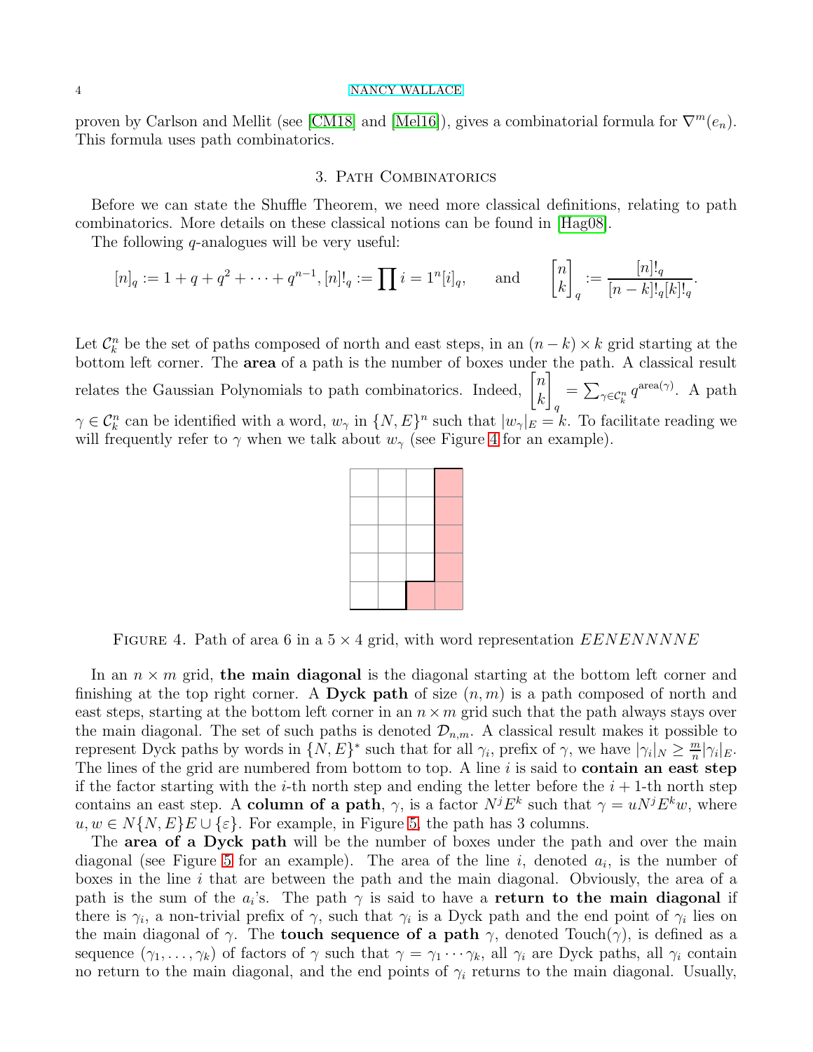proven by Carlson and Mellit (see [CM18] and [Mel16]), gives a combinatorial formula for $\nabla^m(e_n)$. This formula uses path combinatorics.

## 3. Path Combinatorics

Before we can state the Shuffle Theorem, we need more classical definitions, relating to path combinatorics. More details on these classical notions can be found in [Hag08].

The following $q$-analogues will be very useful:

$$[n]_q := 1 + q + q^2 + \cdots + q^{n-1}, [n]!_q := \prod i = 1^n [i]_q, \qquad \text{and} \qquad \begin{bmatrix} n \\ k \end{bmatrix}_q := \frac{[n]!_q}{[n-k]!_q [k]!_q}.$$

Let $\mathcal{C}_k^n$ be the set of paths composed of north and east steps, in an $(n-k) \times k$ grid starting at the bottom left corner. The **area** of a path is the number of boxes under the path. A classical result relates the Gaussian Polynomials to path combinatorics. Indeed, $\begin{bmatrix} n \\ k \end{bmatrix}_q = \sum_{\gamma \in \mathcal{C}_k^n} q^{\text{area}(\gamma)}$. A path $\gamma \in \mathcal{C}_k^n$ can be identified with a word, $w_\gamma$ in $\{N, E\}^n$ such that $|w_\gamma|_E = k$. To facilitate reading we will frequently refer to $\gamma$ when we talk about $w_\gamma$ (see Figure 4 for an example).

Figure 4. Path of area 6 in a $5 \times 4$ grid, with word representation $EENENNNNE$

In an $n \times m$ grid, **the main diagonal** is the diagonal starting at the bottom left corner and finishing at the top right corner. A **Dyck path** of size $(n, m)$ is a path composed of north and east steps, starting at the bottom left corner in an $n \times m$ grid such that the path always stays over the main diagonal. The set of such paths is denoted $\mathcal{D}_{n,m}$. A classical result makes it possible to represent Dyck paths by words in $\{N, E\}^*$ such that for all $\gamma_i$, prefix of $\gamma$, we have $|\gamma_i|_N \geq \frac{m}{n} |\gamma_i|_E$. The lines of the grid are numbered from bottom to top. A line $i$ is said to **contain an east step** if the factor starting with the $i$-th north step and ending the letter before the $i+1$-th north step contains an east step. A **column of a path**, $\gamma$, is a factor $N^j E^k$ such that $\gamma = uN^jE^kw$, where $u, w \in N\{N, E\}E \cup \{\varepsilon\}$. For example, in Figure 5, the path has 3 columns.

The **area of a Dyck path** will be the number of boxes under the path and over the main diagonal (see Figure 5 for an example). The area of the line $i$, denoted $a_i$, is the number of boxes in the line $i$ that are between the path and the main diagonal. Obviously, the area of a path is the sum of the $a_i$'s. The path $\gamma$ is said to have a **return to the main diagonal** if there is $\gamma_i$, a non-trivial prefix of $\gamma$, such that $\gamma_i$ is a Dyck path and the end point of $\gamma_i$ lies on the main diagonal of $\gamma$. The **touch sequence of a path** $\gamma$, denoted $\text{Touch}(\gamma)$, is defined as a sequence $(\gamma_1, \ldots, \gamma_k)$ of factors of $\gamma$ such that $\gamma = \gamma_1 \cdots \gamma_k$, all $\gamma_i$ are Dyck paths, all $\gamma_i$ contain no return to the main diagonal, and the end points of $\gamma_i$ returns to the main diagonal. Usually,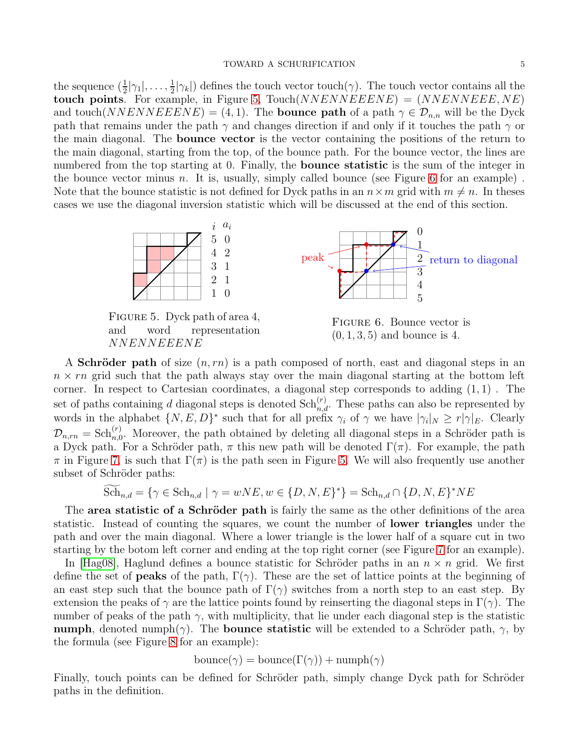the sequence $(\frac{1}{2}|\gamma_1|, \ldots, \frac{1}{2}|\gamma_k|)$ defines the touch vector touch$(\gamma)$. The touch vector contains all the **touch points**. For example, in Figure 5, Touch$(NNENNEEENE) = (NNENNEEE, NE)$ and touch$(NNENNEEENE) = (4, 1)$. The **bounce path** of a path $\gamma \in \mathcal{D}_{n,n}$ will be the Dyck path that remains under the path $\gamma$ and changes direction if and only if it touches the path $\gamma$ or the main diagonal. The **bounce vector** is the vector containing the positions of the return to the main diagonal, starting from the top, of the bounce path. For the bounce vector, the lines are numbered from the top starting at 0. Finally, the **bounce statistic** is the sum of the integer in the bounce vector minus $n$. It is, usually, simply called bounce (see Figure 6 for an example) . Note that the bounce statistic is not defined for Dyck paths in an $n \times m$ grid with $m \neq n$. In theses cases we use the diagonal inversion statistic which will be discussed at the end of this section.

i a_i
5 0
4 2
3 1
2 1
1 0

FIGURE 5. Dyck path of area 4, and word representation $NNENNEEENE$

peak
return to diagonal
0
1
2
3
4
5

FIGURE 6. Bounce vector is $(0, 1, 3, 5)$ and bounce is 4.

A **Schröder path** of size $(n, rn)$ is a path composed of north, east and diagonal steps in an $n \times rn$ grid such that the path always stay over the main diagonal starting at the bottom left corner. In respect to Cartesian coordinates, a diagonal step corresponds to adding $(1, 1)$ . The set of paths containing $d$ diagonal steps is denoted $\text{Sch}^{(r)}_{n,d}$. These paths can also be represented by words in the alphabet $\{N, E, D\}^*$ such that for all prefix $\gamma_i$ of $\gamma$ we have $|\gamma_i|_N \geq r|\gamma|_E$. Clearly $\mathcal{D}_{n,rn} = \text{Sch}^{(r)}_{n,0}$. Moreover, the path obtained by deleting all diagonal steps in a Schröder path is a Dyck path. For a Schröder path, $\pi$ this new path will be denoted $\Gamma(\pi)$. For example, the path $\pi$ in Figure 7, is such that $\Gamma(\pi)$ is the path seen in Figure 5. We will also frequently use another subset of Schröder paths:

$$\widetilde{\text{Sch}}_{n,d} = \{\gamma \in \text{Sch}_{n,d} \mid \gamma = wNE, w \in \{D, N, E\}^*\} = \text{Sch}_{n,d} \cap \{D, N, E\}^* NE$$

The **area statistic of a Schröder path** is fairly the same as the other definitions of the area statistic. Instead of counting the squares, we count the number of **lower triangles** under the path and over the main diagonal. Where a lower triangle is the lower half of a square cut in two starting by the botom left corner and ending at the top right corner (see Figure 7 for an example).

In [Hag08], Haglund defines a bounce statistic for Schröder paths in an $n \times n$ grid. We first define the set of **peaks** of the path, $\Gamma(\gamma)$. These are the set of lattice points at the beginning of an east step such that the bounce path of $\Gamma(\gamma)$ switches from a north step to an east step. By extension the peaks of $\gamma$ are the lattice points found by reinserting the diagonal steps in $\Gamma(\gamma)$. The number of peaks of the path $\gamma$, with multiplicity, that lie under each diagonal step is the statistic **numph**, denoted numph$(\gamma)$. The **bounce statistic** will be extended to a Schröder path, $\gamma$, by the formula (see Figure 8 for an example):

$$\text{bounce}(\gamma) = \text{bounce}(\Gamma(\gamma)) + \text{numph}(\gamma)$$

Finally, touch points can be defined for Schröder path, simply change Dyck path for Schröder paths in the definition.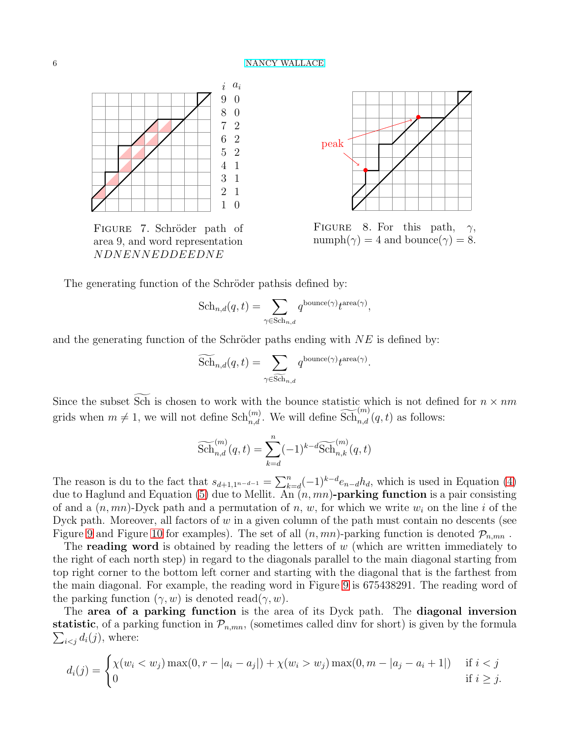i a_i
9 0
8 0
7 2
6 2
5 2
4 1
3 1
2 1
1 0

FIGURE 7. Schröder path of area 9, and word representation $NDNENNEDDEEDNE$

peak

FIGURE 8. For this path, $\gamma$, $\text{numph}(\gamma) = 4$ and $\text{bounce}(\gamma) = 8$.

The generating function of the Schröder pathsis defined by:

$$\text{Sch}_{n,d}(q,t) = \sum_{\gamma \in \text{Sch}_{n,d}} q^{\text{bounce}(\gamma)} t^{\text{area}(\gamma)},$$

and the generating function of the Schröder paths ending with $NE$ is defined by:

$$\widetilde{\text{Sch}}_{n,d}(q,t) = \sum_{\gamma \in \widetilde{\text{Sch}}_{n,d}} q^{\text{bounce}(\gamma)} t^{\text{area}(\gamma)}.$$

Since the subset $\widetilde{\text{Sch}}$ is chosen to work with the bounce statistic which is not defined for $n \times nm$ grids when $m \neq 1$, we will not define $\text{Sch}^{(m)}_{n,d}$. We will define $\widetilde{\text{Sch}}^{(m)}_{n,d}(q,t)$ as follows:

$$\widetilde{\text{Sch}}^{(m)}_{n,d}(q,t) = \sum_{k=d}^{n} (-1)^{k-d} \widetilde{\text{Sch}}^{(m)}_{n,k}(q,t)$$

The reason is du to the fact that $s_{d+1,1^{n-d-1}} = \sum_{k=d}^{n} (-1)^{k-d} e_{n-d} h_d$, which is used in Equation (4) due to Haglund and Equation (5) due to Mellit. An $(n, mn)$-**parking function** is a pair consisting of and a $(n, mn)$-Dyck path and a permutation of $n$, $w$, for which we write $w_i$ on the line $i$ of the Dyck path. Moreover, all factors of $w$ in a given column of the path must contain no descents (see Figure 9 and Figure 10 for examples). The set of all $(n, mn)$-parking function is denoted $\mathcal{P}_{n,mn}$ .

The **reading word** is obtained by reading the letters of $w$ (which are written immediately to the right of each north step) in regard to the diagonals parallel to the main diagonal starting from top right corner to the bottom left corner and starting with the diagonal that is the farthest from the main diagonal. For example, the reading word in Figure 9 is 675438291. The reading word of the parking function $(\gamma, w)$ is denoted $\text{read}(\gamma, w)$.

The **area of a parking function** is the area of its Dyck path. The **diagonal inversion statistic**, of a parking function in $\mathcal{P}_{n,mn}$, (sometimes called dinv for short) is given by the formula $\sum_{i<j} d_i(j)$, where:

$$d_i(j) = \begin{cases} \chi(w_i < w_j) \max(0, r - |a_i - a_j|) + \chi(w_i > w_j) \max(0, m - |a_j - a_i + 1|) & \text{if } i < j \\ 0 & \text{if } i \geq j. \end{cases}$$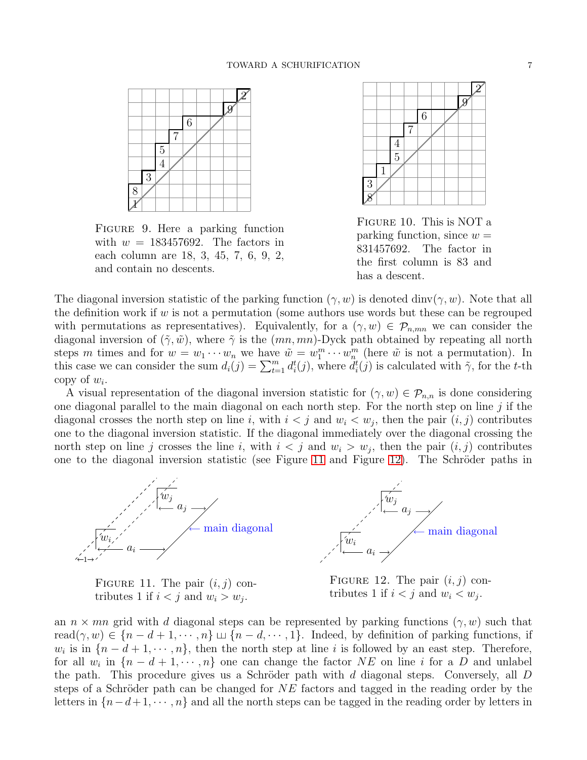FIGURE 9. Here a parking function with $w = 183457692$. The factors in each column are 18, 3, 45, 7, 6, 9, 2, and contain no descents.

FIGURE 10. This is NOT a parking function, since $w = 831457692$. The factor in the first column is 83 and has a descent.

The diagonal inversion statistic of the parking function $(\gamma, w)$ is denoted $\operatorname{dinv}(\gamma, w)$. Note that all the definition work if $w$ is not a permutation (some authors use words but these can be regrouped with permutations as representatives). Equivalently, for a $(\gamma, w) \in \mathcal{P}_{n,mn}$ we can consider the diagonal inversion of $(\tilde{\gamma}, \tilde{w})$, where $\tilde{\gamma}$ is the $(mn, mn)$-Dyck path obtained by repeating all north steps $m$ times and for $w = w_1 \cdots w_n$ we have $\tilde{w} = w_1^m \cdots w_n^m$ (here $\tilde{w}$ is not a permutation). In this case we can consider the sum $d_i(j) = \sum_{t=1}^m d_i^t(j)$, where $d_i^t(j)$ is calculated with $\tilde{\gamma}$, for the $t$-th copy of $w_i$.

A visual representation of the diagonal inversion statistic for $(\gamma, w) \in \mathcal{P}_{n,n}$ is done considering one diagonal parallel to the main diagonal on each north step. For the north step on line $j$ if the diagonal crosses the north step on line $i$, with $i < j$ and $w_i < w_j$, then the pair $(i, j)$ contributes one to the diagonal inversion statistic. If the diagonal immediately over the diagonal crossing the north step on line $j$ crosses the line $i$, with $i < j$ and $w_i > w_j$, then the pair $(i, j)$ contributes one to the diagonal inversion statistic (see Figure 11 and Figure 12). The Schröder paths in an $n \times mn$ grid with $d$ diagonal steps can be represented by parking functions $(\gamma, w)$ such that $\operatorname{read}(\gamma, w) \in \{n-d+1, \cdots, n\} \sqcup \{n-d, \cdots, 1\}$. Indeed, by definition of parking functions, if $w_i$ is in $\{n-d+1, \cdots, n\}$, then the north step at line $i$ is followed by an east step. Therefore, for all $w_i$ in $\{n-d+1, \cdots, n\}$ one can change the factor $NE$ on line $i$ for a $D$ and unlabel the path. This procedure gives us a Schröder path with $d$ diagonal steps. Conversely, all $D$ steps of a Schröder path can be changed for $NE$ factors and tagged in the reading order by the letters in $\{n-d+1, \cdots, n\}$ and all the north steps can be tagged in the reading order by letters in

FIGURE 11. The pair $(i, j)$ contributes 1 if $i < j$ and $w_i > w_j$.

FIGURE 12. The pair $(i, j)$ contributes 1 if $i < j$ and $w_i < w_j$.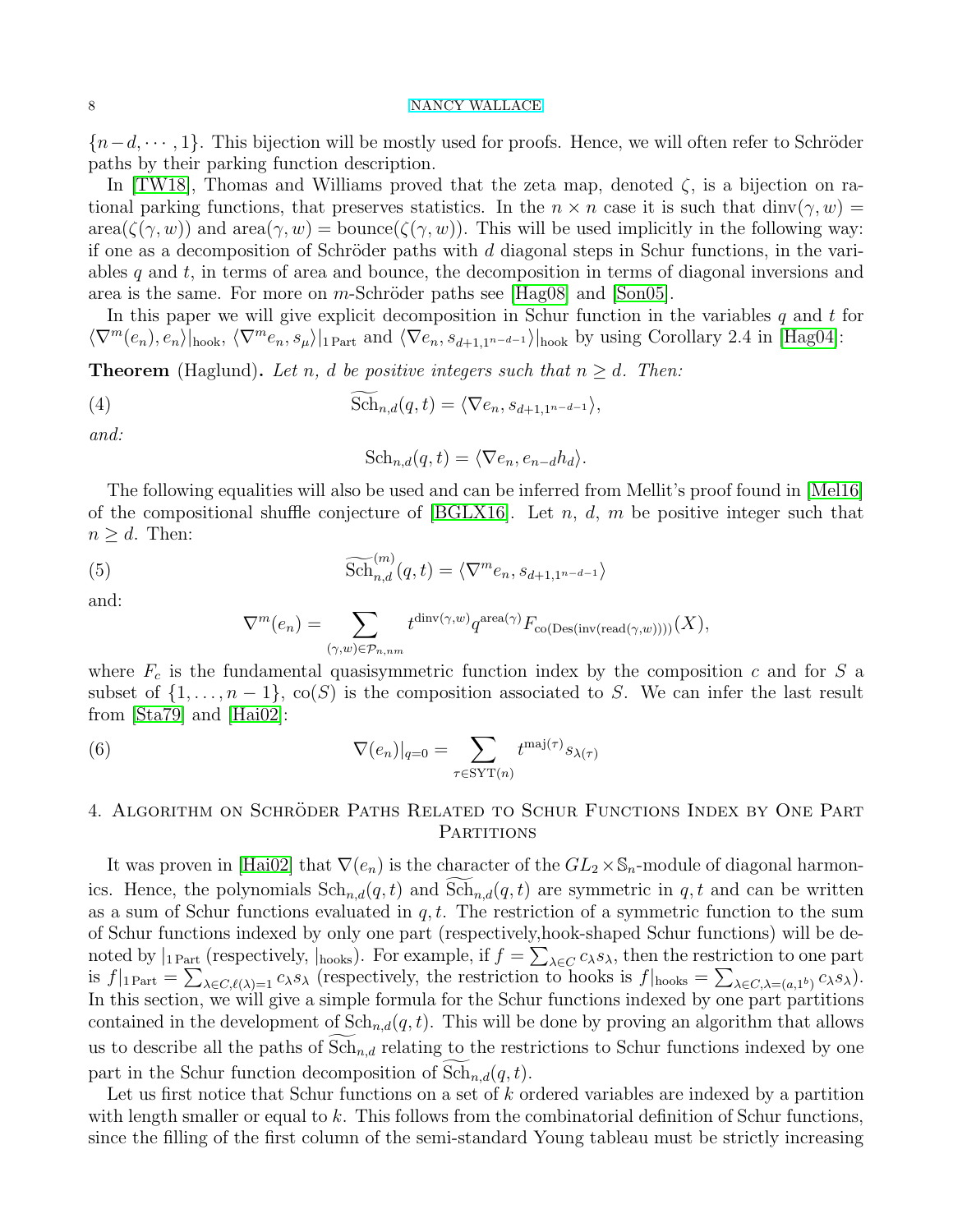$\{n-d, \cdots, 1\}$. This bijection will be mostly used for proofs. Hence, we will often refer to Schröder paths by their parking function description.

In [TW18], Thomas and Williams proved that the zeta map, denoted $\zeta$, is a bijection on rational parking functions, that preserves statistics. In the $n \times n$ case it is such that $\text{dinv}(\gamma, w) = \text{area}(\zeta(\gamma, w))$ and $\text{area}(\gamma, w) = \text{bounce}(\zeta(\gamma, w))$. This will be used implicitly in the following way: if one as a decomposition of Schröder paths with $d$ diagonal steps in Schur functions, in the variables $q$ and $t$, in terms of area and bounce, the decomposition in terms of diagonal inversions and area is the same. For more on $m$-Schröder paths see [Hag08] and [Son05].

In this paper we will give explicit decomposition in Schur function in the variables $q$ and $t$ for $\langle \nabla^m(e_n), e_n \rangle|_{\text{hook}}$, $\langle \nabla^m e_n, s_\mu \rangle|_{1\,\text{Part}}$ and $\langle \nabla e_n, s_{d+1,1^{n-d-1}} \rangle|_{\text{hook}}$ by using Corollary 2.4 in [Hag04]:

**Theorem** (Haglund). *Let $n$, $d$ be positive integers such that $n \geq d$. Then:*

$$\widetilde{\text{Sch}}_{n,d}(q,t) = \langle \nabla e_n, s_{d+1,1^{n-d-1}} \rangle, \tag{4}$$

*and:*

$$\text{Sch}_{n,d}(q,t) = \langle \nabla e_n, e_{n-d} h_d \rangle.$$

The following equalities will also be used and can be inferred from Mellit's proof found in [Mel16] of the compositional shuffle conjecture of [BGLX16]. Let $n$, $d$, $m$ be positive integer such that $n \geq d$. Then:

$$\widetilde{\text{Sch}}^{(m)}_{n,d}(q,t) = \langle \nabla^m e_n, s_{d+1,1^{n-d-1}} \rangle \tag{5}$$

and:

$$\nabla^m(e_n) = \sum_{(\gamma,w) \in \mathcal{P}_{n,nm}} t^{\text{dinv}(\gamma,w)} q^{\text{area}(\gamma)} F_{\text{co}(\text{Des}(\text{inv}(\text{read}(\gamma,w))))}(X),$$

where $F_c$ is the fundamental quasisymmetric function index by the composition $c$ and for $S$ a subset of $\{1, \ldots, n-1\}$, $\text{co}(S)$ is the composition associated to $S$. We can infer the last result from [Sta79] and [Hai02]:

$$\nabla(e_n)|_{q=0} = \sum_{\tau \in \text{SYT}(n)} t^{\text{maj}(\tau)} s_{\lambda(\tau)} \tag{6}$$

## 4. Algorithm on Schröder Paths Related to Schur Functions Index by One Part Partitions

It was proven in [Hai02] that $\nabla(e_n)$ is the character of the $GL_2 \times \mathbb{S}_n$-module of diagonal harmonics. Hence, the polynomials $\text{Sch}_{n,d}(q,t)$ and $\widetilde{\text{Sch}}_{n,d}(q,t)$ are symmetric in $q, t$ and can be written as a sum of Schur functions evaluated in $q, t$. The restriction of a symmetric function to the sum of Schur functions indexed by only one part (respectively,hook-shaped Schur functions) will be denoted by $|_{1\,\text{Part}}$ (respectively, $|_{\text{hooks}}$). For example, if $f = \sum_{\lambda \in C} c_\lambda s_\lambda$, then the restriction to one part is $f|_{1\,\text{Part}} = \sum_{\lambda \in C, \ell(\lambda)=1} c_\lambda s_\lambda$ (respectively, the restriction to hooks is $f|_{\text{hooks}} = \sum_{\lambda \in C, \lambda=(a,1^b)} c_\lambda s_\lambda$). In this section, we will give a simple formula for the Schur functions indexed by one part partitions contained in the development of $\text{Sch}_{n,d}(q,t)$. This will be done by proving an algorithm that allows us to describe all the paths of $\widetilde{\text{Sch}}_{n,d}$ relating to the restrictions to Schur functions indexed by one part in the Schur function decomposition of $\widetilde{\text{Sch}}_{n,d}(q,t)$.

Let us first notice that Schur functions on a set of $k$ ordered variables are indexed by a partition with length smaller or equal to $k$. This follows from the combinatorial definition of Schur functions, since the filling of the first column of the semi-standard Young tableau must be strictly increasing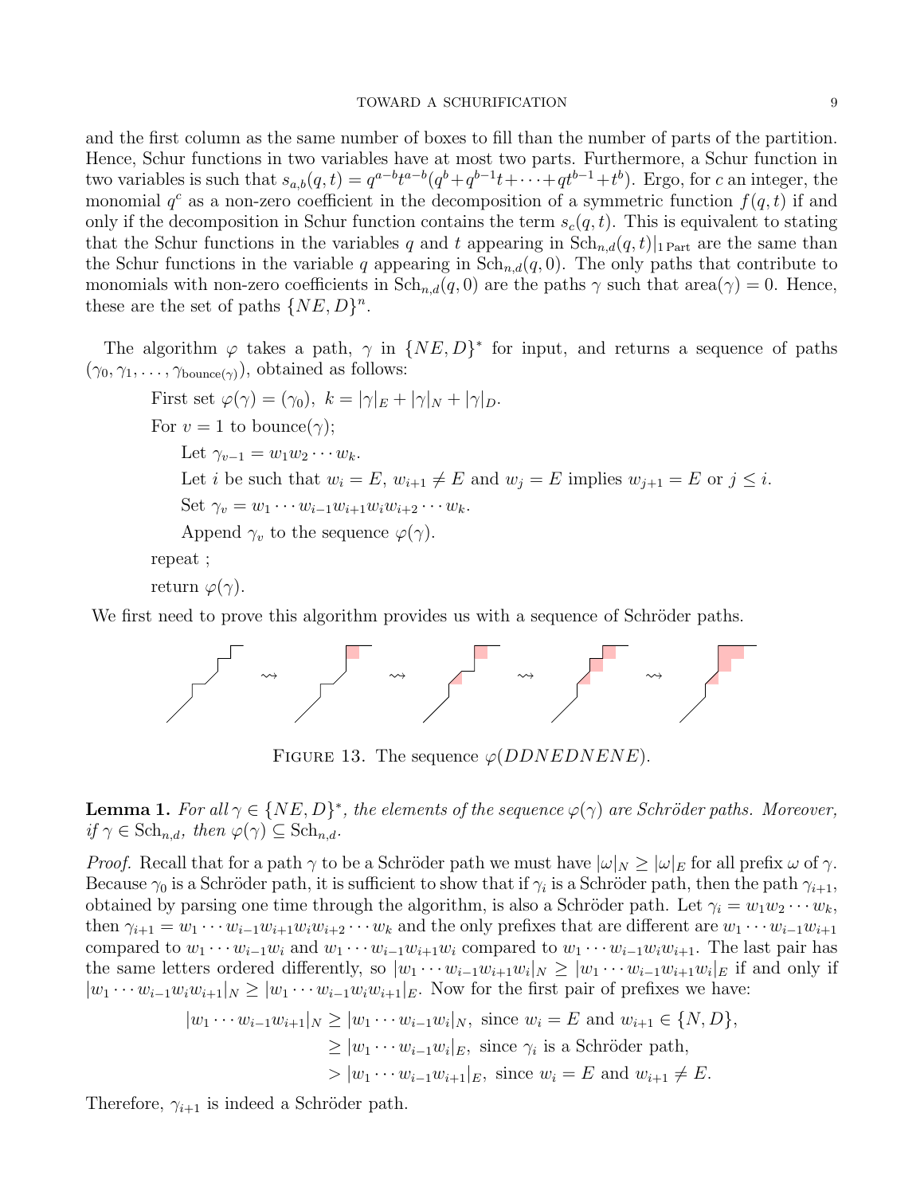and the first column as the same number of boxes to fill than the number of parts of the partition. Hence, Schur functions in two variables have at most two parts. Furthermore, a Schur function in two variables is such that $s_{a,b}(q,t) = q^{a-b}t^{a-b}(q^b + q^{b-1}t + \cdots + qt^{b-1} + t^b)$. Ergo, for $c$ an integer, the monomial $q^c$ as a non-zero coefficient in the decomposition of a symmetric function $f(q,t)$ if and only if the decomposition in Schur function contains the term $s_c(q,t)$. This is equivalent to stating that the Schur functions in the variables $q$ and $t$ appearing in $\mathrm{Sch}_{n,d}(q,t)|_{1\,\mathrm{Part}}$ are the same than the Schur functions in the variable $q$ appearing in $\mathrm{Sch}_{n,d}(q,0)$. The only paths that contribute to monomials with non-zero coefficients in $\mathrm{Sch}_{n,d}(q,0)$ are the paths $\gamma$ such that $\mathrm{area}(\gamma) = 0$. Hence, these are the set of paths $\{NE, D\}^n$.

The algorithm $\varphi$ takes a path, $\gamma$ in $\{NE, D\}^*$ for input, and returns a sequence of paths $(\gamma_0, \gamma_1, \ldots, \gamma_{\mathrm{bounce}(\gamma)})$, obtained as follows:

First set $\varphi(\gamma) = (\gamma_0)$, $k = |\gamma|_E + |\gamma|_N + |\gamma|_D$.

For $v = 1$ to $\mathrm{bounce}(\gamma)$;

Let $\gamma_{v-1} = w_1 w_2 \cdots w_k$.

Let $i$ be such that $w_i = E$, $w_{i+1} \neq E$ and $w_j = E$ implies $w_{j+1} = E$ or $j \leq i$.

Set $\gamma_v = w_1 \cdots w_{i-1} w_{i+1} w_i w_{i+2} \cdots w_k$.

Append $\gamma_v$ to the sequence $\varphi(\gamma)$.

repeat ;

return $\varphi(\gamma)$.

We first need to prove this algorithm provides us with a sequence of Schröder paths.

FIGURE 13. The sequence $\varphi(DDNEDNENE)$.

**Lemma 1.** *For all $\gamma \in \{NE, D\}^*$, the elements of the sequence $\varphi(\gamma)$ are Schröder paths. Moreover, if $\gamma \in \mathrm{Sch}_{n,d}$, then $\varphi(\gamma) \subseteq \mathrm{Sch}_{n,d}$.*

*Proof.* Recall that for a path $\gamma$ to be a Schröder path we must have $|\omega|_N \geq |\omega|_E$ for all prefix $\omega$ of $\gamma$. Because $\gamma_0$ is a Schröder path, it is sufficient to show that if $\gamma_i$ is a Schröder path, then the path $\gamma_{i+1}$, obtained by parsing one time through the algorithm, is also a Schröder path. Let $\gamma_i = w_1 w_2 \cdots w_k$, then $\gamma_{i+1} = w_1 \cdots w_{i-1} w_{i+1} w_i w_{i+2} \cdots w_k$ and the only prefixes that are different are $w_1 \cdots w_{i-1} w_{i+1}$ compared to $w_1 \cdots w_{i-1} w_i$ and $w_1 \cdots w_{i-1} w_{i+1} w_i$ compared to $w_1 \cdots w_{i-1} w_i w_{i+1}$. The last pair has the same letters ordered differently, so $|w_1 \cdots w_{i-1} w_{i+1} w_i|_N \geq |w_1 \cdots w_{i-1} w_{i+1} w_i|_E$ if and only if $|w_1 \cdots w_{i-1} w_i w_{i+1}|_N \geq |w_1 \cdots w_{i-1} w_i w_{i+1}|_E$. Now for the first pair of prefixes we have:

$$
\begin{aligned}
|w_1 \cdots w_{i-1} w_{i+1}|_N &\geq |w_1 \cdots w_{i-1} w_i|_N, \text{ since } w_i = E \text{ and } w_{i+1} \in \{N, D\}, \\
&\geq |w_1 \cdots w_{i-1} w_i|_E, \text{ since } \gamma_i \text{ is a Schröder path}, \\
&> |w_1 \cdots w_{i-1} w_{i+1}|_E, \text{ since } w_i = E \text{ and } w_{i+1} \neq E.
\end{aligned}
$$

Therefore, $\gamma_{i+1}$ is indeed a Schröder path.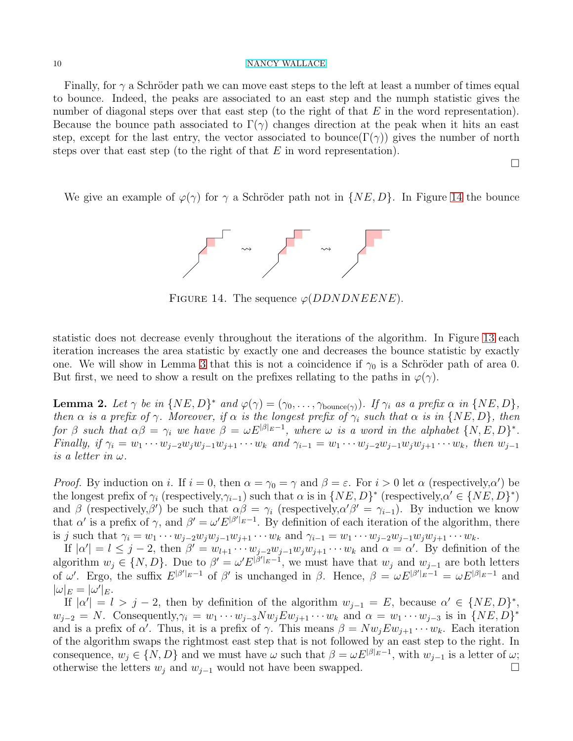Finally, for $\gamma$ a Schröder path we can move east steps to the left at least a number of times equal to bounce. Indeed, the peaks are associated to an east step and the numph statistic gives the number of diagonal steps over that east step (to the right of that $E$ in the word representation). Because the bounce path associated to $\Gamma(\gamma)$ changes direction at the peak when it hits an east step, except for the last entry, the vector associated to bounce($\Gamma(\gamma)$) gives the number of north steps over that east step (to the right of that $E$ in word representation).

□

We give an example of $\varphi(\gamma)$ for $\gamma$ a Schröder path not in $\{NE, D\}$. In Figure 14 the bounce

FIGURE 14. The sequence $\varphi(DDNDNEENE)$.

statistic does not decrease evenly throughout the iterations of the algorithm. In Figure 13 each iteration increases the area statistic by exactly one and decreases the bounce statistic by exactly one. We will show in Lemma 3 that this is not a coincidence if $\gamma_0$ is a Schröder path of area 0. But first, we need to show a result on the prefixes rellating to the paths in $\varphi(\gamma)$.

**Lemma 2.** *Let $\gamma$ be in $\{NE, D\}^*$ and $\varphi(\gamma) = (\gamma_0, \ldots, \gamma_{\text{bounce}(\gamma)})$. If $\gamma_i$ as a prefix $\alpha$ in $\{NE, D\}$, then $\alpha$ is a prefix of $\gamma$. Moreover, if $\alpha$ is the longest prefix of $\gamma_i$ such that $\alpha$ is in $\{NE, D\}$, then for $\beta$ such that $\alpha\beta = \gamma_i$ we have $\beta = \omega E^{|\beta|_E - 1}$, where $\omega$ is a word in the alphabet $\{N, E, D\}^*$. Finally, if $\gamma_i = w_1 \cdots w_{j-2} w_j w_{j-1} w_{j+1} \cdots w_k$ and $\gamma_{i-1} = w_1 \cdots w_{j-2} w_{j-1} w_j w_{j+1} \cdots w_k$, then $w_{j-1}$ is a letter in $\omega$.*

*Proof.* By induction on $i$. If $i = 0$, then $\alpha = \gamma_0 = \gamma$ and $\beta = \varepsilon$. For $i > 0$ let $\alpha$ (respectively,$\alpha'$) be the longest prefix of $\gamma_i$ (respectively,$\gamma_{i-1}$) such that $\alpha$ is in $\{NE, D\}^*$ (respectively,$\alpha' \in \{NE, D\}^*$) and $\beta$ (respectively,$\beta'$) be such that $\alpha\beta = \gamma_i$ (respectively,$\alpha'\beta' = \gamma_{i-1}$). By induction we know that $\alpha'$ is a prefix of $\gamma$, and $\beta' = \omega' E^{|\beta'|_E - 1}$. By definition of each iteration of the algorithm, there is $j$ such that $\gamma_i = w_1 \cdots w_{j-2} w_j w_{j-1} w_{j+1} \cdots w_k$ and $\gamma_{i-1} = w_1 \cdots w_{j-2} w_{j-1} w_j w_{j+1} \cdots w_k$.

If $|\alpha'| = l \leq j - 2$, then $\beta' = w_{l+1} \cdots w_{j-2} w_{j-1} w_j w_{j+1} \cdots w_k$ and $\alpha = \alpha'$. By definition of the algorithm $w_j \in \{N, D\}$. Due to $\beta' = \omega' E^{|\beta'|_E - 1}$, we must have that $w_j$ and $w_{j-1}$ are both letters of $\omega'$. Ergo, the suffix $E^{|\beta'|_E - 1}$ of $\beta'$ is unchanged in $\beta$. Hence, $\beta = \omega E^{|\beta'|_E - 1} = \omega E^{|\beta|_E - 1}$ and $|\omega|_E = |\omega'|_E$.

If $|\alpha'| = l > j - 2$, then by definition of the algorithm $w_{j-1} = E$, because $\alpha' \in \{NE, D\}^*$, $w_{j-2} = N$. Consequently,$\gamma_i = w_1 \cdots w_{j-3} N w_j E w_{j+1} \cdots w_k$ and $\alpha = w_1 \cdots w_{j-3}$ is in $\{NE, D\}^*$ and is a prefix of $\alpha'$. Thus, it is a prefix of $\gamma$. This means $\beta = N w_j E w_{j+1} \cdots w_k$. Each iteration of the algorithm swaps the rightmost east step that is not followed by an east step to the right. In consequence, $w_j \in \{N, D\}$ and we must have $\omega$ such that $\beta = \omega E^{|\beta|_E - 1}$, with $w_{j-1}$ is a letter of $\omega$; otherwise the letters $w_j$ and $w_{j-1}$ would not have been swapped. □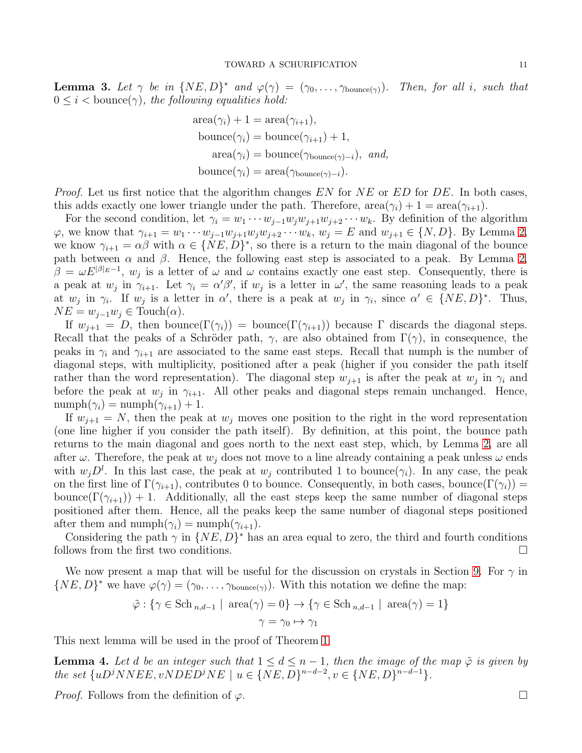**Lemma 3.** *Let $\gamma$ be in $\{NE, D\}^*$ and $\varphi(\gamma) = (\gamma_0, \ldots, \gamma_{\text{bounce}(\gamma)})$. Then, for all $i$, such that $0 \leq i < \text{bounce}(\gamma)$, the following equalities hold:*

$$
\begin{aligned}
\text{area}(\gamma_i) + 1 &= \text{area}(\gamma_{i+1}), \\
\text{bounce}(\gamma_i) &= \text{bounce}(\gamma_{i+1}) + 1, \\
\text{area}(\gamma_i) &= \text{bounce}(\gamma_{\text{bounce}(\gamma)-i}), \ \textit{and,} \\
\text{bounce}(\gamma_i) &= \text{area}(\gamma_{\text{bounce}(\gamma)-i}).
\end{aligned}
$$

*Proof.* Let us first notice that the algorithm changes $EN$ for $NE$ or $ED$ for $DE$. In both cases, this adds exactly one lower triangle under the path. Therefore, $\text{area}(\gamma_i) + 1 = \text{area}(\gamma_{i+1})$.

For the second condition, let $\gamma_i = w_1 \cdots w_{j-1} w_j w_{j+1} w_{j+2} \cdots w_k$. By definition of the algorithm $\varphi$, we know that $\gamma_{i+1} = w_1 \cdots w_{j-1} w_{j+1} w_j w_{j+2} \cdots w_k$, $w_j = E$ and $w_{j+1} \in \{N, D\}$. By Lemma 2, we know $\gamma_{i+1} = \alpha\beta$ with $\alpha \in \{NE, D\}^*$, so there is a return to the main diagonal of the bounce path between $\alpha$ and $\beta$. Hence, the following east step is associated to a peak. By Lemma 2, $\beta = \omega E^{|\beta|_E - 1}$, $w_j$ is a letter of $\omega$ and $\omega$ contains exactly one east step. Consequently, there is a peak at $w_j$ in $\gamma_{i+1}$. Let $\gamma_i = \alpha'\beta'$, if $w_j$ is a letter in $\omega'$, the same reasoning leads to a peak at $w_j$ in $\gamma_i$. If $w_j$ is a letter in $\alpha'$, there is a peak at $w_j$ in $\gamma_i$, since $\alpha' \in \{NE, D\}^*$. Thus, $NE = w_{j-1}w_j \in \text{Touch}(\alpha)$.

If $w_{j+1} = D$, then $\text{bounce}(\Gamma(\gamma_i)) = \text{bounce}(\Gamma(\gamma_{i+1}))$ because $\Gamma$ discards the diagonal steps. Recall that the peaks of a Schröder path, $\gamma$, are also obtained from $\Gamma(\gamma)$, in consequence, the peaks in $\gamma_i$ and $\gamma_{i+1}$ are associated to the same east steps. Recall that numph is the number of diagonal steps, with multiplicity, positioned after a peak (higher if you consider the path itself rather than the word representation). The diagonal step $w_{j+1}$ is after the peak at $w_j$ in $\gamma_i$ and before the peak at $w_j$ in $\gamma_{i+1}$. All other peaks and diagonal steps remain unchanged. Hence, $\text{numph}(\gamma_i) = \text{numph}(\gamma_{i+1}) + 1$.

If $w_{j+1} = N$, then the peak at $w_j$ moves one position to the right in the word representation (one line higher if you consider the path itself). By definition, at this point, the bounce path returns to the main diagonal and goes north to the next east step, which, by Lemma 2, are all after $\omega$. Therefore, the peak at $w_j$ does not move to a line already containing a peak unless $\omega$ ends with $w_j D^l$. In this last case, the peak at $w_j$ contributed 1 to $\text{bounce}(\gamma_i)$. In any case, the peak on the first line of $\Gamma(\gamma_{i+1})$, contributes 0 to bounce. Consequently, in both cases, $\text{bounce}(\Gamma(\gamma_i)) = \text{bounce}(\Gamma(\gamma_{i+1})) + 1$. Additionally, all the east steps keep the same number of diagonal steps positioned after them. Hence, all the peaks keep the same number of diagonal steps positioned after them and $\text{numph}(\gamma_i) = \text{numph}(\gamma_{i+1})$.

Considering the path $\gamma$ in $\{NE, D\}^*$ has an area equal to zero, the third and fourth conditions follows from the first two conditions. $\square$

We now present a map that will be useful for the discussion on crystals in Section 9. For $\gamma$ in $\{NE, D\}^*$ we have $\varphi(\gamma) = (\gamma_0, \ldots, \gamma_{\text{bounce}(\gamma)})$. With this notation we define the map:

$$
\begin{gathered}
\tilde{\varphi} : \{\gamma \in \text{Sch}_{n,d-1} \mid \text{area}(\gamma) = 0\} \to \{\gamma \in \text{Sch}_{n,d-1} \mid \text{area}(\gamma) = 1\} \\
\gamma = \gamma_0 \mapsto \gamma_1
\end{gathered}
$$

This next lemma will be used in the proof of Theorem 1.

**Lemma 4.** *Let $d$ be an integer such that $1 \leq d \leq n-1$, then the image of the map $\tilde{\varphi}$ is given by the set $\{uD^jNNEE, vNDEDD^jNE \mid u \in \{NE, D\}^{n-d-2}, v \in \{NE, D\}^{n-d-1}\}$.*

*Proof.* Follows from the definition of $\varphi$. $\square$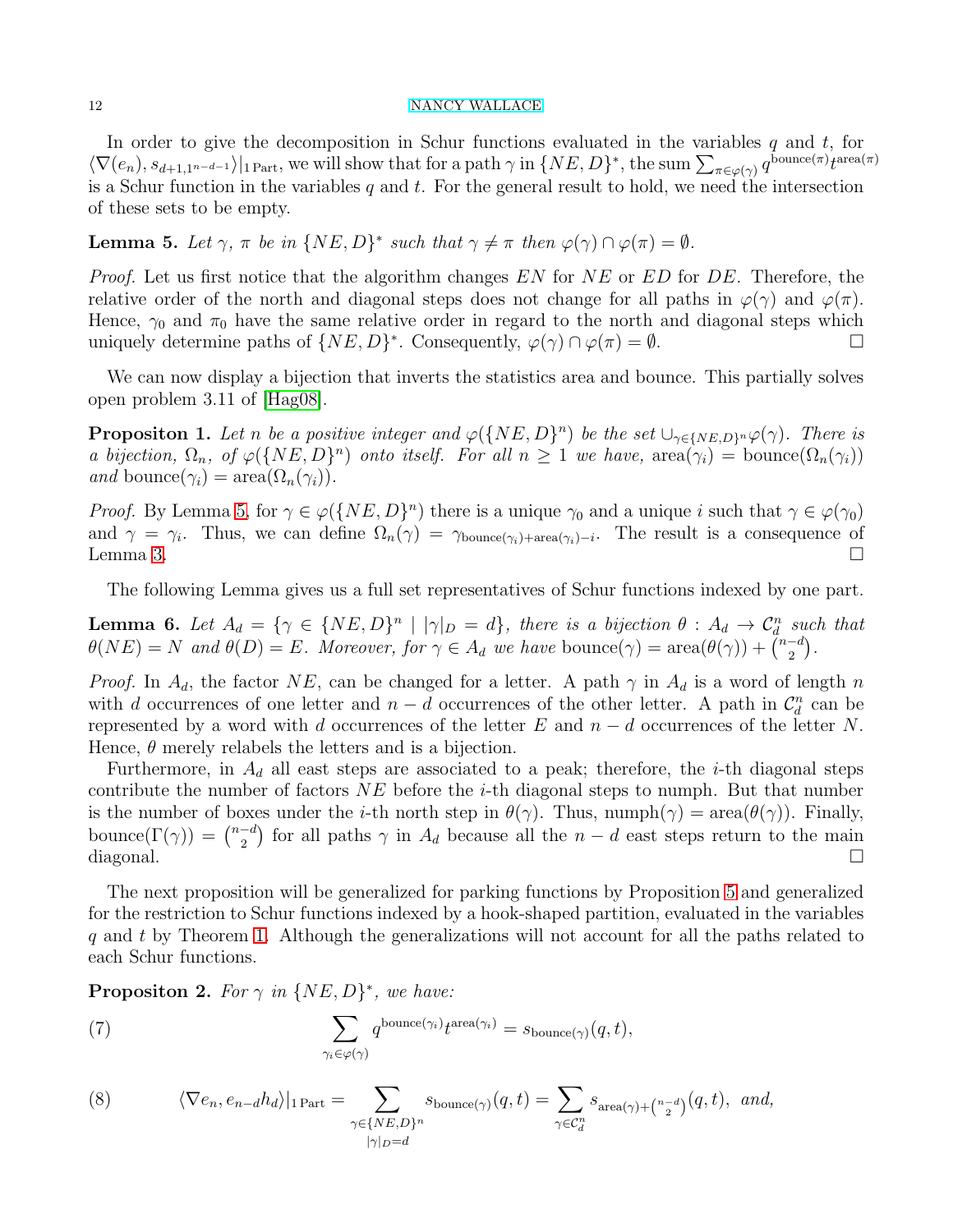In order to give the decomposition in Schur functions evaluated in the variables $q$ and $t$, for $\langle \nabla(e_n), s_{d+1,1^{n-d-1}} \rangle|_{1\,\text{Part}}$, we will show that for a path $\gamma$ in $\{NE, D\}^*$, the sum $\sum_{\pi \in \varphi(\gamma)} q^{\text{bounce}(\pi)} t^{\text{area}(\pi)}$ is a Schur function in the variables $q$ and $t$. For the general result to hold, we need the intersection of these sets to be empty.

**Lemma 5.** *Let $\gamma$, $\pi$ be in $\{NE, D\}^*$ such that $\gamma \neq \pi$ then $\varphi(\gamma) \cap \varphi(\pi) = \emptyset$.*

*Proof.* Let us first notice that the algorithm changes $EN$ for $NE$ or $ED$ for $DE$. Therefore, the relative order of the north and diagonal steps does not change for all paths in $\varphi(\gamma)$ and $\varphi(\pi)$. Hence, $\gamma_0$ and $\pi_0$ have the same relative order in regard to the north and diagonal steps which uniquely determine paths of $\{NE, D\}^*$. Consequently, $\varphi(\gamma) \cap \varphi(\pi) = \emptyset$. □

We can now display a bijection that inverts the statistics area and bounce. This partially solves open problem 3.11 of [Hag08].

**Propositon 1.** *Let $n$ be a positive integer and $\varphi(\{NE, D\}^n)$ be the set $\cup_{\gamma \in \{NE,D\}^n} \varphi(\gamma)$. There is a bijection, $\Omega_n$, of $\varphi(\{NE, D\}^n)$ onto itself. For all $n \geq 1$ we have,* $\text{area}(\gamma_i) = \text{bounce}(\Omega_n(\gamma_i))$ *and* $\text{bounce}(\gamma_i) = \text{area}(\Omega_n(\gamma_i))$.

*Proof.* By Lemma 5, for $\gamma \in \varphi(\{NE, D\}^n)$ there is a unique $\gamma_0$ and a unique $i$ such that $\gamma \in \varphi(\gamma_0)$ and $\gamma = \gamma_i$. Thus, we can define $\Omega_n(\gamma) = \gamma_{\text{bounce}(\gamma_i) + \text{area}(\gamma_i) - i}$. The result is a consequence of Lemma 3. □

The following Lemma gives us a full set representatives of Schur functions indexed by one part.

**Lemma 6.** *Let $A_d = \{\gamma \in \{NE, D\}^n \mid |\gamma|_D = d\}$, there is a bijection $\theta : A_d \to \mathcal{C}_d^n$ such that $\theta(NE) = N$ and $\theta(D) = E$. Moreover, for $\gamma \in A_d$ we have* $\text{bounce}(\gamma) = \text{area}(\theta(\gamma)) + \binom{n-d}{2}$.

*Proof.* In $A_d$, the factor $NE$, can be changed for a letter. A path $\gamma$ in $A_d$ is a word of length $n$ with $d$ occurrences of one letter and $n-d$ occurrences of the other letter. A path in $\mathcal{C}_d^n$ can be represented by a word with $d$ occurrences of the letter $E$ and $n-d$ occurrences of the letter $N$. Hence, $\theta$ merely relabels the letters and is a bijection.

Furthermore, in $A_d$ all east steps are associated to a peak; therefore, the $i$-th diagonal steps contribute the number of factors $NE$ before the $i$-th diagonal steps to numph. But that number is the number of boxes under the $i$-th north step in $\theta(\gamma)$. Thus, $\text{numph}(\gamma) = \text{area}(\theta(\gamma))$. Finally, $\text{bounce}(\Gamma(\gamma)) = \binom{n-d}{2}$ for all paths $\gamma$ in $A_d$ because all the $n-d$ east steps return to the main diagonal. □

The next proposition will be generalized for parking functions by Proposition 5 and generalized for the restriction to Schur functions indexed by a hook-shaped partition, evaluated in the variables $q$ and $t$ by Theorem 1. Although the generalizations will not account for all the paths related to each Schur functions.

**Propositon 2.** *For $\gamma$ in $\{NE, D\}^*$, we have:*

$$\sum_{\gamma_i \in \varphi(\gamma)} q^{\text{bounce}(\gamma_i)} t^{\text{area}(\gamma_i)} = s_{\text{bounce}(\gamma)}(q,t), \tag{7}$$

$$\langle \nabla e_n, e_{n-d} h_d \rangle|_{1\,\text{Part}} = \sum_{\substack{\gamma \in \{NE,D\}^n \\ |\gamma|_D = d}} s_{\text{bounce}(\gamma)}(q,t) = \sum_{\gamma \in \mathcal{C}_d^n} s_{\text{area}(\gamma) + \binom{n-d}{2}}(q,t), \text{ and,} \tag{8}$$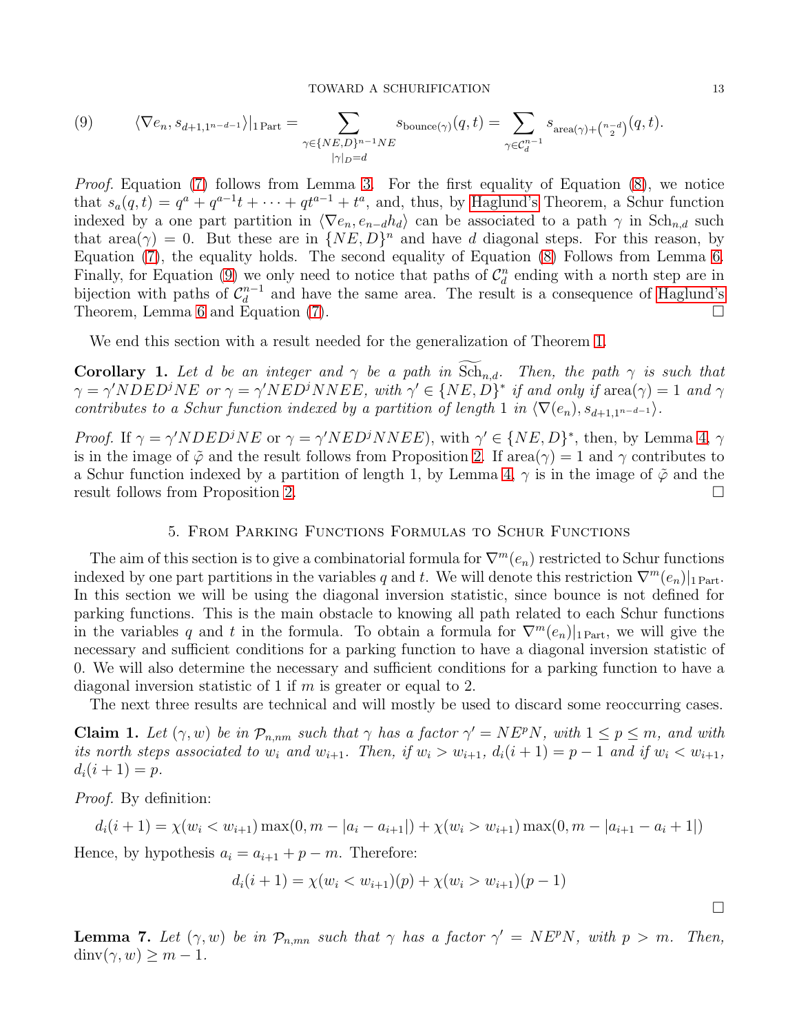$$(9) \qquad \langle \nabla e_n, s_{d+1,1^{n-d-1}} \rangle|_{1\,\text{Part}} = \sum_{\substack{\gamma \in \{NE,D\}^{n-1}NE \\ |\gamma|_D = d}} s_{\text{bounce}(\gamma)}(q,t) = \sum_{\gamma \in \mathcal{C}_d^{n-1}} s_{\text{area}(\gamma)+\binom{n-d}{2}}(q,t).$$

*Proof.* Equation (7) follows from Lemma 3. For the first equality of Equation (8), we notice that $s_a(q,t) = q^a + q^{a-1}t + \cdots + qt^{a-1} + t^a$, and, thus, by Haglund's Theorem, a Schur function indexed by a one part partition in $\langle \nabla e_n, e_{n-d}h_d \rangle$ can be associated to a path $\gamma$ in $\text{Sch}_{n,d}$ such that $\text{area}(\gamma) = 0$. But these are in $\{NE, D\}^n$ and have $d$ diagonal steps. For this reason, by Equation (7), the equality holds. The second equality of Equation (8) Follows from Lemma 6. Finally, for Equation (9) we only need to notice that paths of $\mathcal{C}_d^n$ ending with a north step are in bijection with paths of $\mathcal{C}_d^{n-1}$ and have the same area. The result is a consequence of Haglund's Theorem, Lemma 6 and Equation (7). □

We end this section with a result needed for the generalization of Theorem 1.

**Corollary 1.** *Let $d$ be an integer and $\gamma$ be a path in $\widetilde{\text{Sch}}_{n,d}$. Then, the path $\gamma$ is such that $\gamma = \gamma' NDED^jNE$ or $\gamma = \gamma' NED^jNNEE$, with $\gamma' \in \{NE, D\}^*$ if and only if $\text{area}(\gamma) = 1$ and $\gamma$ contributes to a Schur function indexed by a partition of length 1 in $\langle \nabla(e_n), s_{d+1,1^{n-d-1}} \rangle$.*

*Proof.* If $\gamma = \gamma' NDED^jNE$ or $\gamma = \gamma' NED^jNNEE$), with $\gamma' \in \{NE, D\}^*$, then, by Lemma 4, $\gamma$ is in the image of $\tilde{\varphi}$ and the result follows from Proposition 2. If $\text{area}(\gamma) = 1$ and $\gamma$ contributes to a Schur function indexed by a partition of length 1, by Lemma 4, $\gamma$ is in the image of $\tilde{\varphi}$ and the result follows from Proposition 2. □

## 5. From Parking Functions Formulas to Schur Functions

The aim of this section is to give a combinatorial formula for $\nabla^m(e_n)$ restricted to Schur functions indexed by one part partitions in the variables $q$ and $t$. We will denote this restriction $\nabla^m(e_n)|_{1\,\text{Part}}$. In this section we will be using the diagonal inversion statistic, since bounce is not defined for parking functions. This is the main obstacle to knowing all path related to each Schur functions in the variables $q$ and $t$ in the formula. To obtain a formula for $\nabla^m(e_n)|_{1\,\text{Part}}$, we will give the necessary and sufficient conditions for a parking function to have a diagonal inversion statistic of 0. We will also determine the necessary and sufficient conditions for a parking function to have a diagonal inversion statistic of 1 if $m$ is greater or equal to 2.

The next three results are technical and will mostly be used to discard some reoccurring cases.

**Claim 1.** *Let $(\gamma, w)$ be in $\mathcal{P}_{n,nm}$ such that $\gamma$ has a factor $\gamma' = NE^pN$, with $1 \leq p \leq m$, and with its north steps associated to $w_i$ and $w_{i+1}$. Then, if $w_i > w_{i+1}$, $d_i(i+1) = p - 1$ and if $w_i < w_{i+1}$, $d_i(i+1) = p$.*

*Proof.* By definition:

$$d_i(i+1) = \chi(w_i < w_{i+1}) \max(0, m - |a_i - a_{i+1}|) + \chi(w_i > w_{i+1}) \max(0, m - |a_{i+1} - a_i + 1|)$$

Hence, by hypothesis $a_i = a_{i+1} + p - m$. Therefore:

$$d_i(i+1) = \chi(w_i < w_{i+1})(p) + \chi(w_i > w_{i+1})(p - 1)$$

□

**Lemma 7.** *Let $(\gamma, w)$ be in $\mathcal{P}_{n,mn}$ such that $\gamma$ has a factor $\gamma' = NE^pN$, with $p > m$. Then, $\text{dinv}(\gamma, w) \geq m - 1$.*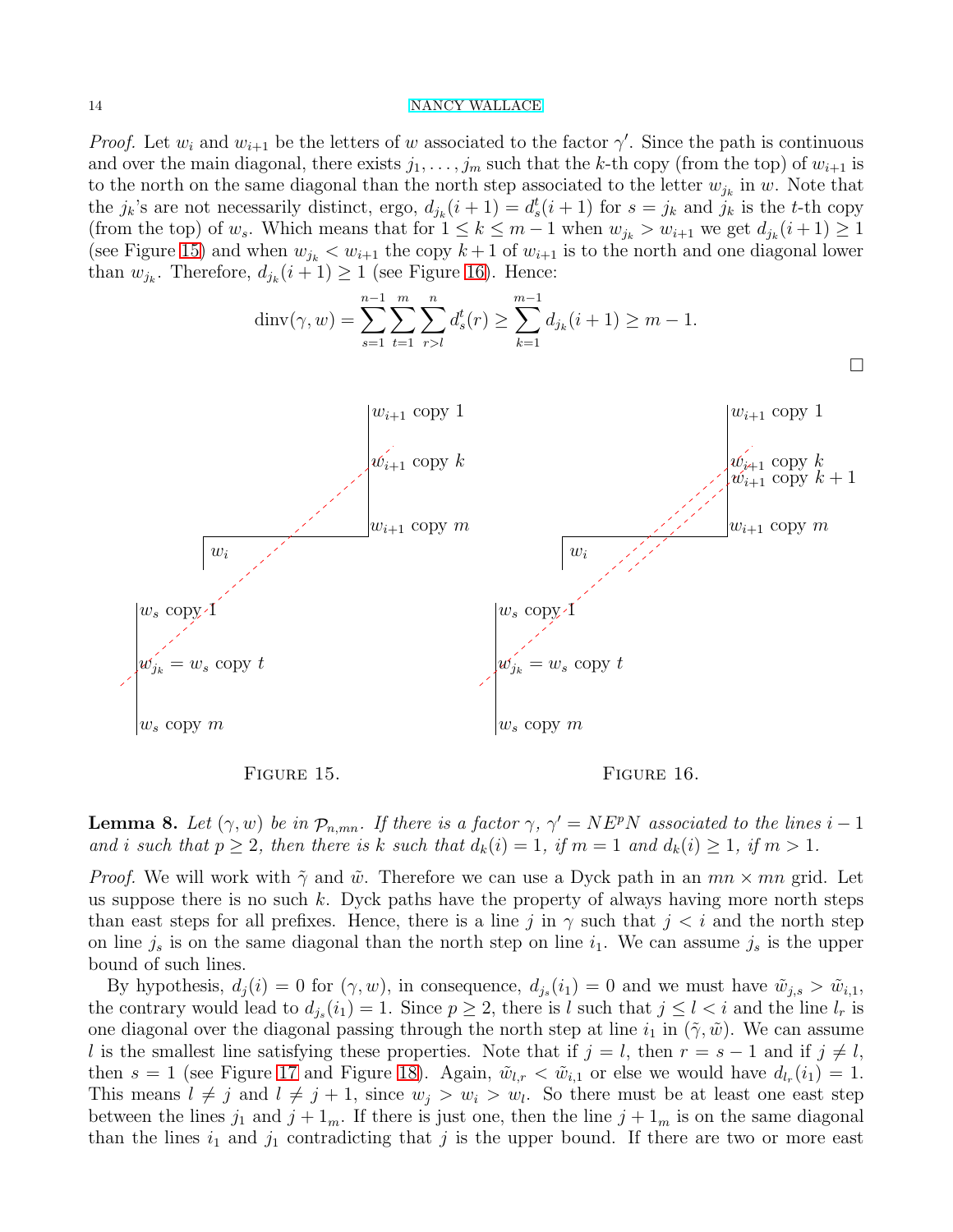*Proof.* Let $w_i$ and $w_{i+1}$ be the letters of $w$ associated to the factor $\gamma'$. Since the path is continuous and over the main diagonal, there exists $j_1, \ldots, j_m$ such that the $k$-th copy (from the top) of $w_{i+1}$ is to the north on the same diagonal than the north step associated to the letter $w_{j_k}$ in $w$. Note that the $j_k$'s are not necessarily distinct, ergo, $d_{j_k}(i+1) = d_s^t(i+1)$ for $s = j_k$ and $j_k$ is the $t$-th copy (from the top) of $w_s$. Which means that for $1 \leq k \leq m-1$ when $w_{j_k} > w_{i+1}$ we get $d_{j_k}(i+1) \geq 1$ (see Figure 15) and when $w_{j_k} < w_{i+1}$ the copy $k+1$ of $w_{i+1}$ is to the north and one diagonal lower than $w_{j_k}$. Therefore, $d_{j_k}(i+1) \geq 1$ (see Figure 16). Hence:

$$\operatorname{dinv}(\gamma, w) = \sum_{s=1}^{n-1} \sum_{t=1}^{m} \sum_{r>l}^{n} d_s^t(r) \geq \sum_{k=1}^{m-1} d_{j_k}(i+1) \geq m-1.$$

□

$w_{i+1}$ copy 1
$w_{i+1}$ copy $k$
$w_{i+1}$ copy $m$
$w_i$
$w_s$ copy 1
$w_{j_k} = w_s$ copy $t$
$w_s$ copy $m$

Figure 15.

$w_{i+1}$ copy 1
$w_{i+1}$ copy $k$
$w_{i+1}$ copy $k+1$
$w_{i+1}$ copy $m$
$w_i$
$w_s$ copy 1
$w_{j_k} = w_s$ copy $t$
$w_s$ copy $m$

Figure 16.

**Lemma 8.** *Let $(\gamma, w)$ be in $\mathcal{P}_{n,mn}$. If there is a factor $\gamma$, $\gamma' = NE^pN$ associated to the lines $i-1$ and $i$ such that $p \geq 2$, then there is $k$ such that $d_k(i) = 1$, if $m = 1$ and $d_k(i) \geq 1$, if $m > 1$.*

*Proof.* We will work with $\tilde{\gamma}$ and $\tilde{w}$. Therefore we can use a Dyck path in an $mn \times mn$ grid. Let us suppose there is no such $k$. Dyck paths have the property of always having more north steps than east steps for all prefixes. Hence, there is a line $j$ in $\gamma$ such that $j < i$ and the north step on line $j_s$ is on the same diagonal than the north step on line $i_1$. We can assume $j_s$ is the upper bound of such lines.

By hypothesis, $d_j(i) = 0$ for $(\gamma, w)$, in consequence, $d_{j_s}(i_1) = 0$ and we must have $\tilde{w}_{j,s} > \tilde{w}_{i,1}$, the contrary would lead to $d_{j_s}(i_1) = 1$. Since $p \geq 2$, there is $l$ such that $j \leq l < i$ and the line $l_r$ is one diagonal over the diagonal passing through the north step at line $i_1$ in $(\tilde{\gamma}, \tilde{w})$. We can assume $l$ is the smallest line satisfying these properties. Note that if $j = l$, then $r = s-1$ and if $j \neq l$, then $s = 1$ (see Figure 17 and Figure 18). Again, $\tilde{w}_{l,r} < \tilde{w}_{i,1}$ or else we would have $d_{l_r}(i_1) = 1$. This means $l \neq j$ and $l \neq j+1$, since $w_j > w_i > w_l$. So there must be at least one east step between the lines $j_1$ and $j+1_m$. If there is just one, then the line $j+1_m$ is on the same diagonal than the lines $i_1$ and $j_1$ contradicting that $j$ is the upper bound. If there are two or more east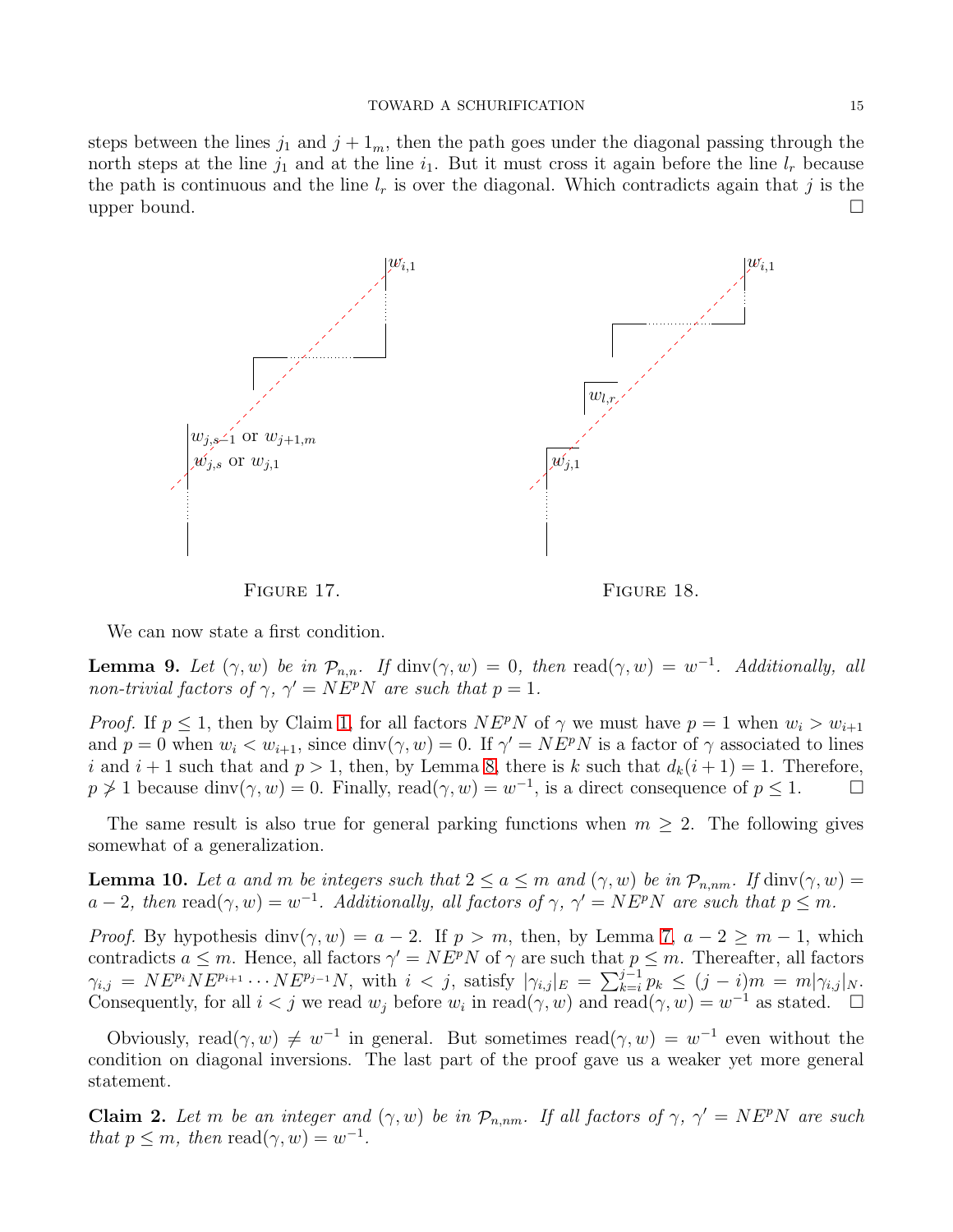steps between the lines $j_1$ and $j + 1_m$, then the path goes under the diagonal passing through the north steps at the line $j_1$ and at the line $i_1$. But it must cross it again before the line $l_r$ because the path is continuous and the line $l_r$ is over the diagonal. Which contradicts again that $j$ is the upper bound. $\square$

FIGURE 17.

FIGURE 18.

We can now state a first condition.

**Lemma 9.** *Let $(\gamma, w)$ be in $\mathcal{P}_{n,n}$. If $\operatorname{dinv}(\gamma, w) = 0$, then $\operatorname{read}(\gamma, w) = w^{-1}$. Additionally, all non-trivial factors of $\gamma$, $\gamma' = NE^pN$ are such that $p = 1$.*

*Proof.* If $p \leq 1$, then by Claim 1, for all factors $NE^pN$ of $\gamma$ we must have $p = 1$ when $w_i > w_{i+1}$ and $p = 0$ when $w_i < w_{i+1}$, since $\operatorname{dinv}(\gamma, w) = 0$. If $\gamma' = NE^pN$ is a factor of $\gamma$ associated to lines $i$ and $i + 1$ such that and $p > 1$, then, by Lemma 8, there is $k$ such that $d_k(i + 1) = 1$. Therefore, $p \not> 1$ because $\operatorname{dinv}(\gamma, w) = 0$. Finally, $\operatorname{read}(\gamma, w) = w^{-1}$, is a direct consequence of $p \leq 1$. $\square$

The same result is also true for general parking functions when $m \geq 2$. The following gives somewhat of a generalization.

**Lemma 10.** *Let $a$ and $m$ be integers such that $2 \leq a \leq m$ and $(\gamma, w)$ be in $\mathcal{P}_{n,nm}$. If $\operatorname{dinv}(\gamma, w) = a - 2$, then $\operatorname{read}(\gamma, w) = w^{-1}$. Additionally, all factors of $\gamma$, $\gamma' = NE^pN$ are such that $p \leq m$.*

*Proof.* By hypothesis $\operatorname{dinv}(\gamma, w) = a - 2$. If $p > m$, then, by Lemma 7, $a - 2 \geq m - 1$, which contradicts $a \leq m$. Hence, all factors $\gamma' = NE^pN$ of $\gamma$ are such that $p \leq m$. Thereafter, all factors $\gamma_{i,j} = NE^{p_i}NE^{p_{i+1}} \cdots NE^{p_{j-1}}N$, with $i < j$, satisfy $|\gamma_{i,j}|_E = \sum_{k=i}^{j-1} p_k \leq (j - i)m = m|\gamma_{i,j}|_N$. Consequently, for all $i < j$ we read $w_j$ before $w_i$ in $\operatorname{read}(\gamma, w)$ and $\operatorname{read}(\gamma, w) = w^{-1}$ as stated. $\square$

Obviously, $\operatorname{read}(\gamma, w) \neq w^{-1}$ in general. But sometimes $\operatorname{read}(\gamma, w) = w^{-1}$ even without the condition on diagonal inversions. The last part of the proof gave us a weaker yet more general statement.

**Claim 2.** *Let $m$ be an integer and $(\gamma, w)$ be in $\mathcal{P}_{n,nm}$. If all factors of $\gamma$, $\gamma' = NE^pN$ are such that $p \leq m$, then $\operatorname{read}(\gamma, w) = w^{-1}$.*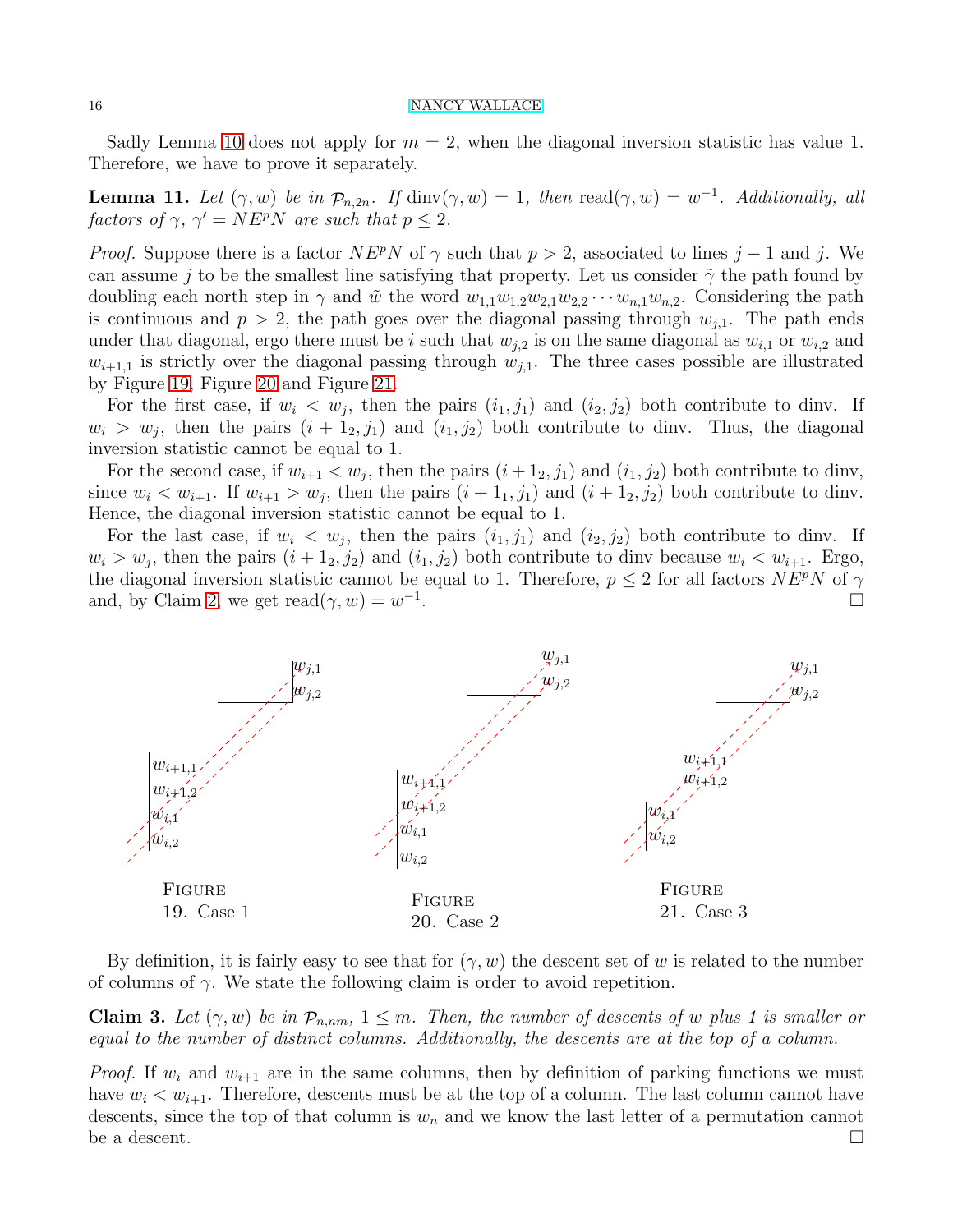Sadly Lemma 10 does not apply for $m = 2$, when the diagonal inversion statistic has value 1. Therefore, we have to prove it separately.

**Lemma 11.** *Let $(\gamma, w)$ be in $\mathcal{P}_{n,2n}$. If $\operatorname{dinv}(\gamma, w) = 1$, then $\operatorname{read}(\gamma, w) = w^{-1}$. Additionally, all factors of $\gamma$, $\gamma' = NE^pN$ are such that $p \leq 2$.*

*Proof.* Suppose there is a factor $NE^pN$ of $\gamma$ such that $p > 2$, associated to lines $j-1$ and $j$. We can assume $j$ to be the smallest line satisfying that property. Let us consider $\tilde{\gamma}$ the path found by doubling each north step in $\gamma$ and $\tilde{w}$ the word $w_{1,1}w_{1,2}w_{2,1}w_{2,2}\cdots w_{n,1}w_{n,2}$. Considering the path is continuous and $p > 2$, the path goes over the diagonal passing through $w_{j,1}$. The path ends under that diagonal, ergo there must be $i$ such that $w_{j,2}$ is on the same diagonal as $w_{i,1}$ or $w_{i,2}$ and $w_{i+1,1}$ is strictly over the diagonal passing through $w_{j,1}$. The three cases possible are illustrated by Figure 19, Figure 20 and Figure 21.

For the first case, if $w_i < w_j$, then the pairs $(i_1, j_1)$ and $(i_2, j_2)$ both contribute to dinv. If $w_i > w_j$, then the pairs $(i+1_2, j_1)$ and $(i_1, j_2)$ both contribute to dinv. Thus, the diagonal inversion statistic cannot be equal to 1.

For the second case, if $w_{i+1} < w_j$, then the pairs $(i+1_2, j_1)$ and $(i_1, j_2)$ both contribute to dinv, since $w_i < w_{i+1}$. If $w_{i+1} > w_j$, then the pairs $(i+1_1, j_1)$ and $(i+1_2, j_2)$ both contribute to dinv. Hence, the diagonal inversion statistic cannot be equal to 1.

For the last case, if $w_i < w_j$, then the pairs $(i_1, j_1)$ and $(i_2, j_2)$ both contribute to dinv. If $w_i > w_j$, then the pairs $(i+1_2, j_2)$ and $(i_1, j_2)$ both contribute to dinv because $w_i < w_{i+1}$. Ergo, the diagonal inversion statistic cannot be equal to 1. Therefore, $p \leq 2$ for all factors $NE^pN$ of $\gamma$ and, by Claim 2, we get $\operatorname{read}(\gamma, w) = w^{-1}$. □

$w_{j,1}$
$w_{j,2}$
$w_{i+1,1}$
$w_{i+1,2}$
$w_{i,1}$
$w_{i,2}$

Figure 19. Case 1

$w_{j,1}$
$w_{j,2}$
$w_{i+1,1}$
$w_{i+1,2}$
$w_{i,1}$
$w_{i,2}$

Figure 20. Case 2

$w_{j,1}$
$w_{j,2}$
$w_{i+1,1}$
$w_{i+1,2}$
$w_{i,1}$
$w_{i,2}$

Figure 21. Case 3

By definition, it is fairly easy to see that for $(\gamma, w)$ the descent set of $w$ is related to the number of columns of $\gamma$. We state the following claim is order to avoid repetition.

**Claim 3.** *Let $(\gamma, w)$ be in $\mathcal{P}_{n,nm}$, $1 \leq m$. Then, the number of descents of $w$ plus 1 is smaller or equal to the number of distinct columns. Additionally, the descents are at the top of a column.*

*Proof.* If $w_i$ and $w_{i+1}$ are in the same columns, then by definition of parking functions we must have $w_i < w_{i+1}$. Therefore, descents must be at the top of a column. The last column cannot have descents, since the top of that column is $w_n$ and we know the last letter of a permutation cannot be a descent. □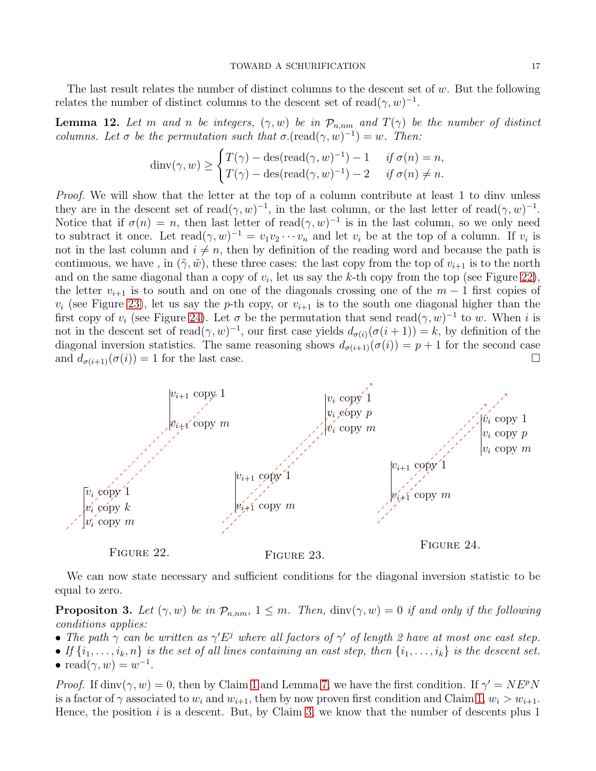The last result relates the number of distinct columns to the descent set of $w$. But the following relates the number of distinct columns to the descent set of $\text{read}(\gamma, w)^{-1}$.

**Lemma 12.** *Let $m$ and $n$ be integers, $(\gamma, w)$ be in $\mathcal{P}_{n,nm}$ and $T(\gamma)$ be the number of distinct columns. Let $\sigma$ be the permutation such that $\sigma.(\text{read}(\gamma, w)^{-1}) = w$. Then:*

$$\text{dinv}(\gamma, w) \geq \begin{cases} T(\gamma) - \text{des}(\text{read}(\gamma, w)^{-1}) - 1 & \text{if } \sigma(n) = n, \\ T(\gamma) - \text{des}(\text{read}(\gamma, w)^{-1}) - 2 & \text{if } \sigma(n) \neq n. \end{cases}$$

*Proof.* We will show that the letter at the top of a column contribute at least 1 to dinv unless they are in the descent set of $\text{read}(\gamma, w)^{-1}$, in the last column, or the last letter of $\text{read}(\gamma, w)^{-1}$. Notice that if $\sigma(n) = n$, then last letter of $\text{read}(\gamma, w)^{-1}$ is in the last column, so we only need to subtract it once. Let $\text{read}(\gamma, w)^{-1} = v_1 v_2 \cdots v_n$ and let $v_i$ be at the top of a column. If $v_i$ is not in the last column and $i \neq n$, then by definition of the reading word and because the path is continuous, we have , in $(\tilde{\gamma}, \tilde{w})$, these three cases: the last copy from the top of $v_{i+1}$ is to the north and on the same diagonal than a copy of $v_i$, let us say the $k$-th copy from the top (see Figure 22), the letter $v_{i+1}$ is to south and on one of the diagonals crossing one of the $m-1$ first copies of $v_i$ (see Figure 23), let us say the $p$-th copy, or $v_{i+1}$ is to the south one diagonal higher than the first copy of $v_i$ (see Figure 24). Let $\sigma$ be the permutation that send $\text{read}(\gamma, w)^{-1}$ to $w$. When $i$ is not in the descent set of $\text{read}(\gamma, w)^{-1}$, our first case yields $d_{\sigma(i)}(\sigma(i+1)) = k$, by definition of the diagonal inversion statistics. The same reasoning shows $d_{\sigma(i+1)}(\sigma(i)) = p + 1$ for the second case and $d_{\sigma(i+1)}(\sigma(i)) = 1$ for the last case. $\square$

$v_{i+1}$ copy 1
$v_{i+1}$ copy $m$
$v_i$ copy 1
$v_i$ copy $k$
$v_i$ copy $m$

Figure 22.

$v_i$ copy 1
$v_i$ copy $p$
$v_i$ copy $m$
$v_{i+1}$ copy 1
$v_{i+1}$ copy $m$

Figure 23.

$v_i$ copy 1
$v_i$ copy $p$
$v_i$ copy $m$
$v_{i+1}$ copy 1
$v_{i+1}$ copy $m$

Figure 24.

We can now state necessary and sufficient conditions for the diagonal inversion statistic to be equal to zero.

**Propositon 3.** *Let $(\gamma, w)$ be in $\mathcal{P}_{n,nm}$, $1 \leq m$. Then, $\text{dinv}(\gamma, w) = 0$ if and only if the following conditions applies:*

- *The path $\gamma$ can be written as $\gamma' E^j$ where all factors of $\gamma'$ of length 2 have at most one east step.*
- *If $\{i_1, \ldots, i_k, n\}$ is the set of all lines containing an east step, then $\{i_1, \ldots, i_k\}$ is the descent set.*
- $\text{read}(\gamma, w) = w^{-1}$.

*Proof.* If $\text{dinv}(\gamma, w) = 0$, then by Claim 1 and Lemma 7, we have the first condition. If $\gamma' = NE^pN$ is a factor of $\gamma$ associated to $w_i$ and $w_{i+1}$, then by now proven first condition and Claim 1, $w_i > w_{i+1}$. Hence, the position $i$ is a descent. But, by Claim 3, we know that the number of descents plus 1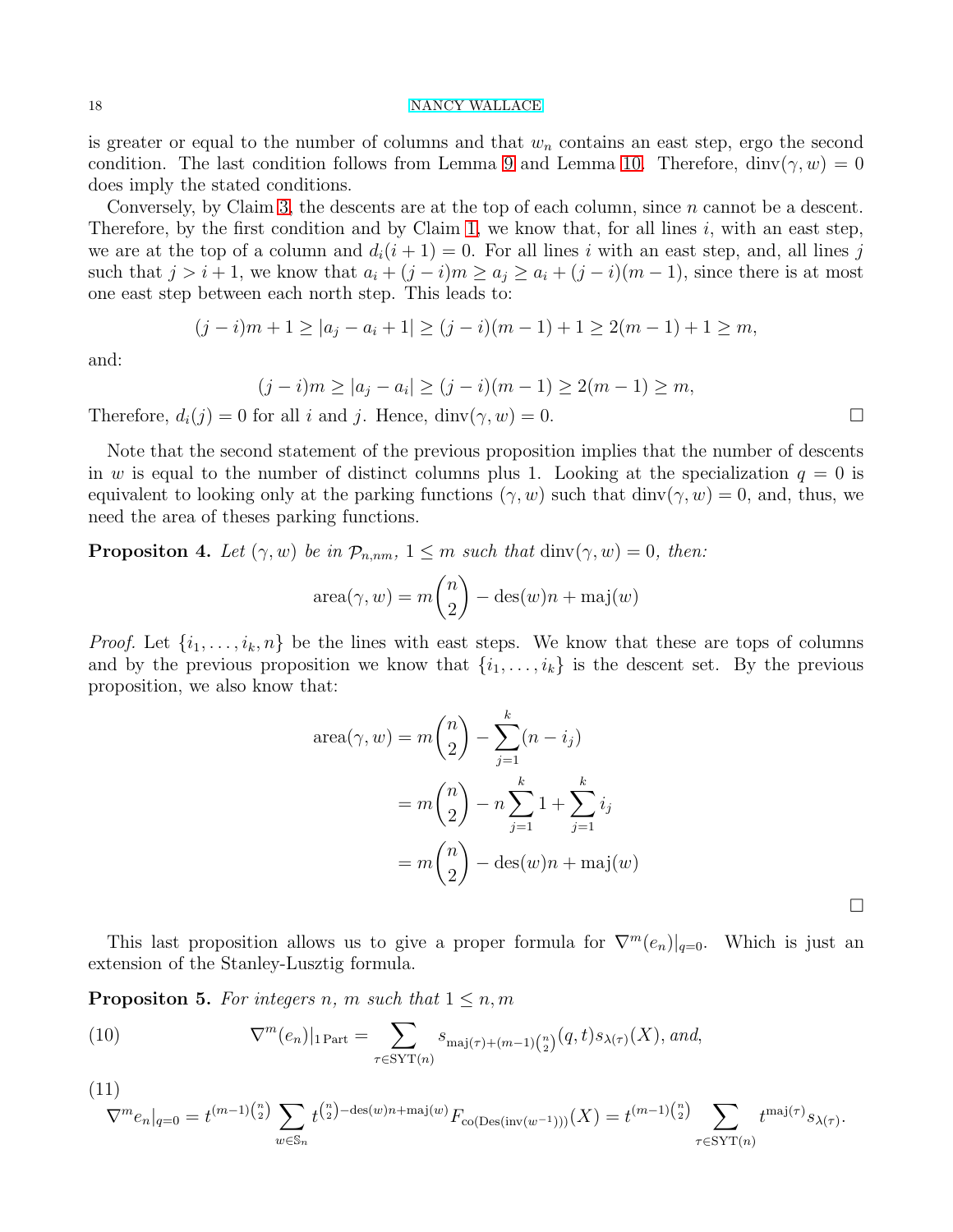is greater or equal to the number of columns and that $w_n$ contains an east step, ergo the second condition. The last condition follows from Lemma 9 and Lemma 10. Therefore, $\operatorname{dinv}(\gamma, w) = 0$ does imply the stated conditions.

Conversely, by Claim 3, the descents are at the top of each column, since $n$ cannot be a descent. Therefore, by the first condition and by Claim 1, we know that, for all lines $i$, with an east step, we are at the top of a column and $d_i(i+1) = 0$. For all lines $i$ with an east step, and, all lines $j$ such that $j > i+1$, we know that $a_i + (j-i)m \geq a_j \geq a_i + (j-i)(m-1)$, since there is at most one east step between each north step. This leads to:

$$(j-i)m + 1 \geq |a_j - a_i + 1| \geq (j-i)(m-1) + 1 \geq 2(m-1) + 1 \geq m,$$

and:

$$(j-i)m \geq |a_j - a_i| \geq (j-i)(m-1) \geq 2(m-1) \geq m,$$

Therefore, $d_i(j) = 0$ for all $i$ and $j$. Hence, $\operatorname{dinv}(\gamma, w) = 0$. □

Note that the second statement of the previous proposition implies that the number of descents in $w$ is equal to the number of distinct columns plus 1. Looking at the specialization $q = 0$ is equivalent to looking only at the parking functions $(\gamma, w)$ such that $\operatorname{dinv}(\gamma, w) = 0$, and, thus, we need the area of theses parking functions.

**Propositon 4.** *Let $(\gamma, w)$ be in $\mathcal{P}_{n,nm}$, $1 \leq m$ such that $\operatorname{dinv}(\gamma, w) = 0$, then:*

$$\operatorname{area}(\gamma, w) = m\binom{n}{2} - \operatorname{des}(w)n + \operatorname{maj}(w)$$

*Proof.* Let $\{i_1, \ldots, i_k, n\}$ be the lines with east steps. We know that these are tops of columns and by the previous proposition we know that $\{i_1, \ldots, i_k\}$ is the descent set. By the previous proposition, we also know that:

$$\begin{aligned}
\operatorname{area}(\gamma, w) &= m\binom{n}{2} - \sum_{j=1}^{k}(n - i_j) \\
&= m\binom{n}{2} - n\sum_{j=1}^{k} 1 + \sum_{j=1}^{k} i_j \\
&= m\binom{n}{2} - \operatorname{des}(w)n + \operatorname{maj}(w)
\end{aligned}$$

□

This last proposition allows us to give a proper formula for $\nabla^m(e_n)|_{q=0}$. Which is just an extension of the Stanley-Lusztig formula.

**Propositon 5.** *For integers $n$, $m$ such that $1 \leq n, m$*

$$\nabla^m(e_n)|_{1\,\text{Part}} = \sum_{\tau \in \operatorname{SYT}(n)} s_{\operatorname{maj}(\tau) + (m-1)\binom{n}{2}}(q,t) s_{\lambda(\tau)}(X), \textit{ and,} \tag{10}$$

$$\nabla^m e_n|_{q=0} = t^{(m-1)\binom{n}{2}} \sum_{w \in \mathbb{S}_n} t^{\binom{n}{2} - \operatorname{des}(w)n + \operatorname{maj}(w)} F_{\operatorname{co}(\operatorname{Des}(\operatorname{inv}(w^{-1})))}(X) = t^{(m-1)\binom{n}{2}} \sum_{\tau \in \operatorname{SYT}(n)} t^{\operatorname{maj}(\tau)} s_{\lambda(\tau)}. \tag{11}$$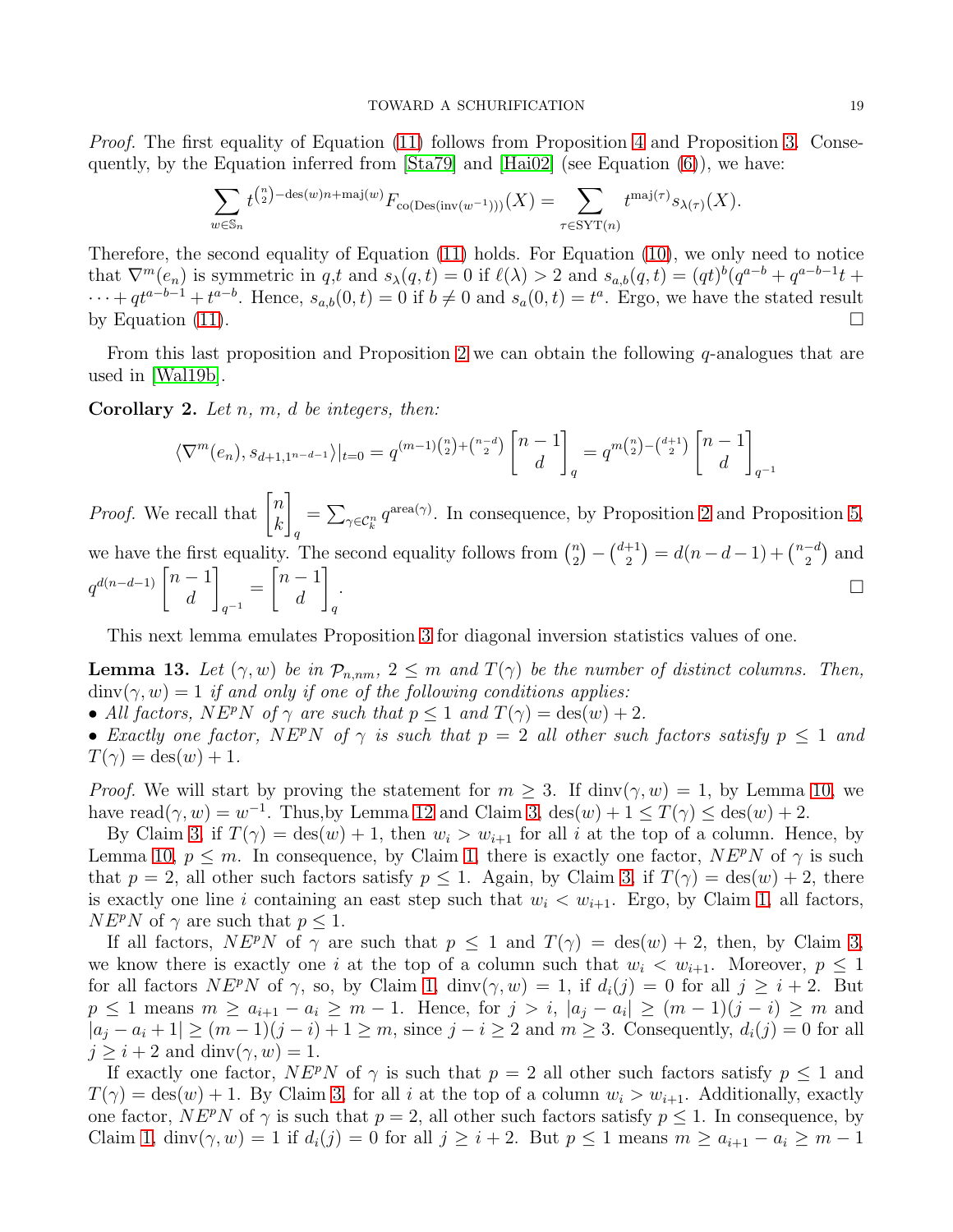*Proof.* The first equality of Equation (11) follows from Proposition 4 and Proposition 3. Consequently, by the Equation inferred from [Sta79] and [Hai02] (see Equation (6)), we have:

$$\sum_{w\in\mathbb{S}_n} t^{\binom{n}{2}-\mathrm{des}(w)n+\mathrm{maj}(w)} F_{\mathrm{co}(\mathrm{Des}(\mathrm{inv}(w^{-1})))}(X) = \sum_{\tau\in\mathrm{SYT}(n)} t^{\mathrm{maj}(\tau)} s_{\lambda(\tau)}(X).$$

Therefore, the second equality of Equation (11) holds. For Equation (10), we only need to notice that $\nabla^m(e_n)$ is symmetric in $q$,$t$ and $s_\lambda(q,t)=0$ if $\ell(\lambda)>2$ and $s_{a,b}(q,t)=(qt)^b(q^{a-b}+q^{a-b-1}t+\cdots+qt^{a-b-1}+t^{a-b}$. Hence, $s_{a,b}(0,t)=0$ if $b\neq 0$ and $s_a(0,t)=t^a$. Ergo, we have the stated result by Equation (11). □

From this last proposition and Proposition 2 we can obtain the following $q$-analogues that are used in [Wal19b].

**Corollary 2.** *Let $n$, $m$, $d$ be integers, then:*

$$\langle \nabla^m(e_n), s_{d+1,1^{n-d-1}}\rangle|_{t=0} = q^{(m-1)\binom{n}{2}+\binom{n-d}{2}} \begin{bmatrix} n-1 \\ d \end{bmatrix}_q = q^{m\binom{n}{2}-\binom{d+1}{2}} \begin{bmatrix} n-1 \\ d \end{bmatrix}_{q^{-1}}$$

*Proof.* We recall that $\begin{bmatrix} n \\ k \end{bmatrix}_q = \sum_{\gamma\in\mathcal{C}_k^n} q^{\mathrm{area}(\gamma)}$. In consequence, by Proposition 2 and Proposition 5, we have the first equality. The second equality follows from $\binom{n}{2}-\binom{d+1}{2}=d(n-d-1)+\binom{n-d}{2}$ and $q^{d(n-d-1)}\begin{bmatrix} n-1 \\ d \end{bmatrix}_{q^{-1}} = \begin{bmatrix} n-1 \\ d \end{bmatrix}_q$. □

This next lemma emulates Proposition 3 for diagonal inversion statistics values of one.

**Lemma 13.** *Let $(\gamma,w)$ be in $\mathcal{P}_{n,nm}$, $2\le m$ and $T(\gamma)$ be the number of distinct columns. Then, $\mathrm{dinv}(\gamma,w)=1$ if and only if one of the following conditions applies:*
- *All factors, $NE^pN$ of $\gamma$ are such that $p\le 1$ and $T(\gamma)=\mathrm{des}(w)+2$.*
- *Exactly one factor, $NE^pN$ of $\gamma$ is such that $p=2$ all other such factors satisfy $p\le 1$ and $T(\gamma)=\mathrm{des}(w)+1$.*

*Proof.* We will start by proving the statement for $m\ge 3$. If $\mathrm{dinv}(\gamma,w)=1$, by Lemma 10, we have $\mathrm{read}(\gamma,w)=w^{-1}$. Thus,by Lemma 12 and Claim 3, $\mathrm{des}(w)+1\le T(\gamma)\le \mathrm{des}(w)+2$.

By Claim 3, if $T(\gamma)=\mathrm{des}(w)+1$, then $w_i>w_{i+1}$ for all $i$ at the top of a column. Hence, by Lemma 10, $p\le m$. In consequence, by Claim 1, there is exactly one factor, $NE^pN$ of $\gamma$ is such that $p=2$, all other such factors satisfy $p\le 1$. Again, by Claim 3, if $T(\gamma)=\mathrm{des}(w)+2$, there is exactly one line $i$ containing an east step such that $w_i<w_{i+1}$. Ergo, by Claim 1, all factors, $NE^pN$ of $\gamma$ are such that $p\le 1$.

If all factors, $NE^pN$ of $\gamma$ are such that $p\le 1$ and $T(\gamma)=\mathrm{des}(w)+2$, then, by Claim 3, we know there is exactly one $i$ at the top of a column such that $w_i<w_{i+1}$. Moreover, $p\le 1$ for all factors $NE^pN$ of $\gamma$, so, by Claim 1, $\mathrm{dinv}(\gamma,w)=1$, if $d_i(j)=0$ for all $j\ge i+2$. But $p\le 1$ means $m\ge a_{i+1}-a_i\ge m-1$. Hence, for $j>i$, $|a_j-a_i|\ge(m-1)(j-i)\ge m$ and $|a_j-a_i+1|\ge(m-1)(j-i)+1\ge m$, since $j-i\ge 2$ and $m\ge 3$. Consequently, $d_i(j)=0$ for all $j\ge i+2$ and $\mathrm{dinv}(\gamma,w)=1$.

If exactly one factor, $NE^pN$ of $\gamma$ is such that $p=2$ all other such factors satisfy $p\le 1$ and $T(\gamma)=\mathrm{des}(w)+1$. By Claim 3, for all $i$ at the top of a column $w_i>w_{i+1}$. Additionally, exactly one factor, $NE^pN$ of $\gamma$ is such that $p=2$, all other such factors satisfy $p\le 1$. In consequence, by Claim 1, $\mathrm{dinv}(\gamma,w)=1$ if $d_i(j)=0$ for all $j\ge i+2$. But $p\le 1$ means $m\ge a_{i+1}-a_i\ge m-1$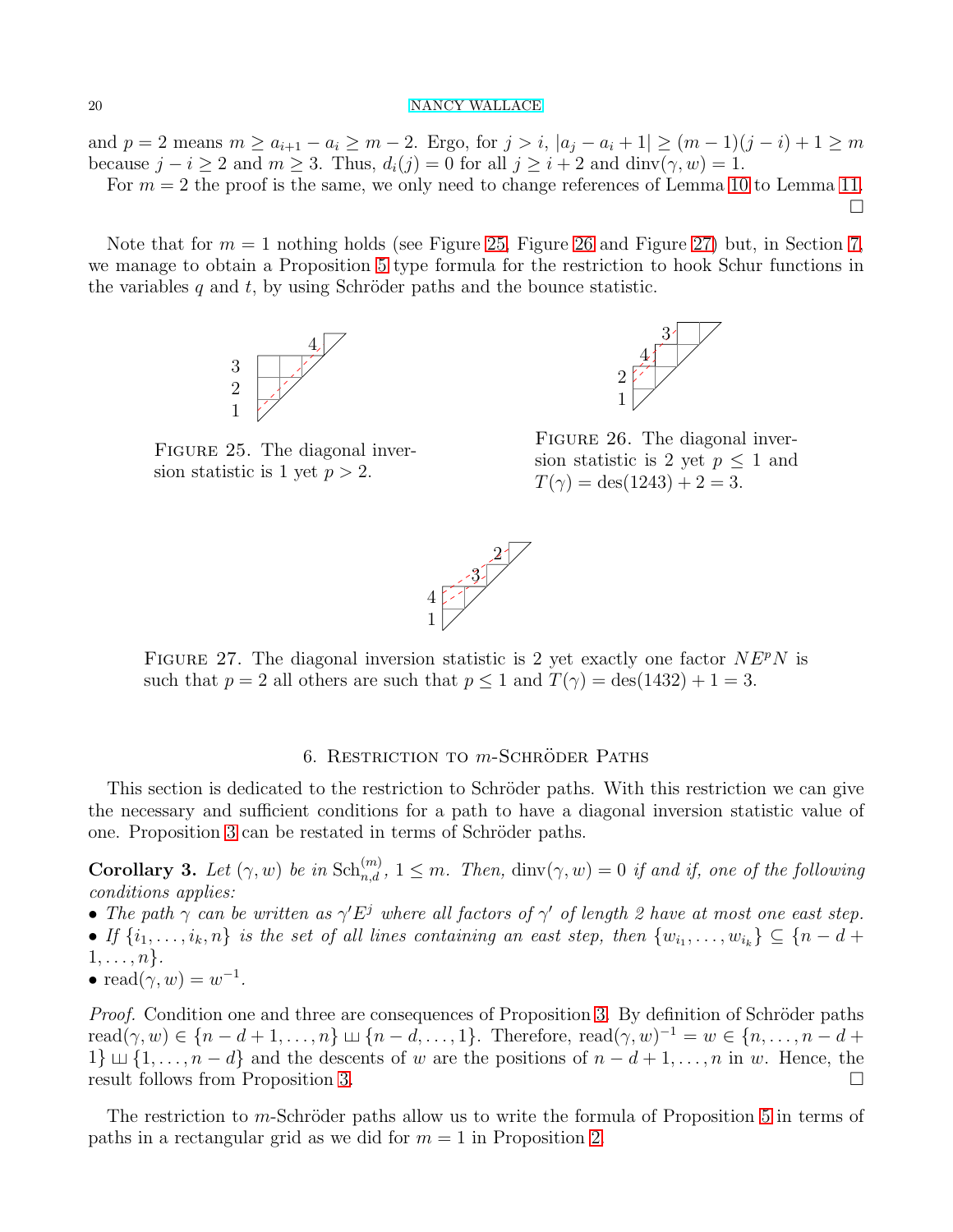and $p = 2$ means $m \geq a_{i+1} - a_i \geq m-2$. Ergo, for $j > i$, $|a_j - a_i + 1| \geq (m-1)(j-i) + 1 \geq m$ because $j - i \geq 2$ and $m \geq 3$. Thus, $d_i(j) = 0$ for all $j \geq i+2$ and $\operatorname{dinv}(\gamma, w) = 1$.

For $m = 2$ the proof is the same, we only need to change references of Lemma 10 to Lemma 11. □

Note that for $m = 1$ nothing holds (see Figure 25, Figure 26 and Figure 27) but, in Section 7, we manage to obtain a Proposition 5 type formula for the restriction to hook Schur functions in the variables $q$ and $t$, by using Schröder paths and the bounce statistic.

Figure 25. The diagonal inversion statistic is 1 yet $p > 2$.

Figure 26. The diagonal inversion statistic is 2 yet $p \leq 1$ and $T(\gamma) = \operatorname{des}(1243) + 2 = 3$.

Figure 27. The diagonal inversion statistic is 2 yet exactly one factor $NE^pN$ is such that $p = 2$ all others are such that $p \leq 1$ and $T(\gamma) = \operatorname{des}(1432) + 1 = 3$.

## 6. Restriction to $m$-Schröder Paths

This section is dedicated to the restriction to Schröder paths. With this restriction we can give the necessary and sufficient conditions for a path to have a diagonal inversion statistic value of one. Proposition 3 can be restated in terms of Schröder paths.

**Corollary 3.** *Let $(\gamma, w)$ be in $\mathrm{Sch}_{n,d}^{(m)}$, $1 \leq m$. Then, $\operatorname{dinv}(\gamma, w) = 0$ if and if, one of the following conditions applies:*

- *The path $\gamma$ can be written as $\gamma' E^j$ where all factors of $\gamma'$ of length 2 have at most one east step.*
- *If $\{i_1, \ldots, i_k, n\}$ is the set of all lines containing an east step, then $\{w_{i_1}, \ldots, w_{i_k}\} \subseteq \{n-d+1, \ldots, n\}$.*
- *$\operatorname{read}(\gamma, w) = w^{-1}$.*

*Proof.* Condition one and three are consequences of Proposition 3. By definition of Schröder paths $\operatorname{read}(\gamma, w) \in \{n-d+1, \ldots, n\} \sqcup \{n-d, \ldots, 1\}$. Therefore, $\operatorname{read}(\gamma, w)^{-1} = w \in \{n, \ldots, n-d+1\} \sqcup \{1, \ldots, n-d\}$ and the descents of $w$ are the positions of $n-d+1, \ldots, n$ in $w$. Hence, the result follows from Proposition 3. □

The restriction to $m$-Schröder paths allow us to write the formula of Proposition 5 in terms of paths in a rectangular grid as we did for $m = 1$ in Proposition 2.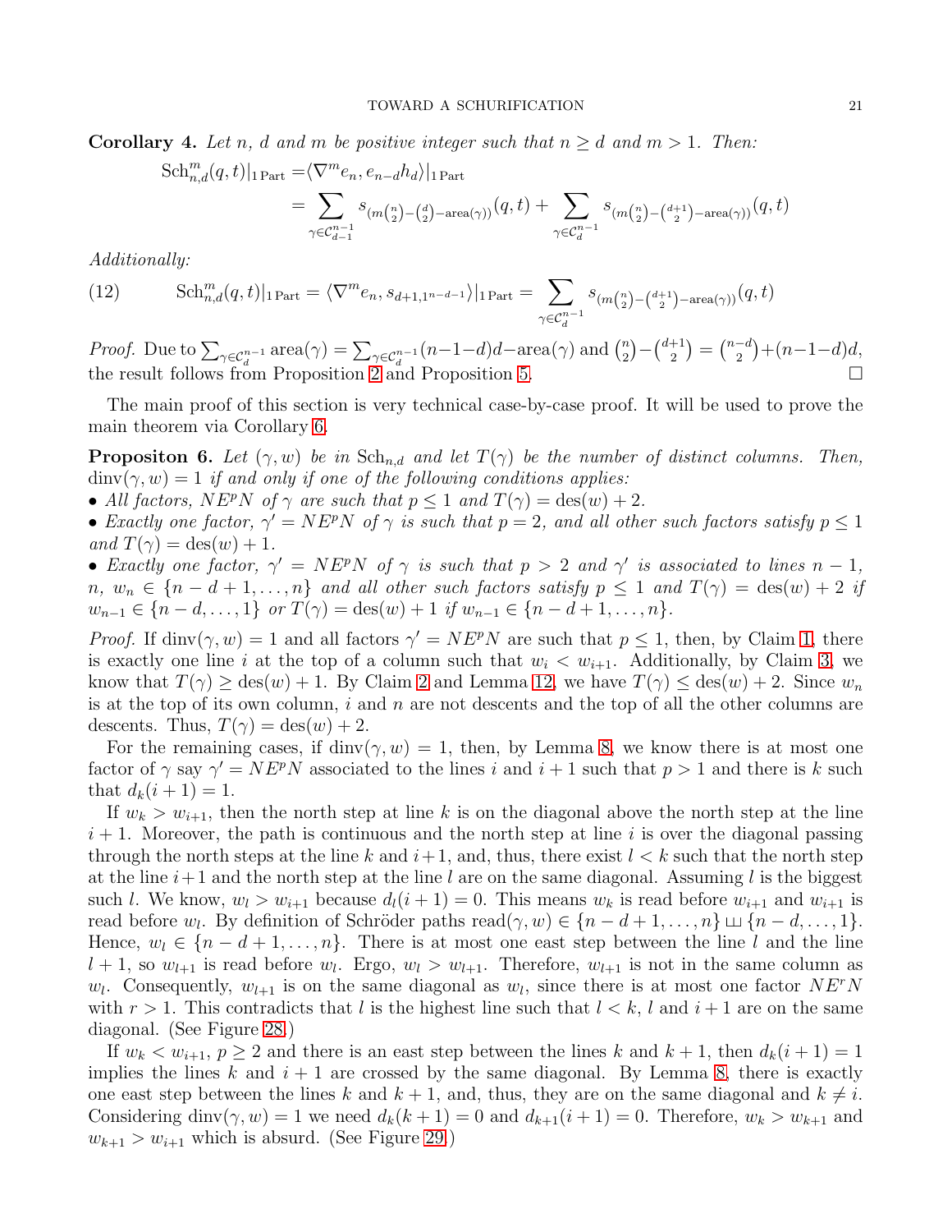**Corollary 4.** *Let $n$, $d$ and $m$ be positive integer such that $n \geq d$ and $m > 1$. Then:*

$$\begin{aligned}
\mathrm{Sch}^m_{n,d}(q,t)|_{1\,\mathrm{Part}} =& \langle \nabla^m e_n, e_{n-d}h_d\rangle|_{1\,\mathrm{Part}} \\
=& \sum_{\gamma \in \mathcal{C}^{n-1}_{d-1}} s_{(m\binom{n}{2}-\binom{d}{2}-\mathrm{area}(\gamma))}(q,t) + \sum_{\gamma \in \mathcal{C}^{n-1}_{d}} s_{(m\binom{n}{2}-\binom{d+1}{2}-\mathrm{area}(\gamma))}(q,t)
\end{aligned}$$

*Additionally:*

$$\mathrm{Sch}^m_{n,d}(q,t)|_{1\,\mathrm{Part}} = \langle \nabla^m e_n, s_{d+1,1^{n-d-1}}\rangle|_{1\,\mathrm{Part}} = \sum_{\gamma \in \mathcal{C}^{n-1}_{d}} s_{(m\binom{n}{2}-\binom{d+1}{2}-\mathrm{area}(\gamma))}(q,t) \tag{12}$$

*Proof.* Due to $\sum_{\gamma\in\mathcal{C}^{n-1}_d} \mathrm{area}(\gamma) = \sum_{\gamma\in\mathcal{C}^{n-1}_d} (n-1-d)d - \mathrm{area}(\gamma)$ and $\binom{n}{2}-\binom{d+1}{2} = \binom{n-d}{2}+(n-1-d)d$, the result follows from Proposition 2 and Proposition 5. □

The main proof of this section is very technical case-by-case proof. It will be used to prove the main theorem via Corollary 6.

**Propositon 6.** *Let $(\gamma, w)$ be in $\mathrm{Sch}_{n,d}$ and let $T(\gamma)$ be the number of distinct columns. Then, $\mathrm{dinv}(\gamma, w) = 1$ if and only if one of the following conditions applies:*

- *All factors, $NE^pN$ of $\gamma$ are such that $p \leq 1$ and $T(\gamma) = \mathrm{des}(w) + 2$.*
- *Exactly one factor, $\gamma' = NE^pN$ of $\gamma$ is such that $p = 2$, and all other such factors satisfy $p \leq 1$ and $T(\gamma) = \mathrm{des}(w) + 1$.*
- *Exactly one factor, $\gamma' = NE^pN$ of $\gamma$ is such that $p > 2$ and $\gamma'$ is associated to lines $n-1$, $n$, $w_n \in \{n-d+1, \ldots, n\}$ and all other such factors satisfy $p \leq 1$ and $T(\gamma) = \mathrm{des}(w) + 2$ if $w_{n-1} \in \{n-d, \ldots, 1\}$ or $T(\gamma) = \mathrm{des}(w) + 1$ if $w_{n-1} \in \{n-d+1, \ldots, n\}$.*

*Proof.* If $\mathrm{dinv}(\gamma, w) = 1$ and all factors $\gamma' = NE^pN$ are such that $p \leq 1$, then, by Claim 1, there is exactly one line $i$ at the top of a column such that $w_i < w_{i+1}$. Additionally, by Claim 3, we know that $T(\gamma) \geq \mathrm{des}(w) + 1$. By Claim 2 and Lemma 12, we have $T(\gamma) \leq \mathrm{des}(w) + 2$. Since $w_n$ is at the top of its own column, $i$ and $n$ are not descents and the top of all the other columns are descents. Thus, $T(\gamma) = \mathrm{des}(w) + 2$.

For the remaining cases, if $\mathrm{dinv}(\gamma, w) = 1$, then, by Lemma 8, we know there is at most one factor of $\gamma$ say $\gamma' = NE^pN$ associated to the lines $i$ and $i+1$ such that $p > 1$ and there is $k$ such that $d_k(i+1) = 1$.

If $w_k > w_{i+1}$, then the north step at line $k$ is on the diagonal above the north step at the line $i+1$. Moreover, the path is continuous and the north step at line $i$ is over the diagonal passing through the north steps at the line $k$ and $i+1$, and, thus, there exist $l < k$ such that the north step at the line $i+1$ and the north step at the line $l$ are on the same diagonal. Assuming $l$ is the biggest such $l$. We know, $w_l > w_{i+1}$ because $d_l(i+1) = 0$. This means $w_k$ is read before $w_{i+1}$ and $w_{i+1}$ is read before $w_l$. By definition of Schröder paths $\mathrm{read}(\gamma, w) \in \{n-d+1, \ldots, n\} \sqcup \{n-d, \ldots, 1\}$. Hence, $w_l \in \{n-d+1, \ldots, n\}$. There is at most one east step between the line $l$ and the line $l+1$, so $w_{l+1}$ is read before $w_l$. Ergo, $w_l > w_{l+1}$. Therefore, $w_{l+1}$ is not in the same column as $w_l$. Consequently, $w_{l+1}$ is on the same diagonal as $w_l$, since there is at most one factor $NE^rN$ with $r > 1$. This contradicts that $l$ is the highest line such that $l < k$, $l$ and $i+1$ are on the same diagonal. (See Figure 28.)

If $w_k < w_{i+1}$, $p \geq 2$ and there is an east step between the lines $k$ and $k+1$, then $d_k(i+1) = 1$ implies the lines $k$ and $i+1$ are crossed by the same diagonal. By Lemma 8, there is exactly one east step between the lines $k$ and $k+1$, and, thus, they are on the same diagonal and $k \neq i$. Considering $\mathrm{dinv}(\gamma, w) = 1$ we need $d_k(k+1) = 0$ and $d_{k+1}(i+1) = 0$. Therefore, $w_k > w_{k+1}$ and $w_{k+1} > w_{i+1}$ which is absurd. (See Figure 29.)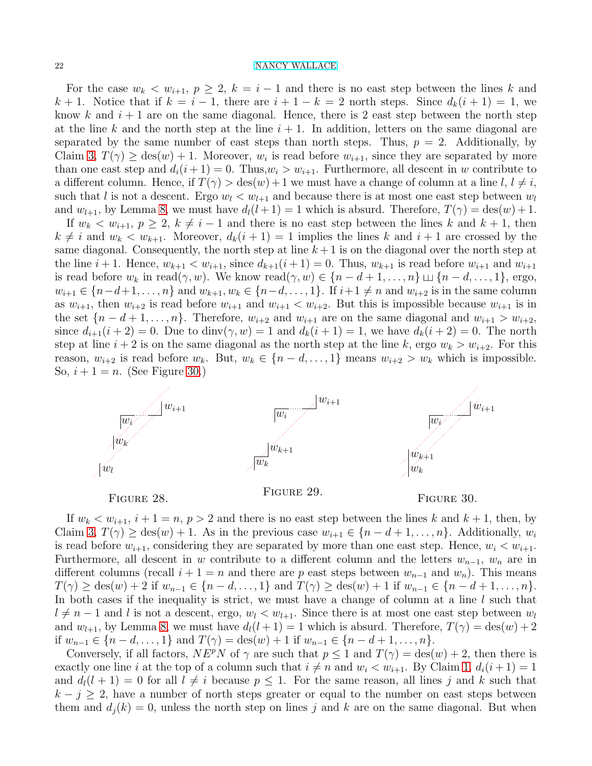For the case $w_k < w_{i+1}$, $p \geq 2$, $k = i-1$ and there is no east step between the lines $k$ and $k+1$. Notice that if $k = i-1$, there are $i+1-k = 2$ north steps. Since $d_k(i+1) = 1$, we know $k$ and $i+1$ are on the same diagonal. Hence, there is 2 east step between the north step at the line $k$ and the north step at the line $i+1$. In addition, letters on the same diagonal are separated by the same number of east steps than north steps. Thus, $p = 2$. Additionally, by Claim 3, $T(\gamma) \geq \mathrm{des}(w) + 1$. Moreover, $w_i$ is read before $w_{i+1}$, since they are separated by more than one east step and $d_i(i+1) = 0$. Thus, $w_i > w_{i+1}$. Furthermore, all descent in $w$ contribute to a different column. Hence, if $T(\gamma) > \mathrm{des}(w)+1$ we must have a change of column at a line $l$, $l \neq i$, such that $l$ is not a descent. Ergo $w_l < w_{l+1}$ and because there is at most one east step between $w_l$ and $w_{l+1}$, by Lemma 8, we must have $d_l(l+1) = 1$ which is absurd. Therefore, $T(\gamma) = \mathrm{des}(w)+1$.

If $w_k < w_{i+1}$, $p \geq 2$, $k \neq i-1$ and there is no east step between the lines $k$ and $k+1$, then $k \neq i$ and $w_k < w_{k+1}$. Moreover, $d_k(i+1) = 1$ implies the lines $k$ and $i+1$ are crossed by the same diagonal. Consequently, the north step at line $k+1$ is on the diagonal over the north step at the line $i+1$. Hence, $w_{k+1} < w_{i+1}$, since $d_{k+1}(i+1) = 0$. Thus, $w_{k+1}$ is read before $w_{i+1}$ and $w_{i+1}$ is read before $w_k$ in $\mathrm{read}(\gamma, w)$. We know $\mathrm{read}(\gamma, w) \in \{n-d+1, \dots, n\} \sqcup \{n-d, \dots, 1\}$, ergo, $w_{i+1} \in \{n-d+1, \dots, n\}$ and $w_{k+1}, w_k \in \{n-d, \dots, 1\}$. If $i+1 \neq n$ and $w_{i+2}$ is in the same column as $w_{i+1}$, then $w_{i+2}$ is read before $w_{i+1}$ and $w_{i+1} < w_{i+2}$. But this is impossible because $w_{i+1}$ is in the set $\{n-d+1, \dots, n\}$. Therefore, $w_{i+2}$ and $w_{i+1}$ are on the same diagonal and $w_{i+1} > w_{i+2}$, since $d_{i+1}(i+2) = 0$. Due to $\mathrm{dinv}(\gamma, w) = 1$ and $d_k(i+1) = 1$, we have $d_k(i+2) = 0$. The north step at line $i+2$ is on the same diagonal as the north step at the line $k$, ergo $w_k > w_{i+2}$. For this reason, $w_{i+2}$ is read before $w_k$. But, $w_k \in \{n-d, \dots, 1\}$ means $w_{i+2} > w_k$ which is impossible. So, $i+1 = n$. (See Figure 30.)

FIGURE 28.

FIGURE 29.

FIGURE 30.

If $w_k < w_{i+1}$, $i+1 = n$, $p > 2$ and there is no east step between the lines $k$ and $k+1$, then, by Claim 3, $T(\gamma) \geq \mathrm{des}(w)+1$. As in the previous case $w_{i+1} \in \{n-d+1, \dots, n\}$. Additionally, $w_i$ is read before $w_{i+1}$, considering they are separated by more than one east step. Hence, $w_i < w_{i+1}$. Furthermore, all descent in $w$ contribute to a different column and the letters $w_{n-1}$, $w_n$ are in different columns (recall $i+1 = n$ and there are $p$ east steps between $w_{n-1}$ and $w_n$). This means $T(\gamma) \geq \mathrm{des}(w)+2$ if $w_{n-1} \in \{n-d, \dots, 1\}$ and $T(\gamma) \geq \mathrm{des}(w)+1$ if $w_{n-1} \in \{n-d+1, \dots, n\}$. In both cases if the inequality is strict, we must have a change of column at a line $l$ such that $l \neq n-1$ and $l$ is not a descent, ergo, $w_l < w_{l+1}$. Since there is at most one east step between $w_l$ and $w_{l+1}$, by Lemma 8, we must have $d_l(l+1) = 1$ which is absurd. Therefore, $T(\gamma) = \mathrm{des}(w)+2$ if $w_{n-1} \in \{n-d, \dots, 1\}$ and $T(\gamma) = \mathrm{des}(w)+1$ if $w_{n-1} \in \{n-d+1, \dots, n\}$.

Conversely, if all factors, $NE^pN$ of $\gamma$ are such that $p \leq 1$ and $T(\gamma) = \mathrm{des}(w)+2$, then there is exactly one line $i$ at the top of a column such that $i \neq n$ and $w_i < w_{i+1}$. By Claim 1, $d_i(i+1) = 1$ and $d_l(l+1) = 0$ for all $l \neq i$ because $p \leq 1$. For the same reason, all lines $j$ and $k$ such that $k - j \geq 2$, have a number of north steps greater or equal to the number on east steps between them and $d_j(k) = 0$, unless the north step on lines $j$ and $k$ are on the same diagonal. But when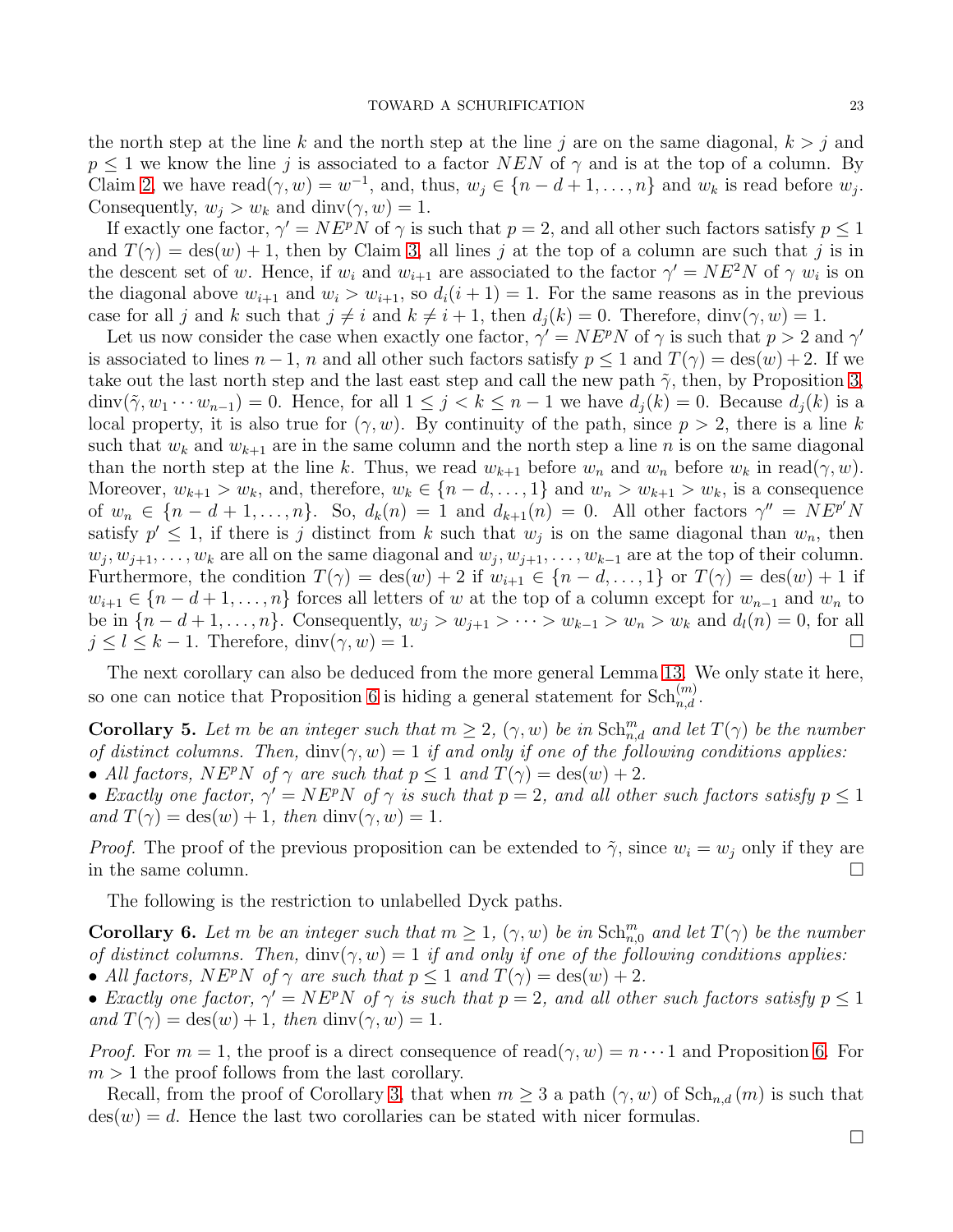the north step at the line $k$ and the north step at the line $j$ are on the same diagonal, $k > j$ and $p \leq 1$ we know the line $j$ is associated to a factor $NEN$ of $\gamma$ and is at the top of a column. By Claim 2, we have $\text{read}(\gamma, w) = w^{-1}$, and, thus, $w_j \in \{n-d+1, \dots, n\}$ and $w_k$ is read before $w_j$. Consequently, $w_j > w_k$ and $\text{dinv}(\gamma, w) = 1$.

If exactly one factor, $\gamma' = NE^pN$ of $\gamma$ is such that $p = 2$, and all other such factors satisfy $p \leq 1$ and $T(\gamma) = \text{des}(w) + 1$, then by Claim 3, all lines $j$ at the top of a column are such that $j$ is in the descent set of $w$. Hence, if $w_i$ and $w_{i+1}$ are associated to the factor $\gamma' = NE^2N$ of $\gamma$ $w_i$ is on the diagonal above $w_{i+1}$ and $w_i > w_{i+1}$, so $d_i(i+1) = 1$. For the same reasons as in the previous case for all $j$ and $k$ such that $j \neq i$ and $k \neq i+1$, then $d_j(k) = 0$. Therefore, $\text{dinv}(\gamma, w) = 1$.

Let us now consider the case when exactly one factor, $\gamma' = NE^pN$ of $\gamma$ is such that $p > 2$ and $\gamma'$ is associated to lines $n-1$, $n$ and all other such factors satisfy $p \leq 1$ and $T(\gamma) = \text{des}(w) + 2$. If we take out the last north step and the last east step and call the new path $\tilde{\gamma}$, then, by Proposition 3, $\text{dinv}(\tilde{\gamma}, w_1 \cdots w_{n-1}) = 0$. Hence, for all $1 \leq j < k \leq n-1$ we have $d_j(k) = 0$. Because $d_j(k)$ is a local property, it is also true for $(\gamma, w)$. By continuity of the path, since $p > 2$, there is a line $k$ such that $w_k$ and $w_{k+1}$ are in the same column and the north step a line $n$ is on the same diagonal than the north step at the line $k$. Thus, we read $w_{k+1}$ before $w_n$ and $w_n$ before $w_k$ in $\text{read}(\gamma, w)$. Moreover, $w_{k+1} > w_k$, and, therefore, $w_k \in \{n-d, \dots, 1\}$ and $w_n > w_{k+1} > w_k$, is a consequence of $w_n \in \{n-d+1, \dots, n\}$. So, $d_k(n) = 1$ and $d_{k+1}(n) = 0$. All other factors $\gamma'' = NE^{p'}N$ satisfy $p' \leq 1$, if there is $j$ distinct from $k$ such that $w_j$ is on the same diagonal than $w_n$, then $w_j, w_{j+1}, \dots, w_k$ are all on the same diagonal and $w_j, w_{j+1}, \dots, w_{k-1}$ are at the top of their column. Furthermore, the condition $T(\gamma) = \text{des}(w) + 2$ if $w_{i+1} \in \{n-d, \dots, 1\}$ or $T(\gamma) = \text{des}(w) + 1$ if $w_{i+1} \in \{n-d+1, \dots, n\}$ forces all letters of $w$ at the top of a column except for $w_{n-1}$ and $w_n$ to be in $\{n-d+1, \dots, n\}$. Consequently, $w_j > w_{j+1} > \cdots > w_{k-1} > w_n > w_k$ and $d_l(n) = 0$, for all $j \leq l \leq k-1$. Therefore, $\text{dinv}(\gamma, w) = 1$. ∎

The next corollary can also be deduced from the more general Lemma 13. We only state it here, so one can notice that Proposition 6 is hiding a general statement for $\text{Sch}^{(m)}_{n,d}$.

**Corollary 5.** *Let $m$ be an integer such that $m \geq 2$, $(\gamma, w)$ be in $\text{Sch}^m_{n,d}$ and let $T(\gamma)$ be the number of distinct columns. Then, $\text{dinv}(\gamma, w) = 1$ if and only if one of the following conditions applies:*

- *All factors, $NE^pN$ of $\gamma$ are such that $p \leq 1$ and $T(\gamma) = \text{des}(w) + 2$.*
- *Exactly one factor, $\gamma' = NE^pN$ of $\gamma$ is such that $p = 2$, and all other such factors satisfy $p \leq 1$ and $T(\gamma) = \text{des}(w) + 1$, then $\text{dinv}(\gamma, w) = 1$.*

*Proof.* The proof of the previous proposition can be extended to $\tilde{\gamma}$, since $w_i = w_j$ only if they are in the same column. ∎

The following is the restriction to unlabelled Dyck paths.

**Corollary 6.** *Let $m$ be an integer such that $m \geq 1$, $(\gamma, w)$ be in $\text{Sch}^m_{n,0}$ and let $T(\gamma)$ be the number of distinct columns. Then, $\text{dinv}(\gamma, w) = 1$ if and only if one of the following conditions applies:*

- *All factors, $NE^pN$ of $\gamma$ are such that $p \leq 1$ and $T(\gamma) = \text{des}(w) + 2$.*
- *Exactly one factor, $\gamma' = NE^pN$ of $\gamma$ is such that $p = 2$, and all other such factors satisfy $p \leq 1$ and $T(\gamma) = \text{des}(w) + 1$, then $\text{dinv}(\gamma, w) = 1$.*

*Proof.* For $m = 1$, the proof is a direct consequence of $\text{read}(\gamma, w) = n \cdots 1$ and Proposition 6. For $m > 1$ the proof follows from the last corollary.

Recall, from the proof of Corollary 3, that when $m \geq 3$ a path $(\gamma, w)$ of $\text{Sch}_{n,d}(m)$ is such that $\text{des}(w) = d$. Hence the last two corollaries can be stated with nicer formulas. ∎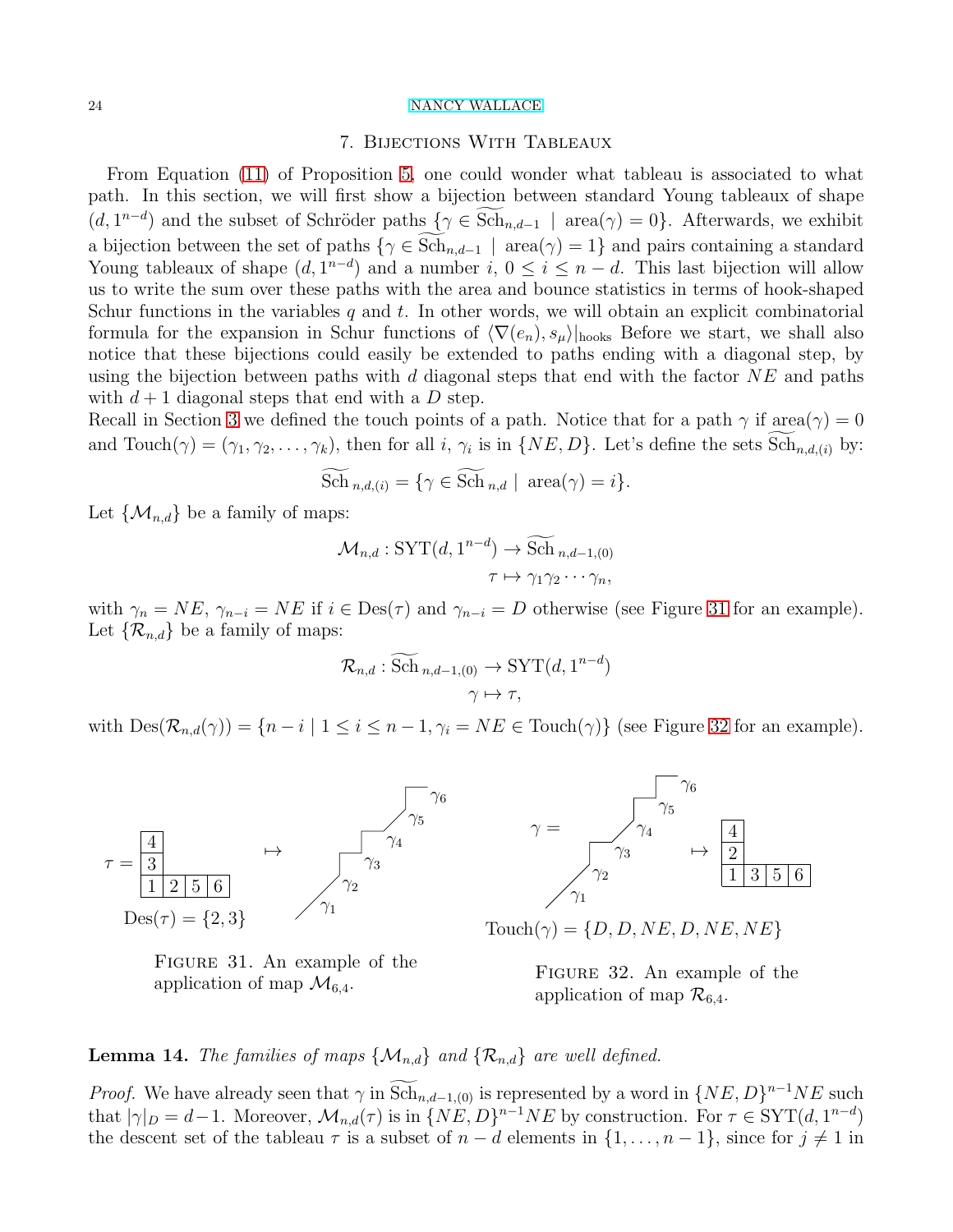## 7. Bijections With Tableaux

From Equation (11) of Proposition 5, one could wonder what tableau is associated to what path. In this section, we will first show a bijection between standard Young tableaux of shape $(d, 1^{n-d})$ and the subset of Schröder paths $\{\gamma \in \widetilde{\mathrm{Sch}}_{n,d-1} \mid \mathrm{area}(\gamma) = 0\}$. Afterwards, we exhibit a bijection between the set of paths $\{\gamma \in \widetilde{\mathrm{Sch}}_{n,d-1} \mid \mathrm{area}(\gamma) = 1\}$ and pairs containing a standard Young tableaux of shape $(d, 1^{n-d})$ and a number $i$, $0 \leq i \leq n-d$. This last bijection will allow us to write the sum over these paths with the area and bounce statistics in terms of hook-shaped Schur functions in the variables $q$ and $t$. In other words, we will obtain an explicit combinatorial formula for the expansion in Schur functions of $\langle \nabla(e_n), s_\mu \rangle|_{\text{hooks}}$ Before we start, we shall also notice that these bijections could easily be extended to paths ending with a diagonal step, by using the bijection between paths with $d$ diagonal steps that end with the factor $NE$ and paths with $d+1$ diagonal steps that end with a $D$ step.

Recall in Section 3 we defined the touch points of a path. Notice that for a path $\gamma$ if $\mathrm{area}(\gamma) = 0$ and $\mathrm{Touch}(\gamma) = (\gamma_1, \gamma_2, \ldots, \gamma_k)$, then for all $i$, $\gamma_i$ is in $\{NE, D\}$. Let's define the sets $\widetilde{\mathrm{Sch}}_{n,d,(i)}$ by:

$$\widetilde{\mathrm{Sch}}_{n,d,(i)} = \{\gamma \in \widetilde{\mathrm{Sch}}_{n,d} \mid \mathrm{area}(\gamma) = i\}.$$

Let $\{\mathcal{M}_{n,d}\}$ be a family of maps:

$$\mathcal{M}_{n,d} : \mathrm{SYT}(d, 1^{n-d}) \to \widetilde{\mathrm{Sch}}_{n,d-1,(0)}$$
$$\tau \mapsto \gamma_1 \gamma_2 \cdots \gamma_n,$$

with $\gamma_n = NE$, $\gamma_{n-i} = NE$ if $i \in \mathrm{Des}(\tau)$ and $\gamma_{n-i} = D$ otherwise (see Figure 31 for an example).

Let $\{\mathcal{R}_{n,d}\}$ be a family of maps:

$$\mathcal{R}_{n,d} : \widetilde{\mathrm{Sch}}_{n,d-1,(0)} \to \mathrm{SYT}(d, 1^{n-d})$$
$$\gamma \mapsto \tau,$$

with $\mathrm{Des}(\mathcal{R}_{n,d}(\gamma)) = \{n - i \mid 1 \leq i \leq n-1, \gamma_i = NE \in \mathrm{Touch}(\gamma)\}$ (see Figure 32 for an example).

$\tau =$ (tableau with rows: 4 / 3 / 1 2 5 6) $\mapsto$ path $\gamma_1, \gamma_2, \gamma_3, \gamma_4, \gamma_5, \gamma_6$

$\mathrm{Des}(\tau) = \{2, 3\}$

Figure 31. An example of the application of map $\mathcal{M}_{6,4}$.

$\gamma =$ path $\gamma_1, \gamma_2, \gamma_3, \gamma_4, \gamma_5, \gamma_6$ $\mapsto$ (tableau with rows: 4 / 2 / 1 3 5 6)

$\mathrm{Touch}(\gamma) = \{D, D, NE, D, NE, NE\}$

Figure 32. An example of the application of map $\mathcal{R}_{6,4}$.

**Lemma 14.** *The families of maps $\{\mathcal{M}_{n,d}\}$ and $\{\mathcal{R}_{n,d}\}$ are well defined.*

*Proof.* We have already seen that $\gamma$ in $\widetilde{\mathrm{Sch}}_{n,d-1,(0)}$ is represented by a word in $\{NE, D\}^{n-1}NE$ such that $|\gamma|_D = d-1$. Moreover, $\mathcal{M}_{n,d}(\tau)$ is in $\{NE, D\}^{n-1}NE$ by construction. For $\tau \in \mathrm{SYT}(d, 1^{n-d})$ the descent set of the tableau $\tau$ is a subset of $n-d$ elements in $\{1, \ldots, n-1\}$, since for $j \neq 1$ in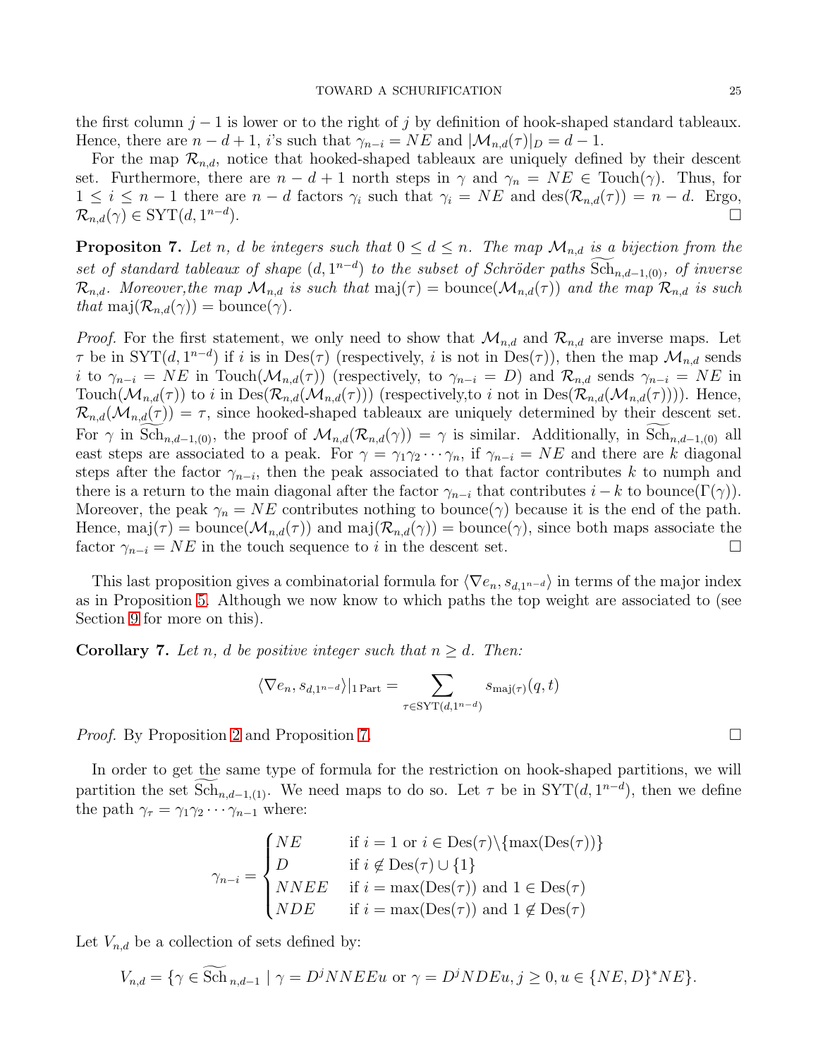the first column $j-1$ is lower or to the right of $j$ by definition of hook-shaped standard tableaux. Hence, there are $n-d+1$, $i$'s such that $\gamma_{n-i} = NE$ and $|\mathcal{M}_{n,d}(\tau)|_D = d-1$.

For the map $\mathcal{R}_{n,d}$, notice that hooked-shaped tableaux are uniquely defined by their descent set. Furthermore, there are $n-d+1$ north steps in $\gamma$ and $\gamma_n = NE \in \text{Touch}(\gamma)$. Thus, for $1 \leq i \leq n-1$ there are $n-d$ factors $\gamma_i$ such that $\gamma_i = NE$ and $\text{des}(\mathcal{R}_{n,d}(\tau)) = n-d$. Ergo, $\mathcal{R}_{n,d}(\gamma) \in \text{SYT}(d, 1^{n-d})$. □

**Propositon 7.** *Let $n$, $d$ be integers such that $0 \leq d \leq n$. The map $\mathcal{M}_{n,d}$ is a bijection from the set of standard tableaux of shape $(d, 1^{n-d})$ to the subset of Schröder paths $\widetilde{\text{Sch}}_{n,d-1,(0)}$, of inverse $\mathcal{R}_{n,d}$. Moreover,the map $\mathcal{M}_{n,d}$ is such that $\text{maj}(\tau) = \text{bounce}(\mathcal{M}_{n,d}(\tau))$ and the map $\mathcal{R}_{n,d}$ is such that $\text{maj}(\mathcal{R}_{n,d}(\gamma)) = \text{bounce}(\gamma)$.*

*Proof.* For the first statement, we only need to show that $\mathcal{M}_{n,d}$ and $\mathcal{R}_{n,d}$ are inverse maps. Let $\tau$ be in $\text{SYT}(d, 1^{n-d})$ if $i$ is in $\text{Des}(\tau)$ (respectively, $i$ is not in $\text{Des}(\tau)$), then the map $\mathcal{M}_{n,d}$ sends $i$ to $\gamma_{n-i} = NE$ in $\text{Touch}(\mathcal{M}_{n,d}(\tau))$ (respectively, to $\gamma_{n-i} = D$) and $\mathcal{R}_{n,d}$ sends $\gamma_{n-i} = NE$ in $\text{Touch}(\mathcal{M}_{n,d}(\tau))$ to $i$ in $\text{Des}(\mathcal{R}_{n,d}(\mathcal{M}_{n,d}(\tau)))$ (respectively,to $i$ not in $\text{Des}(\mathcal{R}_{n,d}(\mathcal{M}_{n,d}(\tau)))$). Hence, $\mathcal{R}_{n,d}(\mathcal{M}_{n,d}(\tau)) = \tau$, since hooked-shaped tableaux are uniquely determined by their descent set. For $\gamma$ in $\widetilde{\text{Sch}}_{n,d-1,(0)}$, the proof of $\mathcal{M}_{n,d}(\mathcal{R}_{n,d}(\gamma)) = \gamma$ is similar. Additionally, in $\widetilde{\text{Sch}}_{n,d-1,(0)}$ all east steps are associated to a peak. For $\gamma = \gamma_1\gamma_2\cdots\gamma_n$, if $\gamma_{n-i} = NE$ and there are $k$ diagonal steps after the factor $\gamma_{n-i}$, then the peak associated to that factor contributes $k$ to numph and there is a return to the main diagonal after the factor $\gamma_{n-i}$ that contributes $i-k$ to $\text{bounce}(\Gamma(\gamma))$. Moreover, the peak $\gamma_n = NE$ contributes nothing to $\text{bounce}(\gamma)$ because it is the end of the path. Hence, $\text{maj}(\tau) = \text{bounce}(\mathcal{M}_{n,d}(\tau))$ and $\text{maj}(\mathcal{R}_{n,d}(\gamma)) = \text{bounce}(\gamma)$, since both maps associate the factor $\gamma_{n-i} = NE$ in the touch sequence to $i$ in the descent set. □

This last proposition gives a combinatorial formula for $\langle \nabla e_n, s_{d,1^{n-d}} \rangle$ in terms of the major index as in Proposition 5. Although we now know to which paths the top weight are associated to (see Section 9 for more on this).

**Corollary 7.** *Let $n$, $d$ be positive integer such that $n \geq d$. Then:*

$$\langle \nabla e_n, s_{d,1^{n-d}} \rangle|_{1\,\text{Part}} = \sum_{\tau \in \text{SYT}(d,1^{n-d})} s_{\text{maj}(\tau)}(q,t)$$

*Proof.* By Proposition 2 and Proposition 7. □

In order to get the same type of formula for the restriction on hook-shaped partitions, we will partition the set $\widetilde{\text{Sch}}_{n,d-1,(1)}$. We need maps to do so. Let $\tau$ be in $\text{SYT}(d, 1^{n-d})$, then we define the path $\gamma_\tau = \gamma_1\gamma_2\cdots\gamma_{n-1}$ where:

$$\gamma_{n-i} = \begin{cases} NE & \text{if } i = 1 \text{ or } i \in \text{Des}(\tau)\backslash\{\max(\text{Des}(\tau))\} \\ D & \text{if } i \notin \text{Des}(\tau) \cup \{1\} \\ NNEE & \text{if } i = \max(\text{Des}(\tau)) \text{ and } 1 \in \text{Des}(\tau) \\ NDE & \text{if } i = \max(\text{Des}(\tau)) \text{ and } 1 \notin \text{Des}(\tau) \end{cases}$$

Let $V_{n,d}$ be a collection of sets defined by:

$$V_{n,d} = \{\gamma \in \widetilde{\text{Sch}}_{n,d-1} \mid \gamma = D^j NNEEu \text{ or } \gamma = D^j NDEu, j \geq 0, u \in \{NE, D\}^* NE\}.$$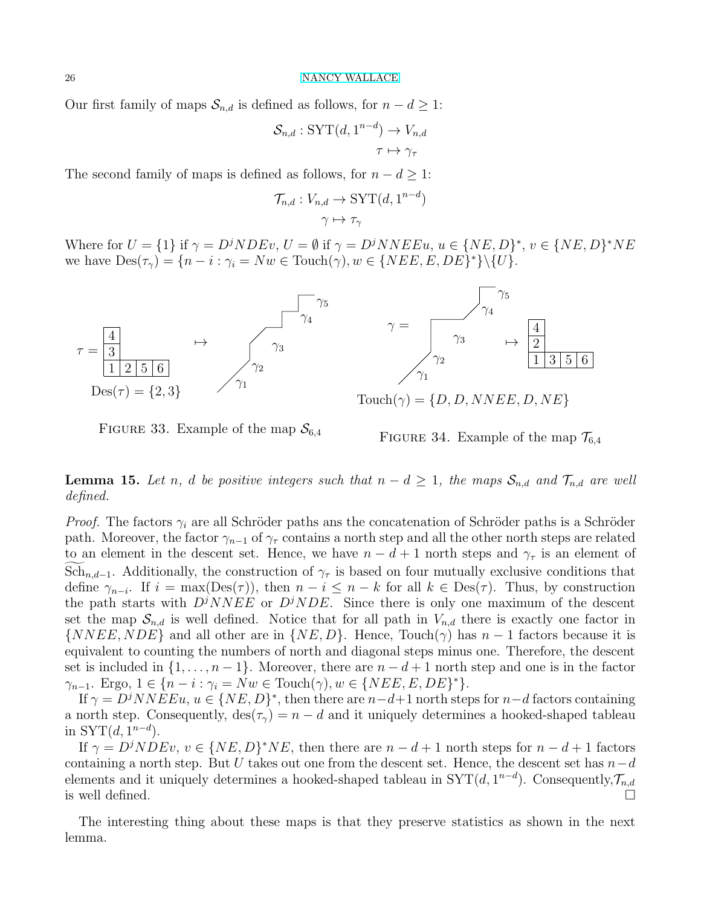Our first family of maps $\mathcal{S}_{n,d}$ is defined as follows, for $n-d \geq 1$:

$$\mathcal{S}_{n,d} : \mathrm{SYT}(d, 1^{n-d}) \to V_{n,d}$$
$$\tau \mapsto \gamma_\tau$$

The second family of maps is defined as follows, for $n-d \geq 1$:

$$\mathcal{T}_{n,d} : V_{n,d} \to \mathrm{SYT}(d, 1^{n-d})$$
$$\gamma \mapsto \tau_\gamma$$

Where for $U = \{1\}$ if $\gamma = D^jNDEv$, $U = \emptyset$ if $\gamma = D^jNNEEu$, $u \in \{NE, D\}^*$, $v \in \{NE, D\}^*NE$ we have $\mathrm{Des}(\tau_\gamma) = \{n - i : \gamma_i = Nw \in \mathrm{Touch}(\gamma), w \in \{NEE, E, DE\}^*\} \backslash \{U\}$.

$\tau =$ (tableau with rows 4 / 3 / 1 2 5 6) $\mapsto$ $\gamma_1$ $\gamma_2$ $\gamma_3$ $\gamma_4$ $\gamma_5$

$\mathrm{Des}(\tau) = \{2, 3\}$

FIGURE 33. Example of the map $\mathcal{S}_{6,4}$

$\gamma =$ $\gamma_1$ $\gamma_2$ $\gamma_3$ $\gamma_4$ $\gamma_5$ $\mapsto$ (tableau with rows 4 / 2 / 1 3 5 6)

$\mathrm{Touch}(\gamma) = \{D, D, NNEE, D, NE\}$

FIGURE 34. Example of the map $\mathcal{T}_{6,4}$

**Lemma 15.** *Let $n$, $d$ be positive integers such that $n - d \geq 1$, the maps $\mathcal{S}_{n,d}$ and $\mathcal{T}_{n,d}$ are well defined.*

*Proof.* The factors $\gamma_i$ are all Schröder paths ans the concatenation of Schröder paths is a Schröder path. Moreover, the factor $\gamma_{n-1}$ of $\gamma_\tau$ contains a north step and all the other north steps are related to an element in the descent set. Hence, we have $n - d + 1$ north steps and $\gamma_\tau$ is an element of $\widetilde{\mathrm{Sch}}_{n,d-1}$. Additionally, the construction of $\gamma_\tau$ is based on four mutually exclusive conditions that define $\gamma_{n-i}$. If $i = \max(\mathrm{Des}(\tau))$, then $n - i \leq n - k$ for all $k \in \mathrm{Des}(\tau)$. Thus, by construction the path starts with $D^jNNEE$ or $D^jNDE$. Since there is only one maximum of the descent set the map $\mathcal{S}_{n,d}$ is well defined. Notice that for all path in $V_{n,d}$ there is exactly one factor in $\{NNEE, NDE\}$ and all other are in $\{NE, D\}$. Hence, $\mathrm{Touch}(\gamma)$ has $n-1$ factors because it is equivalent to counting the numbers of north and diagonal steps minus one. Therefore, the descent set is included in $\{1, \ldots, n-1\}$. Moreover, there are $n - d + 1$ north step and one is in the factor $\gamma_{n-1}$. Ergo, $1 \in \{n - i : \gamma_i = Nw \in \mathrm{Touch}(\gamma), w \in \{NEE, E, DE\}^*\}$.

If $\gamma = D^jNNEEu$, $u \in \{NE, D\}^*$, then there are $n-d+1$ north steps for $n-d$ factors containing a north step. Consequently, $\mathrm{des}(\tau_\gamma) = n - d$ and it uniquely determines a hooked-shaped tableau in $\mathrm{SYT}(d, 1^{n-d})$.

If $\gamma = D^jNDEv$, $v \in \{NE, D\}^*NE$, then there are $n - d + 1$ north steps for $n - d + 1$ factors containing a north step. But $U$ takes out one from the descent set. Hence, the descent set has $n-d$ elements and it uniquely determines a hooked-shaped tableau in $\mathrm{SYT}(d, 1^{n-d})$. Consequently, $\mathcal{T}_{n,d}$ is well defined. $\square$

The interesting thing about these maps is that they preserve statistics as shown in the next lemma.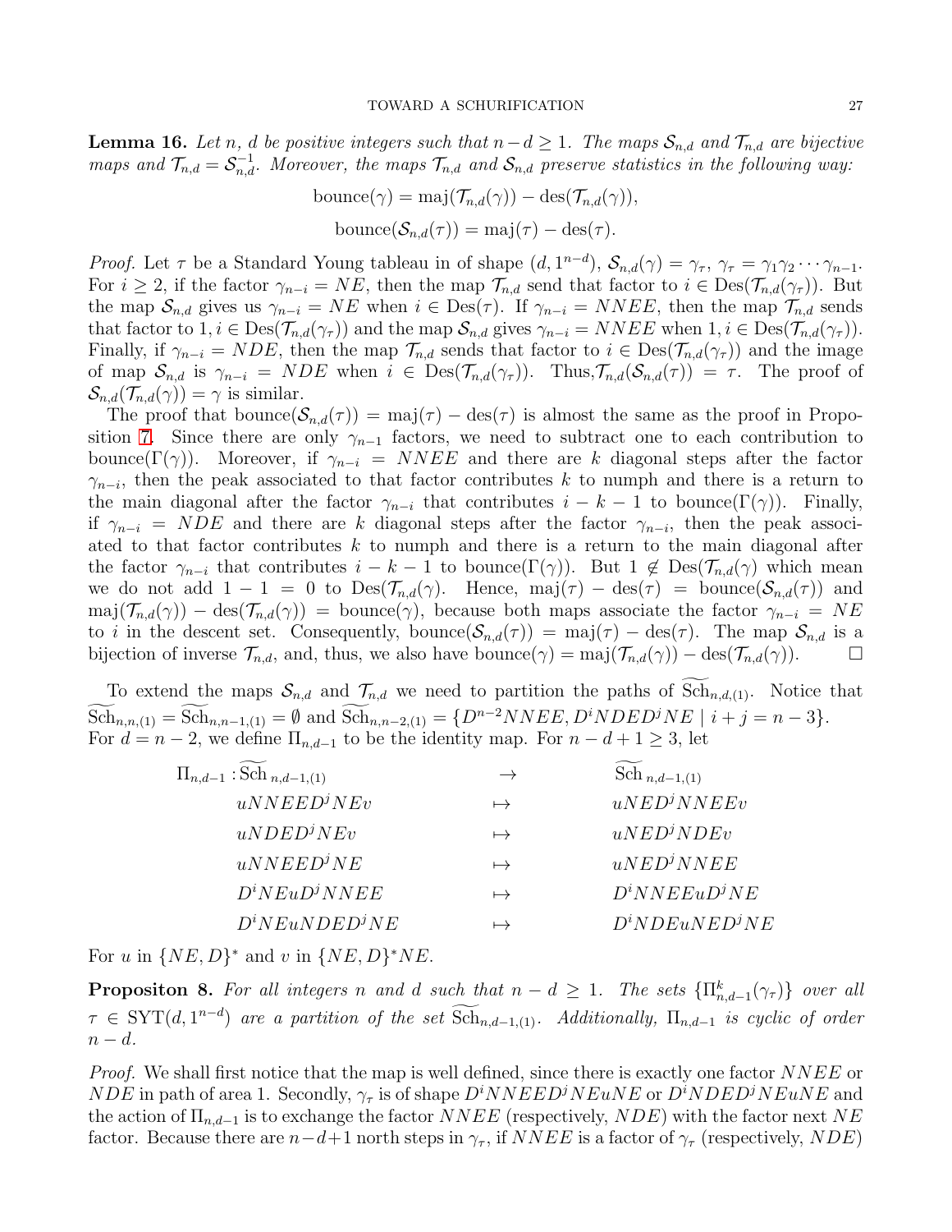**Lemma 16.** *Let $n$, $d$ be positive integers such that $n-d \geq 1$. The maps $\mathcal{S}_{n,d}$ and $\mathcal{T}_{n,d}$ are bijective maps and $\mathcal{T}_{n,d} = \mathcal{S}_{n,d}^{-1}$. Moreover, the maps $\mathcal{T}_{n,d}$ and $\mathcal{S}_{n,d}$ preserve statistics in the following way:*

$$\text{bounce}(\gamma) = \text{maj}(\mathcal{T}_{n,d}(\gamma)) - \text{des}(\mathcal{T}_{n,d}(\gamma)),$$

$$\text{bounce}(\mathcal{S}_{n,d}(\tau)) = \text{maj}(\tau) - \text{des}(\tau).$$

*Proof.* Let $\tau$ be a Standard Young tableau in of shape $(d, 1^{n-d})$, $\mathcal{S}_{n,d}(\gamma) = \gamma_\tau$, $\gamma_\tau = \gamma_1\gamma_2\cdots\gamma_{n-1}$. For $i \geq 2$, if the factor $\gamma_{n-i} = NE$, then the map $\mathcal{T}_{n,d}$ send that factor to $i \in \text{Des}(\mathcal{T}_{n,d}(\gamma_\tau))$. But the map $\mathcal{S}_{n,d}$ gives us $\gamma_{n-i} = NE$ when $i \in \text{Des}(\tau)$. If $\gamma_{n-i} = NNEE$, then the map $\mathcal{T}_{n,d}$ sends that factor to $1, i \in \text{Des}(\mathcal{T}_{n,d}(\gamma_\tau))$ and the map $\mathcal{S}_{n,d}$ gives $\gamma_{n-i} = NNEE$ when $1, i \in \text{Des}(\mathcal{T}_{n,d}(\gamma_\tau))$. Finally, if $\gamma_{n-i} = NDE$, then the map $\mathcal{T}_{n,d}$ sends that factor to $i \in \text{Des}(\mathcal{T}_{n,d}(\gamma_\tau))$ and the image of map $\mathcal{S}_{n,d}$ is $\gamma_{n-i} = NDE$ when $i \in \text{Des}(\mathcal{T}_{n,d}(\gamma_\tau))$. Thus, $\mathcal{T}_{n,d}(\mathcal{S}_{n,d}(\tau)) = \tau$. The proof of $\mathcal{S}_{n,d}(\mathcal{T}_{n,d}(\gamma)) = \gamma$ is similar.

The proof that $\text{bounce}(\mathcal{S}_{n,d}(\tau)) = \text{maj}(\tau) - \text{des}(\tau)$ is almost the same as the proof in Proposition 7. Since there are only $\gamma_{n-1}$ factors, we need to subtract one to each contribution to $\text{bounce}(\Gamma(\gamma))$. Moreover, if $\gamma_{n-i} = NNEE$ and there are $k$ diagonal steps after the factor $\gamma_{n-i}$, then the peak associated to that factor contributes $k$ to numph and there is a return to the main diagonal after the factor $\gamma_{n-i}$ that contributes $i-k-1$ to $\text{bounce}(\Gamma(\gamma))$. Finally, if $\gamma_{n-i} = NDE$ and there are $k$ diagonal steps after the factor $\gamma_{n-i}$, then the peak associated to that factor contributes $k$ to numph and there is a return to the main diagonal after the factor $\gamma_{n-i}$ that contributes $i-k-1$ to $\text{bounce}(\Gamma(\gamma))$. But $1 \notin \text{Des}(\mathcal{T}_{n,d}(\gamma)$ which mean we do not add $1-1=0$ to $\text{Des}(\mathcal{T}_{n,d}(\gamma)$. Hence, $\text{maj}(\tau) - \text{des}(\tau) = \text{bounce}(\mathcal{S}_{n,d}(\tau))$ and $\text{maj}(\mathcal{T}_{n,d}(\gamma)) - \text{des}(\mathcal{T}_{n,d}(\gamma)) = \text{bounce}(\gamma)$, because both maps associate the factor $\gamma_{n-i} = NE$ to $i$ in the descent set. Consequently, $\text{bounce}(\mathcal{S}_{n,d}(\tau)) = \text{maj}(\tau) - \text{des}(\tau)$. The map $\mathcal{S}_{n,d}$ is a bijection of inverse $\mathcal{T}_{n,d}$, and, thus, we also have $\text{bounce}(\gamma) = \text{maj}(\mathcal{T}_{n,d}(\gamma)) - \text{des}(\mathcal{T}_{n,d}(\gamma))$. □

To extend the maps $\mathcal{S}_{n,d}$ and $\mathcal{T}_{n,d}$ we need to partition the paths of $\widetilde{\text{Sch}}_{n,d,(1)}$. Notice that $\widetilde{\text{Sch}}_{n,n,(1)} = \widetilde{\text{Sch}}_{n,n-1,(1)} = \emptyset$ and $\widetilde{\text{Sch}}_{n,n-2,(1)} = \{D^{n-2}NNEE, D^iNDED^jNE \mid i+j = n-3\}$. For $d = n-2$, we define $\Pi_{n,d-1}$ to be the identity map. For $n-d+1 \geq 3$, let

$$\begin{array}{rcl}
\Pi_{n,d-1} : \widetilde{\text{Sch}}_{\,n,d-1,(1)} & \to & \widetilde{\text{Sch}}_{\,n,d-1,(1)} \\
uNNEED^jNEv & \mapsto & uNED^jNNEEv \\
uNDED^jNEv & \mapsto & uNED^jNDEv \\
uNNEED^jNE & \mapsto & uNED^jNNEE \\
D^iNEuD^jNNEE & \mapsto & D^iNNEEuD^jNE \\
D^iNEuNDED^jNE & \mapsto & D^iNDEuNED^jNE
\end{array}$$

For $u$ in $\{NE, D\}^*$ and $v$ in $\{NE, D\}^*NE$.

**Propositon 8.** *For all integers $n$ and $d$ such that $n-d \geq 1$. The sets $\{\Pi^k_{n,d-1}(\gamma_\tau)\}$ over all $\tau \in \text{SYT}(d, 1^{n-d})$ are a partition of the set $\widetilde{\text{Sch}}_{n,d-1,(1)}$. Additionally, $\Pi_{n,d-1}$ is cyclic of order $n-d$.*

*Proof.* We shall first notice that the map is well defined, since there is exactly one factor $NNEE$ or $NDE$ in path of area 1. Secondly, $\gamma_\tau$ is of shape $D^iNNEED^jNEuNE$ or $D^iNDED^jNEuNE$ and the action of $\Pi_{n,d-1}$ is to exchange the factor $NNEE$ (respectively, $NDE$) with the factor next $NE$ factor. Because there are $n-d+1$ north steps in $\gamma_\tau$, if $NNEE$ is a factor of $\gamma_\tau$ (respectively, $NDE$)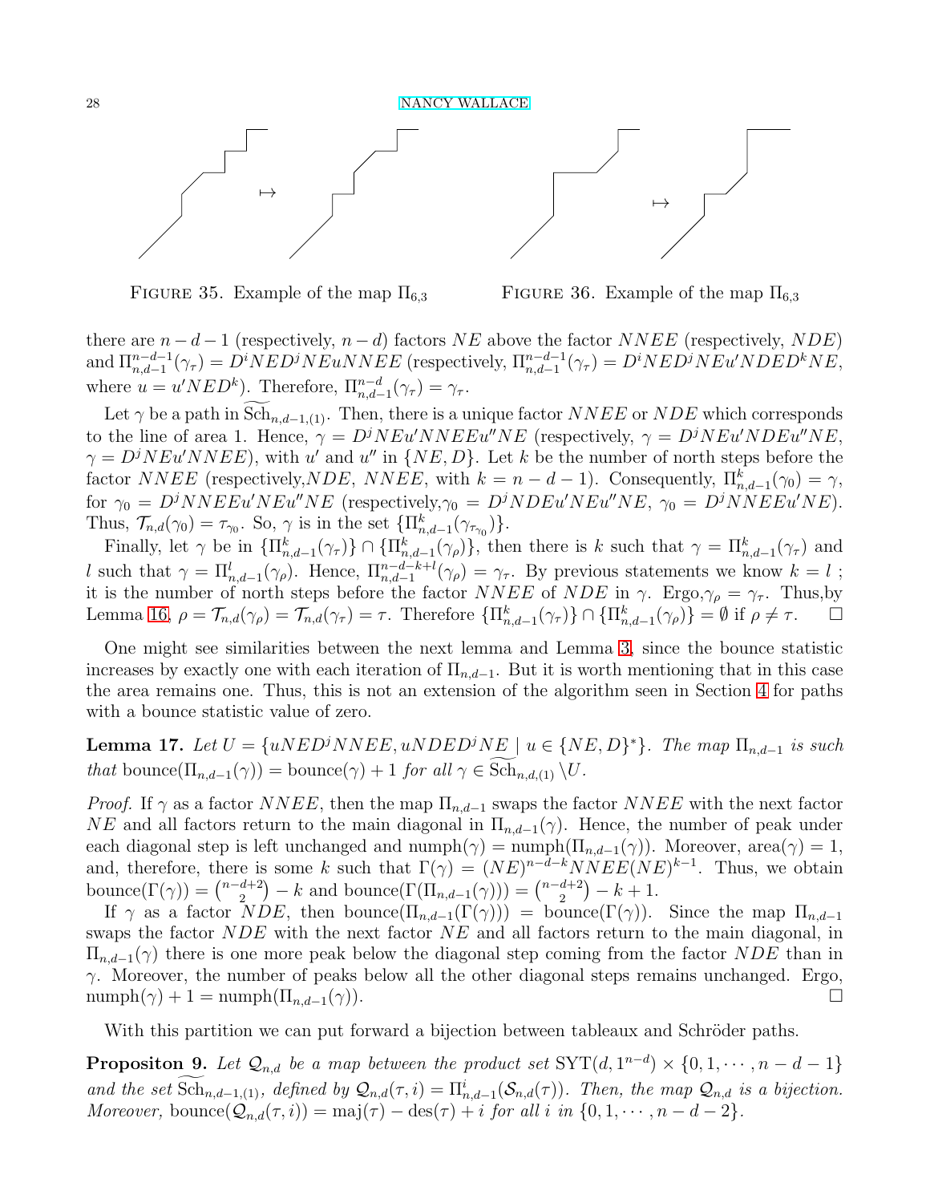FIGURE 35. Example of the map $\Pi_{6,3}$

FIGURE 36. Example of the map $\Pi_{6,3}$

there are $n-d-1$ (respectively, $n-d$) factors $NE$ above the factor $NNEE$ (respectively, $NDE$) and $\Pi_{n,d-1}^{n-d-1}(\gamma_\tau) = D^iNED^jNEuNNEE$ (respectively, $\Pi_{n,d-1}^{n-d-1}(\gamma_\tau) = D^iNED^jNEu'NDED^kNE$, where $u = u'NED^k$). Therefore, $\Pi_{n,d-1}^{n-d}(\gamma_\tau) = \gamma_\tau$.

Let $\gamma$ be a path in $\widetilde{\mathrm{Sch}}_{n,d-1,(1)}$. Then, there is a unique factor $NNEE$ or $NDE$ which corresponds to the line of area 1. Hence, $\gamma = D^jNEu'NNEEu''NE$ (respectively, $\gamma = D^jNEu'NDEu''NE$, $\gamma = D^jNEu'NNEE$), with $u'$ and $u''$ in $\{NE, D\}$. Let $k$ be the number of north steps before the factor $NNEE$ (respectively,$NDE$, $NNEE$, with $k = n-d-1$). Consequently, $\Pi_{n,d-1}^k(\gamma_0) = \gamma$, for $\gamma_0 = D^jNNEEu'NEu''NE$ (respectively,$\gamma_0 = D^jNDEu'NEu''NE$, $\gamma_0 = D^jNNEEu'NE$). Thus, $\mathcal{T}_{n,d}(\gamma_0) = \tau_{\gamma_0}$. So, $\gamma$ is in the set $\{\Pi_{n,d-1}^k(\gamma_{\tau_{\gamma_0}})\}$.

Finally, let $\gamma$ be in $\{\Pi_{n,d-1}^k(\gamma_\tau)\} \cap \{\Pi_{n,d-1}^k(\gamma_\rho)\}$, then there is $k$ such that $\gamma = \Pi_{n,d-1}^k(\gamma_\tau)$ and $l$ such that $\gamma = \Pi_{n,d-1}^l(\gamma_\rho)$. Hence, $\Pi_{n,d-1}^{n-d-k+l}(\gamma_\rho) = \gamma_\tau$. By previous statements we know $k = l$ ; it is the number of north steps before the factor $NNEE$ of $NDE$ in $\gamma$. Ergo,$\gamma_\rho = \gamma_\tau$. Thus,by Lemma 16, $\rho = \mathcal{T}_{n,d}(\gamma_\rho) = \mathcal{T}_{n,d}(\gamma_\tau) = \tau$. Therefore $\{\Pi_{n,d-1}^k(\gamma_\tau)\} \cap \{\Pi_{n,d-1}^k(\gamma_\rho)\} = \emptyset$ if $\rho \neq \tau$. $\square$

One might see similarities between the next lemma and Lemma 3, since the bounce statistic increases by exactly one with each iteration of $\Pi_{n,d-1}$. But it is worth mentioning that in this case the area remains one. Thus, this is not an extension of the algorithm seen in Section 4 for paths with a bounce statistic value of zero.

**Lemma 17.** *Let $U = \{uNED^jNNEE, uNDED^jNE \mid u \in \{NE, D\}^*\}$. The map $\Pi_{n,d-1}$ is such that* $\mathrm{bounce}(\Pi_{n,d-1}(\gamma)) = \mathrm{bounce}(\gamma) + 1$ *for all $\gamma \in \widetilde{\mathrm{Sch}}_{n,d,(1)} \setminus U$.*

*Proof.* If $\gamma$ as a factor $NNEE$, then the map $\Pi_{n,d-1}$ swaps the factor $NNEE$ with the next factor $NE$ and all factors return to the main diagonal in $\Pi_{n,d-1}(\gamma)$. Hence, the number of peak under each diagonal step is left unchanged and $\mathrm{numph}(\gamma) = \mathrm{numph}(\Pi_{n,d-1}(\gamma))$. Moreover, $\mathrm{area}(\gamma) = 1$, and, therefore, there is some $k$ such that $\Gamma(\gamma) = (NE)^{n-d-k}NNEE(NE)^{k-1}$. Thus, we obtain $\mathrm{bounce}(\Gamma(\gamma)) = \binom{n-d+2}{2} - k$ and $\mathrm{bounce}(\Gamma(\Pi_{n,d-1}(\gamma))) = \binom{n-d+2}{2} - k + 1$.

If $\gamma$ as a factor $NDE$, then $\mathrm{bounce}(\Pi_{n,d-1}(\Gamma(\gamma))) = \mathrm{bounce}(\Gamma(\gamma))$. Since the map $\Pi_{n,d-1}$ swaps the factor $NDE$ with the next factor $NE$ and all factors return to the main diagonal, in $\Pi_{n,d-1}(\gamma)$ there is one more peak below the diagonal step coming from the factor $NDE$ than in $\gamma$. Moreover, the number of peaks below all the other diagonal steps remains unchanged. Ergo, $\mathrm{numph}(\gamma) + 1 = \mathrm{numph}(\Pi_{n,d-1}(\gamma))$. $\square$

With this partition we can put forward a bijection between tableaux and Schröder paths.

**Propositon 9.** *Let $\mathcal{Q}_{n,d}$ be a map between the product set $\mathrm{SYT}(d, 1^{n-d}) \times \{0, 1, \cdots, n-d-1\}$ and the set $\widetilde{\mathrm{Sch}}_{n,d-1,(1)}$, defined by $\mathcal{Q}_{n,d}(\tau, i) = \Pi_{n,d-1}^i(\mathcal{S}_{n,d}(\tau))$. Then, the map $\mathcal{Q}_{n,d}$ is a bijection. Moreover,* $\mathrm{bounce}(\mathcal{Q}_{n,d}(\tau, i)) = \mathrm{maj}(\tau) - \mathrm{des}(\tau) + i$ *for all $i$ in $\{0, 1, \cdots, n-d-2\}$.*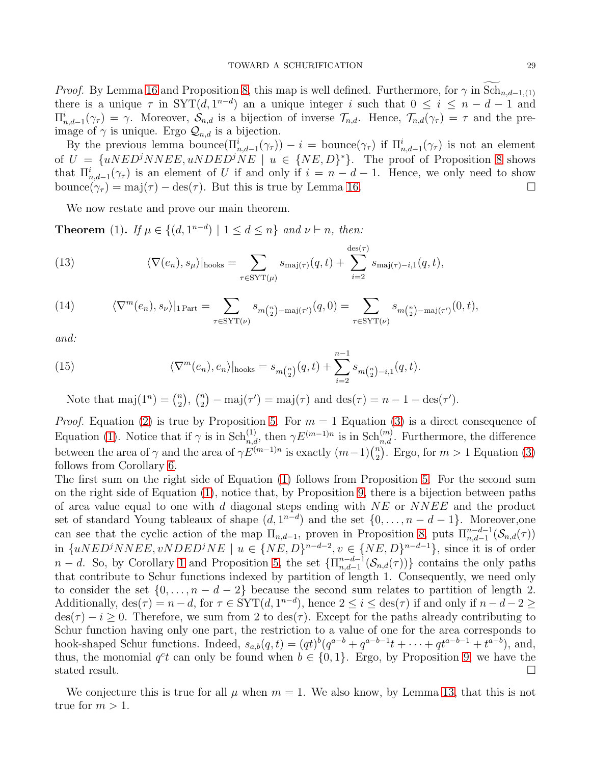*Proof.* By Lemma 16 and Proposition 8, this map is well defined. Furthermore, for $\gamma$ in $\widetilde{\mathrm{Sch}}_{n,d-1,(1)}$ there is a unique $\tau$ in $\mathrm{SYT}(d,1^{n-d})$ an a unique integer $i$ such that $0 \leq i \leq n-d-1$ and $\Pi^{i}_{n,d-1}(\gamma_\tau) = \gamma$. Moreover, $\mathcal{S}_{n,d}$ is a bijection of inverse $\mathcal{T}_{n,d}$. Hence, $\mathcal{T}_{n,d}(\gamma_\tau) = \tau$ and the pre-image of $\gamma$ is unique. Ergo $\mathcal{Q}_{n,d}$ is a bijection.

By the previous lemma $\mathrm{bounce}(\Pi^{i}_{n,d-1}(\gamma_\tau)) - i = \mathrm{bounce}(\gamma_\tau)$ if $\Pi^{i}_{n,d-1}(\gamma_\tau)$ is not an element of $U = \{uNED^jNNEE, uNDED^jNE \mid u \in \{NE,D\}^*\}$. The proof of Proposition 8 shows that $\Pi^{i}_{n,d-1}(\gamma_\tau)$ is an element of $U$ if and only if $i = n-d-1$. Hence, we only need to show $\mathrm{bounce}(\gamma_\tau) = \mathrm{maj}(\tau) - \mathrm{des}(\tau)$. But this is true by Lemma 16. $\square$

We now restate and prove our main theorem.

**Theorem** (1)**.** *If $\mu \in \{(d,1^{n-d}) \mid 1 \leq d \leq n\}$ and $\nu \vdash n$, then:*

$$\langle \nabla(e_n), s_\mu \rangle|_{\mathrm{hooks}} = \sum_{\tau \in \mathrm{SYT}(\mu)} s_{\mathrm{maj}(\tau)}(q,t) + \sum_{i=2}^{\mathrm{des}(\tau)} s_{\mathrm{maj}(\tau)-i,1}(q,t), \tag{13}$$

$$\langle \nabla^m(e_n), s_\nu \rangle|_{1\,\mathrm{Part}} = \sum_{\tau \in \mathrm{SYT}(\nu)} s_{m\binom{n}{2}-\mathrm{maj}(\tau')}(q,0) = \sum_{\tau \in \mathrm{SYT}(\nu)} s_{m\binom{n}{2}-\mathrm{maj}(\tau')}(0,t), \tag{14}$$

*and:*

$$\langle \nabla^m(e_n), e_n \rangle|_{\mathrm{hooks}} = s_{m\binom{n}{2}}(q,t) + \sum_{i=2}^{n-1} s_{m\binom{n}{2}-i,1}(q,t). \tag{15}$$

Note that $\mathrm{maj}(1^n) = \binom{n}{2}$, $\binom{n}{2} - \mathrm{maj}(\tau') = \mathrm{maj}(\tau)$ and $\mathrm{des}(\tau) = n-1-\mathrm{des}(\tau')$.

*Proof.* Equation (2) is true by Proposition 5. For $m=1$ Equation (3) is a direct consequence of Equation (1). Notice that if $\gamma$ is in $\mathrm{Sch}^{(1)}_{n,d}$, then $\gamma E^{(m-1)n}$ is in $\mathrm{Sch}^{(m)}_{n,d}$. Furthermore, the difference between the area of $\gamma$ and the area of $\gamma E^{(m-1)n}$ is exactly $(m-1)\binom{n}{2}$. Ergo, for $m > 1$ Equation (3) follows from Corollary 6.
The first sum on the right side of Equation (1) follows from Proposition 5. For the second sum on the right side of Equation (1), notice that, by Proposition 9, there is a bijection between paths of area value equal to one with $d$ diagonal steps ending with $NE$ or $NNEE$ and the product set of standard Young tableaux of shape $(d,1^{n-d})$ and the set $\{0,\ldots,n-d-1\}$. Moreover,one can see that the cyclic action of the map $\Pi_{n,d-1}$, proven in Proposition 8, puts $\Pi^{n-d-1}_{n,d-1}(\mathcal{S}_{n,d}(\tau))$ in $\{uNED^jNNEE, vNDED^jNE \mid u \in \{NE,D\}^{n-d-2}, v \in \{NE,D\}^{n-d-1}\}$, since it is of order $n-d$. So, by Corollary 1 and Proposition 5, the set $\{\Pi^{n-d-1}_{n,d-1}(\mathcal{S}_{n,d}(\tau))\}$ contains the only paths that contribute to Schur functions indexed by partition of length 1. Consequently, we need only to consider the set $\{0,\ldots,n-d-2\}$ because the second sum relates to partition of length 2. Additionally, $\mathrm{des}(\tau) = n-d$, for $\tau \in \mathrm{SYT}(d,1^{n-d})$, hence $2 \leq i \leq \mathrm{des}(\tau)$ if and only if $n-d-2 \geq \mathrm{des}(\tau) - i \geq 0$. Therefore, we sum from 2 to $\mathrm{des}(\tau)$. Except for the paths already contributing to Schur function having only one part, the restriction to a value of one for the area corresponds to hook-shaped Schur functions. Indeed, $s_{a,b}(q,t) = (qt)^b(q^{a-b} + q^{a-b-1}t + \cdots + qt^{a-b-1} + t^{a-b})$, and, thus, the monomial $q^ct$ can only be found when $b \in \{0,1\}$. Ergo, by Proposition 9, we have the stated result. $\square$

We conjecture this is true for all $\mu$ when $m=1$. We also know, by Lemma 13, that this is not true for $m > 1$.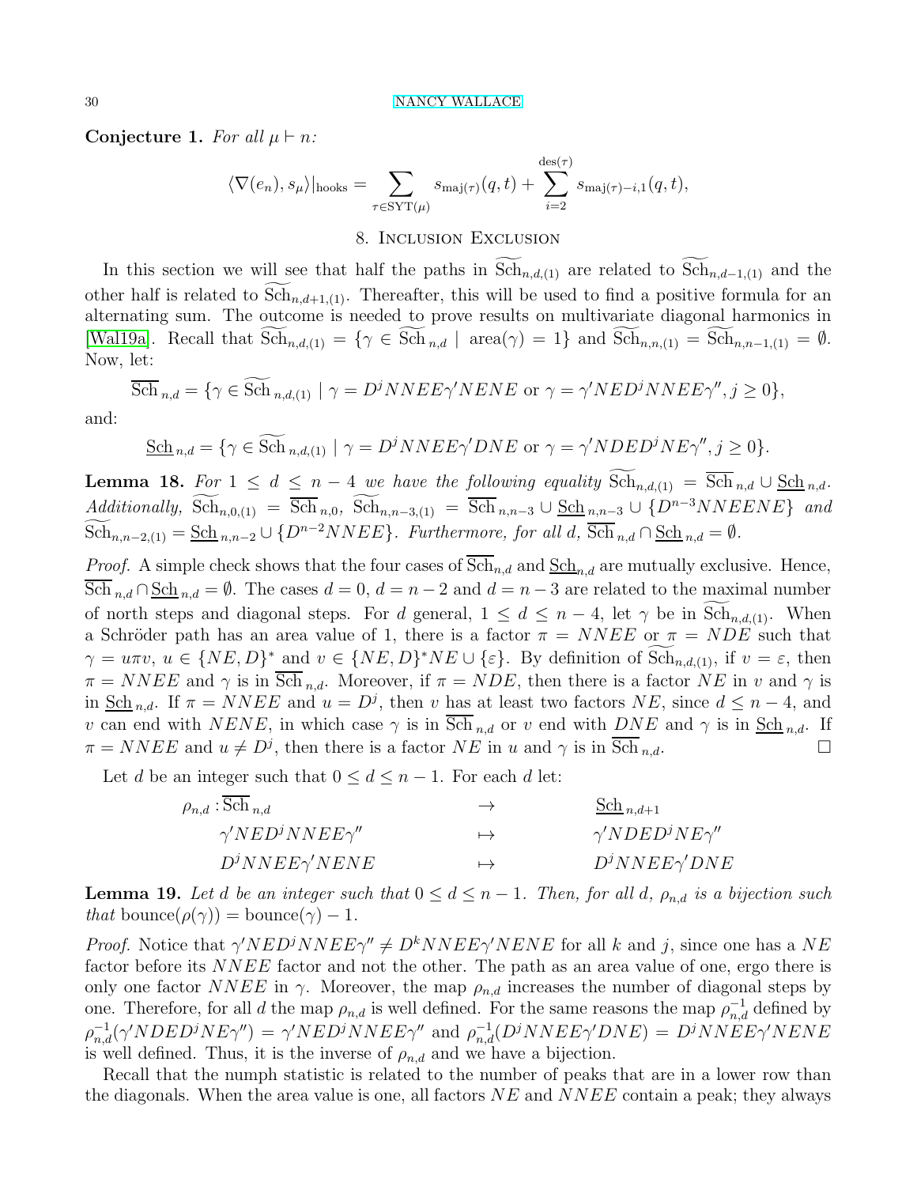**Conjecture 1.** *For all $\mu \vdash n$:*

$$\langle \nabla(e_n), s_\mu\rangle|_{\text{hooks}} = \sum_{\tau\in \mathrm{SYT}(\mu)} s_{\mathrm{maj}(\tau)}(q,t) + \sum_{i=2}^{\mathrm{des}(\tau)} s_{\mathrm{maj}(\tau)-i,1}(q,t),$$

## 8. Inclusion Exclusion

In this section we will see that half the paths in $\widetilde{\mathrm{Sch}}_{n,d,(1)}$ are related to $\widetilde{\mathrm{Sch}}_{n,d-1,(1)}$ and the other half is related to $\widetilde{\mathrm{Sch}}_{n,d+1,(1)}$. Thereafter, this will be used to find a positive formula for an alternating sum. The outcome is needed to prove results on multivariate diagonal harmonics in [Wal19a]. Recall that $\widetilde{\mathrm{Sch}}_{n,d,(1)} = \{\gamma \in \widetilde{\mathrm{Sch}}_{n,d} \mid \mathrm{area}(\gamma) = 1\}$ and $\widetilde{\mathrm{Sch}}_{n,n,(1)} = \widetilde{\mathrm{Sch}}_{n,n-1,(1)} = \emptyset$. Now, let:

$$\overline{\mathrm{Sch}}_{n,d} = \{\gamma \in \widetilde{\mathrm{Sch}}_{n,d,(1)} \mid \gamma = D^jNNEE\gamma'NENE \text{ or } \gamma = \gamma'NED^jNNEE\gamma'', j\geq 0\},$$

and:

$$\underline{\mathrm{Sch}}_{n,d} = \{\gamma \in \widetilde{\mathrm{Sch}}_{n,d,(1)} \mid \gamma = D^jNNEE\gamma'DNE \text{ or } \gamma = \gamma'NDED^jNE\gamma'', j\geq 0\}.$$

**Lemma 18.** *For $1 \leq d \leq n-4$ we have the following equality $\widetilde{\mathrm{Sch}}_{n,d,(1)} = \overline{\mathrm{Sch}}_{n,d} \cup \underline{\mathrm{Sch}}_{n,d}$. Additionally, $\widetilde{\mathrm{Sch}}_{n,0,(1)} = \overline{\mathrm{Sch}}_{n,0}$, $\widetilde{\mathrm{Sch}}_{n,n-3,(1)} = \overline{\mathrm{Sch}}_{n,n-3} \cup \underline{\mathrm{Sch}}_{n,n-3} \cup \{D^{n-3}NNEENE\}$ and $\widetilde{\mathrm{Sch}}_{n,n-2,(1)} = \underline{\mathrm{Sch}}_{n,n-2} \cup \{D^{n-2}NNEE\}$. Furthermore, for all $d$, $\overline{\mathrm{Sch}}_{n,d} \cap \underline{\mathrm{Sch}}_{n,d} = \emptyset$.*

*Proof.* A simple check shows that the four cases of $\overline{\mathrm{Sch}}_{n,d}$ and $\underline{\mathrm{Sch}}_{n,d}$ are mutually exclusive. Hence, $\overline{\mathrm{Sch}}_{n,d} \cap \underline{\mathrm{Sch}}_{n,d} = \emptyset$. The cases $d = 0$, $d = n-2$ and $d = n-3$ are related to the maximal number of north steps and diagonal steps. For $d$ general, $1 \leq d \leq n-4$, let $\gamma$ be in $\widetilde{\mathrm{Sch}}_{n,d,(1)}$. When a Schröder path has an area value of 1, there is a factor $\pi = NNEE$ or $\pi = NDE$ such that $\gamma = u\pi v$, $u \in \{NE, D\}^*$ and $v \in \{NE, D\}^*NE \cup \{\varepsilon\}$. By definition of $\widetilde{\mathrm{Sch}}_{n,d,(1)}$, if $v = \varepsilon$, then $\pi = NNEE$ and $\gamma$ is in $\overline{\mathrm{Sch}}_{n,d}$. Moreover, if $\pi = NDE$, then there is a factor $NE$ in $v$ and $\gamma$ is in $\underline{\mathrm{Sch}}_{n,d}$. If $\pi = NNEE$ and $u = D^j$, then $v$ has at least two factors $NE$, since $d \leq n-4$, and $v$ can end with $NENE$, in which case $\gamma$ is in $\overline{\mathrm{Sch}}_{n,d}$ or $v$ end with $DNE$ and $\gamma$ is in $\underline{\mathrm{Sch}}_{n,d}$. If $\pi = NNEE$ and $u \neq D^j$, then there is a factor $NE$ in $u$ and $\gamma$ is in $\overline{\mathrm{Sch}}_{n,d}$. $\square$

Let $d$ be an integer such that $0 \leq d \leq n-1$. For each $d$ let:

$$\begin{array}{lcl} \rho_{n,d} : \overline{\mathrm{Sch}}_{n,d} & \to & \underline{\mathrm{Sch}}_{n,d+1} \\ \quad \gamma'NED^jNNEE\gamma'' & \mapsto & \gamma'NDED^jNE\gamma'' \\ \quad D^jNNEE\gamma'NENE & \mapsto & D^jNNEE\gamma'DNE \end{array}$$

**Lemma 19.** *Let $d$ be an integer such that $0 \leq d \leq n-1$. Then, for all $d$, $\rho_{n,d}$ is a bijection such that* $\mathrm{bounce}(\rho(\gamma)) = \mathrm{bounce}(\gamma) - 1$.

*Proof.* Notice that $\gamma'NED^jNNEE\gamma'' \neq D^kNNEE\gamma'NENE$ for all $k$ and $j$, since one has a $NE$ factor before its $NNEE$ factor and not the other. The path as an area value of one, ergo there is only one factor $NNEE$ in $\gamma$. Moreover, the map $\rho_{n,d}$ increases the number of diagonal steps by one. Therefore, for all $d$ the map $\rho_{n,d}$ is well defined. For the same reasons the map $\rho_{n,d}^{-1}$ defined by $\rho_{n,d}^{-1}(\gamma'NDED^jNE\gamma'') = \gamma'NED^jNNEE\gamma''$ and $\rho_{n,d}^{-1}(D^jNNEE\gamma'DNE) = D^jNNEE\gamma'NENE$ is well defined. Thus, it is the inverse of $\rho_{n,d}$ and we have a bijection.

Recall that the numph statistic is related to the number of peaks that are in a lower row than the diagonals. When the area value is one, all factors $NE$ and $NNEE$ contain a peak; they always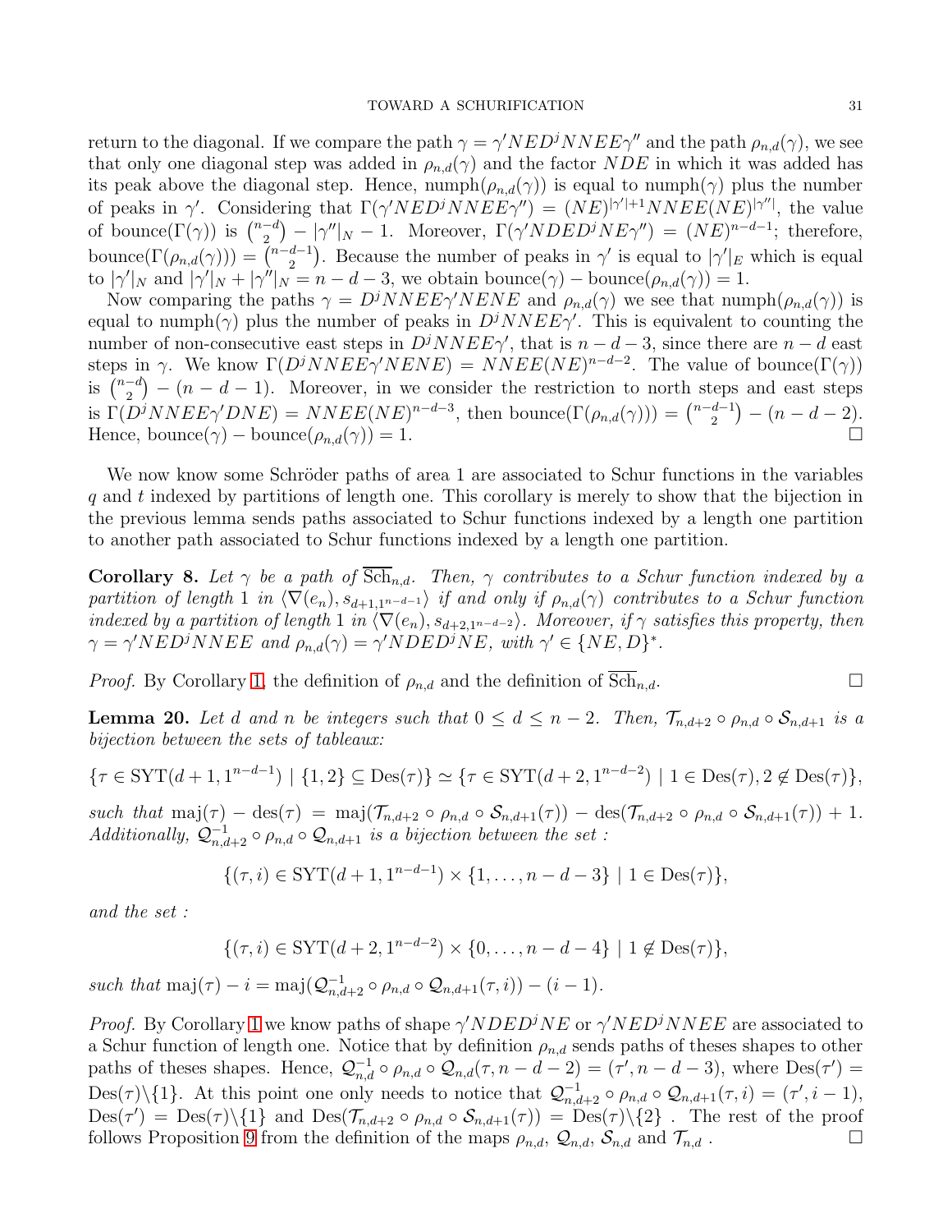return to the diagonal. If we compare the path $\gamma = \gamma' NED^j NNEE\gamma''$ and the path $\rho_{n,d}(\gamma)$, we see that only one diagonal step was added in $\rho_{n,d}(\gamma)$ and the factor $NDE$ in which it was added has its peak above the diagonal step. Hence, $\text{numph}(\rho_{n,d}(\gamma))$ is equal to $\text{numph}(\gamma)$ plus the number of peaks in $\gamma'$. Considering that $\Gamma(\gamma' NED^j NNEE\gamma'') = (NE)^{|\gamma'|+1} NNEE(NE)^{|\gamma''|}$, the value of $\text{bounce}(\Gamma(\gamma))$ is $\binom{n-d}{2} - |\gamma''|_N - 1$. Moreover, $\Gamma(\gamma' NDED^j NE\gamma'') = (NE)^{n-d-1}$; therefore, $\text{bounce}(\Gamma(\rho_{n,d}(\gamma))) = \binom{n-d-1}{2}$. Because the number of peaks in $\gamma'$ is equal to $|\gamma'|_E$ which is equal to $|\gamma'|_N$ and $|\gamma'|_N + |\gamma''|_N = n - d - 3$, we obtain $\text{bounce}(\gamma) - \text{bounce}(\rho_{n,d}(\gamma)) = 1$.

Now comparing the paths $\gamma = D^j NNEE\gamma' NENE$ and $\rho_{n,d}(\gamma)$ we see that $\text{numph}(\rho_{n,d}(\gamma))$ is equal to $\text{numph}(\gamma)$ plus the number of peaks in $D^j NNEE\gamma'$. This is equivalent to counting the number of non-consecutive east steps in $D^j NNEE\gamma'$, that is $n - d - 3$, since there are $n - d$ east steps in $\gamma$. We know $\Gamma(D^j NNEE\gamma' NENE) = NNEE(NE)^{n-d-2}$. The value of $\text{bounce}(\Gamma(\gamma))$ is $\binom{n-d}{2} - (n - d - 1)$. Moreover, in we consider the restriction to north steps and east steps is $\Gamma(D^j NNEE\gamma' DNE) = NNEE(NE)^{n-d-3}$, then $\text{bounce}(\Gamma(\rho_{n,d}(\gamma))) = \binom{n-d-1}{2} - (n - d - 2)$. Hence, $\text{bounce}(\gamma) - \text{bounce}(\rho_{n,d}(\gamma)) = 1$. □

We now know some Schröder paths of area 1 are associated to Schur functions in the variables $q$ and $t$ indexed by partitions of length one. This corollary is merely to show that the bijection in the previous lemma sends paths associated to Schur functions indexed by a length one partition to another path associated to Schur functions indexed by a length one partition.

**Corollary 8.** *Let $\gamma$ be a path of $\overline{\text{Sch}}_{n,d}$. Then, $\gamma$ contributes to a Schur function indexed by a partition of length 1 in $\langle \nabla(e_n), s_{d+1,1^{n-d-1}} \rangle$ if and only if $\rho_{n,d}(\gamma)$ contributes to a Schur function indexed by a partition of length 1 in $\langle \nabla(e_n), s_{d+2,1^{n-d-2}} \rangle$. Moreover, if $\gamma$ satisfies this property, then $\gamma = \gamma' NED^j NNEE$ and $\rho_{n,d}(\gamma) = \gamma' NDED^j NE$, with $\gamma' \in \{NE, D\}^*$.*

*Proof.* By Corollary 1, the definition of $\rho_{n,d}$ and the definition of $\overline{\text{Sch}}_{n,d}$. □

**Lemma 20.** *Let $d$ and $n$ be integers such that $0 \leq d \leq n-2$. Then, $\mathcal{T}_{n,d+2} \circ \rho_{n,d} \circ \mathcal{S}_{n,d+1}$ is a bijection between the sets of tableaux:*

$$\{\tau \in \text{SYT}(d+1, 1^{n-d-1}) \mid \{1,2\} \subseteq \text{Des}(\tau)\} \simeq \{\tau \in \text{SYT}(d+2, 1^{n-d-2}) \mid 1 \in \text{Des}(\tau), 2 \notin \text{Des}(\tau)\},$$

*such that $\text{maj}(\tau) - \text{des}(\tau) = \text{maj}(\mathcal{T}_{n,d+2} \circ \rho_{n,d} \circ \mathcal{S}_{n,d+1}(\tau)) - \text{des}(\mathcal{T}_{n,d+2} \circ \rho_{n,d} \circ \mathcal{S}_{n,d+1}(\tau)) + 1$. Additionally, $\mathcal{Q}^{-1}_{n,d+2} \circ \rho_{n,d} \circ \mathcal{Q}_{n,d+1}$ is a bijection between the set :*

$$\{(\tau, i) \in \text{SYT}(d+1, 1^{n-d-1}) \times \{1, \ldots, n-d-3\} \mid 1 \in \text{Des}(\tau)\},$$

*and the set :*

$$\{(\tau, i) \in \text{SYT}(d+2, 1^{n-d-2}) \times \{0, \ldots, n-d-4\} \mid 1 \notin \text{Des}(\tau)\},$$

*such that $\text{maj}(\tau) - i = \text{maj}(\mathcal{Q}^{-1}_{n,d+2} \circ \rho_{n,d} \circ \mathcal{Q}_{n,d+1}(\tau, i)) - (i-1)$.*

*Proof.* By Corollary 1 we know paths of shape $\gamma' NDED^j NE$ or $\gamma' NED^j NNEE$ are associated to a Schur function of length one. Notice that by definition $\rho_{n,d}$ sends paths of theses shapes to other paths of theses shapes. Hence, $\mathcal{Q}^{-1}_{n,d} \circ \rho_{n,d} \circ \mathcal{Q}_{n,d}(\tau, n-d-2) = (\tau', n-d-3)$, where $\text{Des}(\tau') = \text{Des}(\tau)\backslash\{1\}$. At this point one only needs to notice that $\mathcal{Q}^{-1}_{n,d+2} \circ \rho_{n,d} \circ \mathcal{Q}_{n,d+1}(\tau, i) = (\tau', i-1)$, $\text{Des}(\tau') = \text{Des}(\tau)\backslash\{1\}$ and $\text{Des}(\mathcal{T}_{n,d+2} \circ \rho_{n,d} \circ \mathcal{S}_{n,d+1}(\tau)) = \text{Des}(\tau)\backslash\{2\}$ . The rest of the proof follows Proposition 9 from the definition of the maps $\rho_{n,d}$, $\mathcal{Q}_{n,d}$, $\mathcal{S}_{n,d}$ and $\mathcal{T}_{n,d}$ . □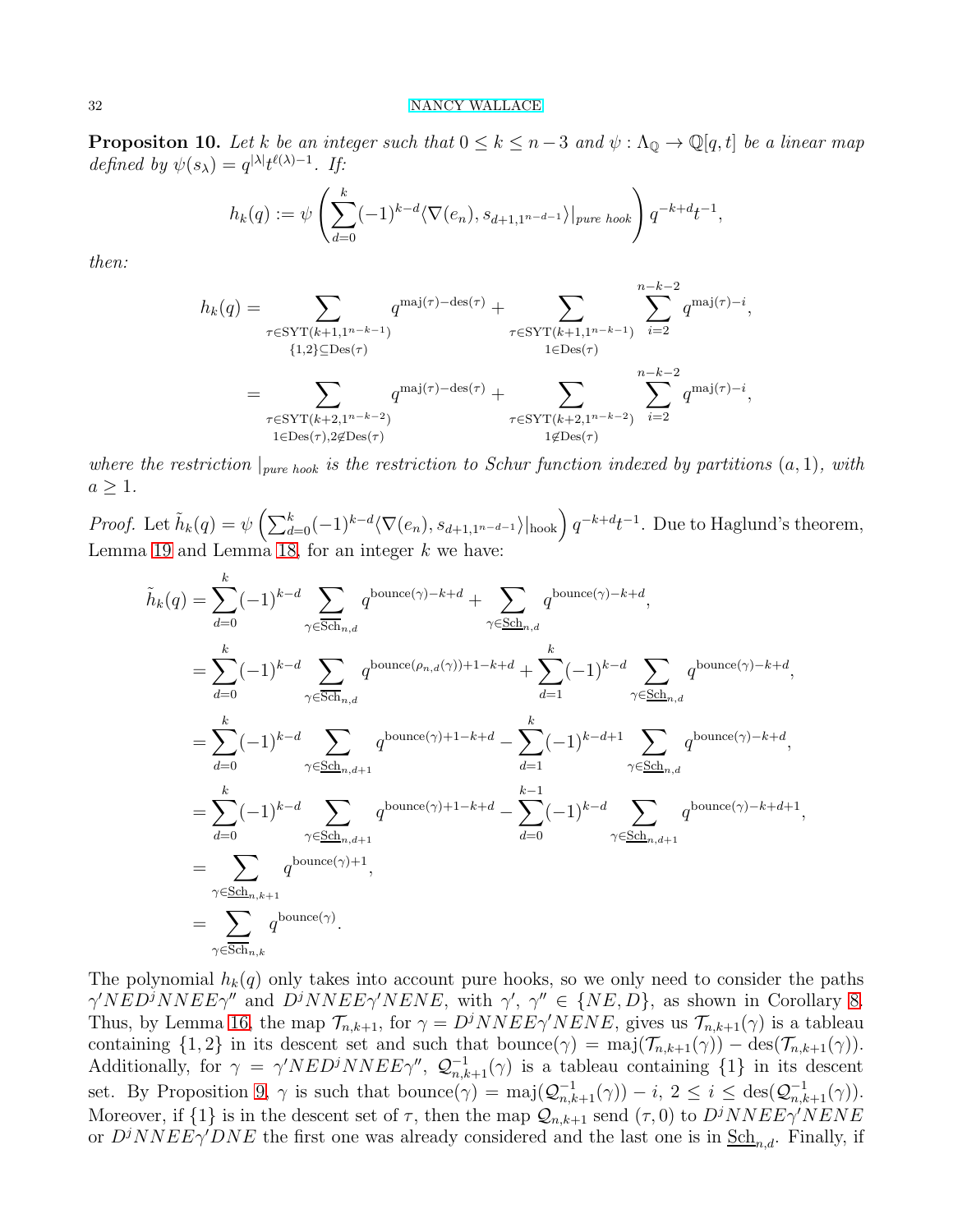**Propositon 10.** *Let $k$ be an integer such that $0 \leq k \leq n-3$ and $\psi : \Lambda_{\mathbb{Q}} \to \mathbb{Q}[q,t]$ be a linear map defined by $\psi(s_\lambda) = q^{|\lambda|} t^{\ell(\lambda)-1}$. If:*

$$h_k(q) := \psi\left(\sum_{d=0}^{k} (-1)^{k-d} \langle \nabla(e_n), s_{d+1,1^{n-d-1}} \rangle|_{\text{pure hook}}\right) q^{-k+d} t^{-1},$$

*then:*

$$\begin{aligned} h_k(q) &= \sum_{\substack{\tau \in \mathrm{SYT}(k+1,1^{n-k-1}) \\ \{1,2\} \subseteq \mathrm{Des}(\tau)}} q^{\mathrm{maj}(\tau)-\mathrm{des}(\tau)} + \sum_{\substack{\tau \in \mathrm{SYT}(k+1,1^{n-k-1}) \\ 1 \in \mathrm{Des}(\tau)}} \sum_{i=2}^{n-k-2} q^{\mathrm{maj}(\tau)-i}, \\ &= \sum_{\substack{\tau \in \mathrm{SYT}(k+2,1^{n-k-2}) \\ 1 \in \mathrm{Des}(\tau), 2 \notin \mathrm{Des}(\tau)}} q^{\mathrm{maj}(\tau)-\mathrm{des}(\tau)} + \sum_{\substack{\tau \in \mathrm{SYT}(k+2,1^{n-k-2}) \\ 1 \notin \mathrm{Des}(\tau)}} \sum_{i=2}^{n-k-2} q^{\mathrm{maj}(\tau)-i}, \end{aligned}$$

*where the restriction $|_{\text{pure hook}}$ is the restriction to Schur function indexed by partitions $(a,1)$, with $a \geq 1$.*

*Proof.* Let $\tilde{h}_k(q) = \psi\left(\sum_{d=0}^{k} (-1)^{k-d} \langle \nabla(e_n), s_{d+1,1^{n-d-1}} \rangle|_{\text{hook}}\right) q^{-k+d} t^{-1}$. Due to Haglund's theorem, Lemma 19 and Lemma 18, for an integer $k$ we have:

$$\begin{aligned} \tilde{h}_k(q) &= \sum_{d=0}^{k} (-1)^{k-d} \sum_{\gamma \in \overline{\mathrm{Sch}}_{n,d}} q^{\mathrm{bounce}(\gamma)-k+d} + \sum_{\gamma \in \underline{\mathrm{Sch}}_{n,d}} q^{\mathrm{bounce}(\gamma)-k+d}, \\ &= \sum_{d=0}^{k} (-1)^{k-d} \sum_{\gamma \in \overline{\mathrm{Sch}}_{n,d}} q^{\mathrm{bounce}(\rho_{n,d}(\gamma))+1-k+d} + \sum_{d=1}^{k} (-1)^{k-d} \sum_{\gamma \in \underline{\mathrm{Sch}}_{n,d}} q^{\mathrm{bounce}(\gamma)-k+d}, \\ &= \sum_{d=0}^{k} (-1)^{k-d} \sum_{\gamma \in \underline{\mathrm{Sch}}_{n,d+1}} q^{\mathrm{bounce}(\gamma)+1-k+d} - \sum_{d=1}^{k} (-1)^{k-d+1} \sum_{\gamma \in \underline{\mathrm{Sch}}_{n,d}} q^{\mathrm{bounce}(\gamma)-k+d}, \\ &= \sum_{d=0}^{k} (-1)^{k-d} \sum_{\gamma \in \underline{\mathrm{Sch}}_{n,d+1}} q^{\mathrm{bounce}(\gamma)+1-k+d} - \sum_{d=0}^{k-1} (-1)^{k-d} \sum_{\gamma \in \underline{\mathrm{Sch}}_{n,d+1}} q^{\mathrm{bounce}(\gamma)-k+d+1}, \\ &= \sum_{\gamma \in \underline{\mathrm{Sch}}_{n,k+1}} q^{\mathrm{bounce}(\gamma)+1}, \\ &= \sum_{\gamma \in \overline{\mathrm{Sch}}_{n,k}} q^{\mathrm{bounce}(\gamma)}. \end{aligned}$$

The polynomial $h_k(q)$ only takes into account pure hooks, so we only need to consider the paths $\gamma' NED^j NNEE\gamma''$ and $D^j NNEE\gamma' NENE$, with $\gamma', \gamma'' \in \{NE, D\}$, as shown in Corollary 8. Thus, by Lemma 16, the map $\mathcal{T}_{n,k+1}$, for $\gamma = D^j NNEE\gamma' NENE$, gives us $\mathcal{T}_{n,k+1}(\gamma)$ is a tableau containing $\{1,2\}$ in its descent set and such that $\mathrm{bounce}(\gamma) = \mathrm{maj}(\mathcal{T}_{n,k+1}(\gamma)) - \mathrm{des}(\mathcal{T}_{n,k+1}(\gamma))$. Additionally, for $\gamma = \gamma' NED^j NNEE\gamma''$, $\mathcal{Q}^{-1}_{n,k+1}(\gamma)$ is a tableau containing $\{1\}$ in its descent set. By Proposition 9, $\gamma$ is such that $\mathrm{bounce}(\gamma) = \mathrm{maj}(\mathcal{Q}^{-1}_{n,k+1}(\gamma)) - i$, $2 \leq i \leq \mathrm{des}(\mathcal{Q}^{-1}_{n,k+1}(\gamma))$. Moreover, if $\{1\}$ is in the descent set of $\tau$, then the map $\mathcal{Q}_{n,k+1}$ send $(\tau, 0)$ to $D^j NNEE\gamma' NENE$ or $D^j NNEE\gamma' DNE$ the first one was already considered and the last one is in $\underline{\mathrm{Sch}}_{n,d}$. Finally, if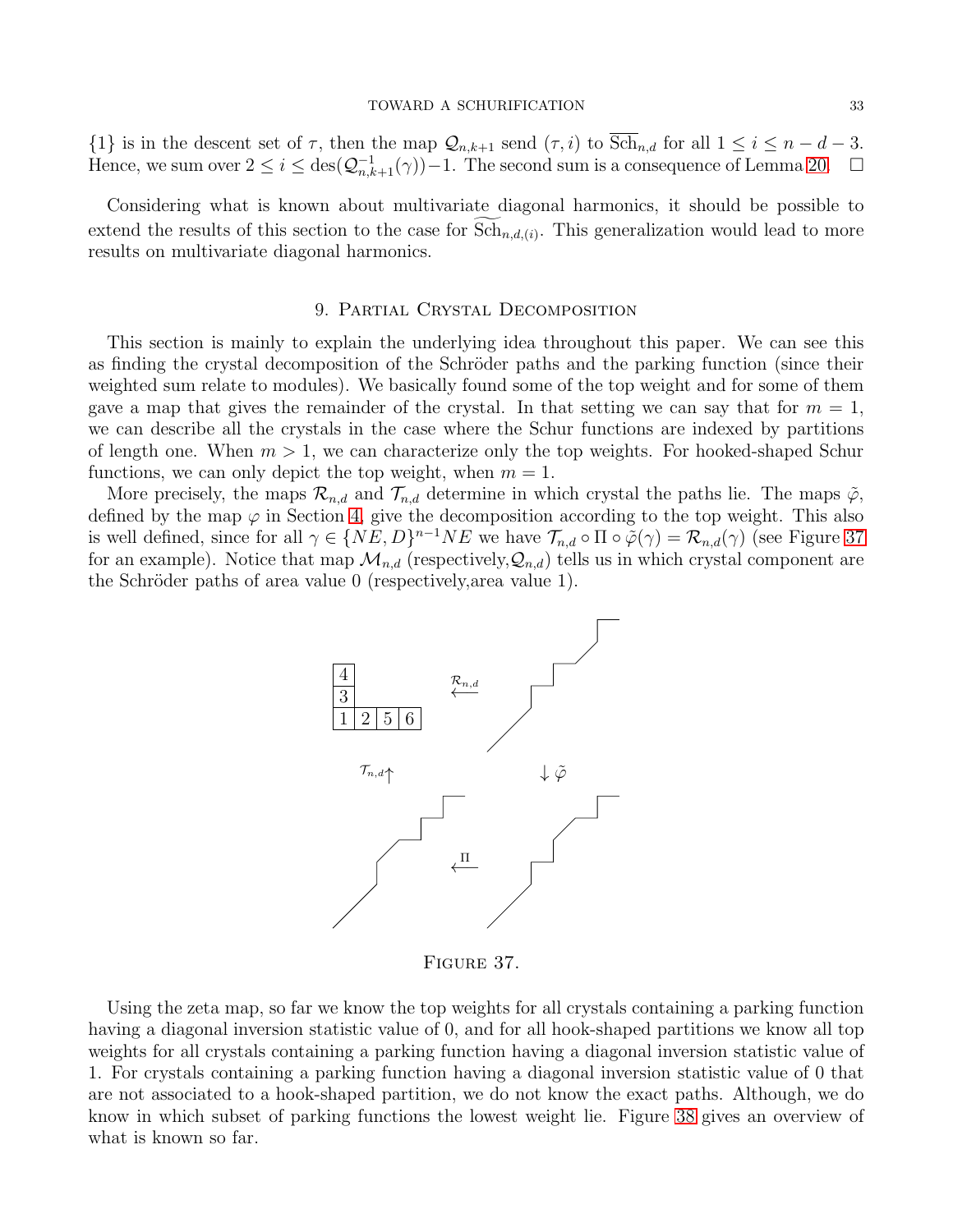$\{1\}$ is in the descent set of $\tau$, then the map $\mathcal{Q}_{n,k+1}$ send $(\tau, i)$ to $\overline{\text{Sch}}_{n,d}$ for all $1 \leq i \leq n-d-3$. Hence, we sum over $2 \leq i \leq \text{des}(\mathcal{Q}_{n,k+1}^{-1}(\gamma))-1$. The second sum is a consequence of Lemma 20. $\square$

Considering what is known about multivariate diagonal harmonics, it should be possible to extend the results of this section to the case for $\widetilde{\text{Sch}}_{n,d,(i)}$. This generalization would lead to more results on multivariate diagonal harmonics.

## 9. Partial Crystal Decomposition

This section is mainly to explain the underlying idea throughout this paper. We can see this as finding the crystal decomposition of the Schröder paths and the parking function (since their weighted sum relate to modules). We basically found some of the top weight and for some of them gave a map that gives the remainder of the crystal. In that setting we can say that for $m = 1$, we can describe all the crystals in the case where the Schur functions are indexed by partitions of length one. When $m > 1$, we can characterize only the top weights. For hooked-shaped Schur functions, we can only depict the top weight, when $m = 1$.

More precisely, the maps $\mathcal{R}_{n,d}$ and $\mathcal{T}_{n,d}$ determine in which crystal the paths lie. The maps $\tilde{\varphi}$, defined by the map $\varphi$ in Section 4, give the decomposition according to the top weight. This also is well defined, since for all $\gamma \in \{NE, D\}^{n-1}NE$ we have $\mathcal{T}_{n,d} \circ \Pi \circ \tilde{\varphi}(\gamma) = \mathcal{R}_{n,d}(\gamma)$ (see Figure 37 for an example). Notice that map $\mathcal{M}_{n,d}$ (respectively,$\mathcal{Q}_{n,d}$) tells us in which crystal component are the Schröder paths of area value 0 (respectively,area value 1).

4
3
1 2 5 6

$\mathcal{R}_{n,d}$

$\mathcal{T}_{n,d}$

$\tilde{\varphi}$

$\Pi$

Figure 37.

Using the zeta map, so far we know the top weights for all crystals containing a parking function having a diagonal inversion statistic value of 0, and for all hook-shaped partitions we know all top weights for all crystals containing a parking function having a diagonal inversion statistic value of 1. For crystals containing a parking function having a diagonal inversion statistic value of 0 that are not associated to a hook-shaped partition, we do not know the exact paths. Although, we do know in which subset of parking functions the lowest weight lie. Figure 38 gives an overview of what is known so far.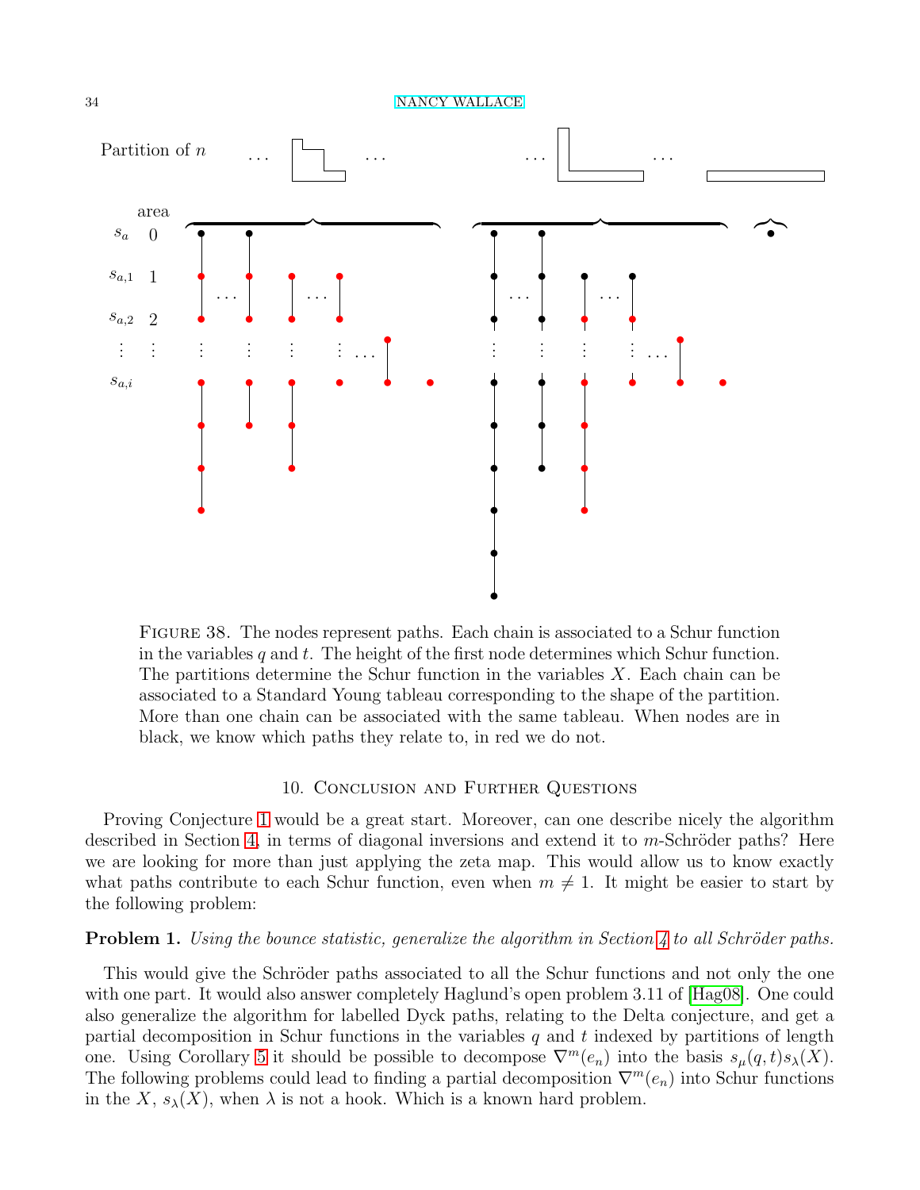Partition of $n$

area

$s_a$ 0

$s_{a,1}$ 1

$s_{a,2}$ 2

$s_{a,i}$

Figure 38. The nodes represent paths. Each chain is associated to a Schur function in the variables $q$ and $t$. The height of the first node determines which Schur function. The partitions determine the Schur function in the variables $X$. Each chain can be associated to a Standard Young tableau corresponding to the shape of the partition. More than one chain can be associated with the same tableau. When nodes are in black, we know which paths they relate to, in red we do not.

## 10. Conclusion and Further Questions

Proving Conjecture 1 would be a great start. Moreover, can one describe nicely the algorithm described in Section 4, in terms of diagonal inversions and extend it to $m$-Schröder paths? Here we are looking for more than just applying the zeta map. This would allow us to know exactly what paths contribute to each Schur function, even when $m \neq 1$. It might be easier to start by the following problem:

**Problem 1.** *Using the bounce statistic, generalize the algorithm in Section 4 to all Schröder paths.*

This would give the Schröder paths associated to all the Schur functions and not only the one with one part. It would also answer completely Haglund's open problem 3.11 of [Hag08]. One could also generalize the algorithm for labelled Dyck paths, relating to the Delta conjecture, and get a partial decomposition in Schur functions in the variables $q$ and $t$ indexed by partitions of length one. Using Corollary 5 it should be possible to decompose $\nabla^m(e_n)$ into the basis $s_\mu(q,t)s_\lambda(X)$. The following problems could lead to finding a partial decomposition $\nabla^m(e_n)$ into Schur functions in the $X$, $s_\lambda(X)$, when $\lambda$ is not a hook. Which is a known hard problem.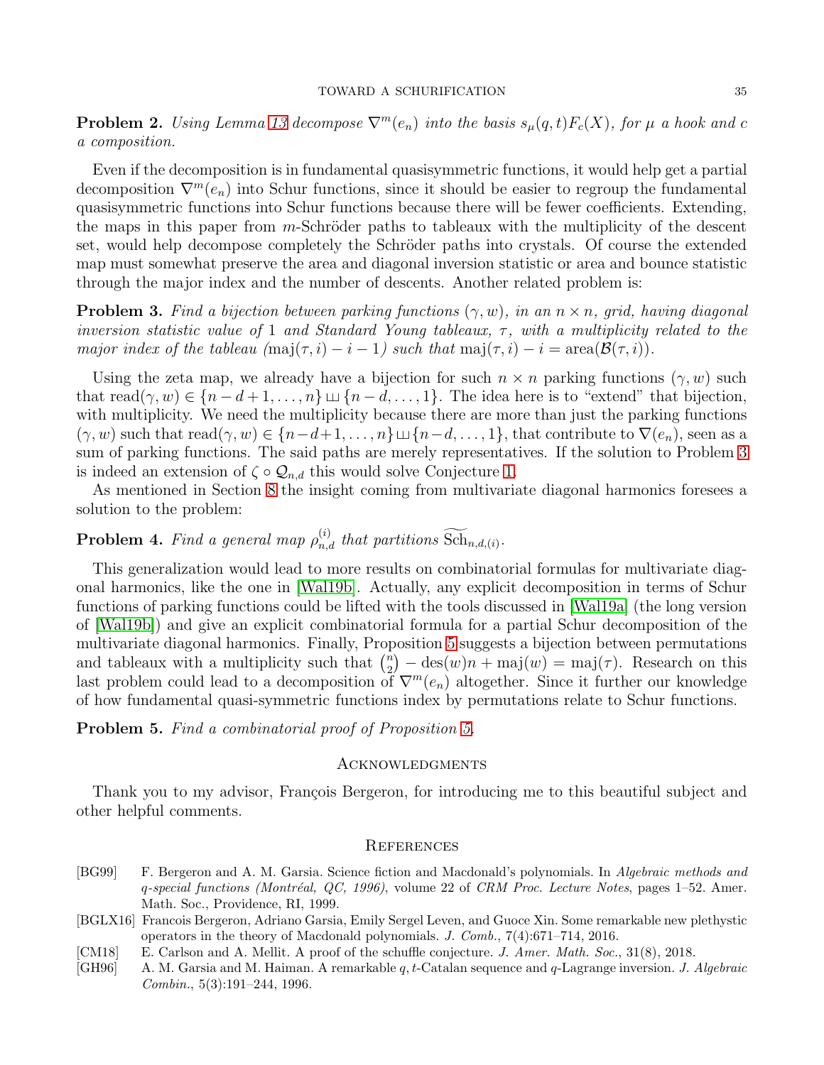**Problem 2.** *Using Lemma 13 decompose $\nabla^m(e_n)$ into the basis $s_\mu(q,t)F_c(X)$, for $\mu$ a hook and $c$ a composition.*

Even if the decomposition is in fundamental quasisymmetric functions, it would help get a partial decomposition $\nabla^m(e_n)$ into Schur functions, since it should be easier to regroup the fundamental quasisymmetric functions into Schur functions because there will be fewer coefficients. Extending, the maps in this paper from $m$-Schröder paths to tableaux with the multiplicity of the descent set, would help decompose completely the Schröder paths into crystals. Of course the extended map must somewhat preserve the area and diagonal inversion statistic or area and bounce statistic through the major index and the number of descents. Another related problem is:

**Problem 3.** *Find a bijection between parking functions $(\gamma, w)$, in an $n \times n$, grid, having diagonal inversion statistic value of 1 and Standard Young tableaux, $\tau$, with a multiplicity related to the major index of the tableau ($\mathrm{maj}(\tau, i) - i - 1$) such that $\mathrm{maj}(\tau, i) - i = \mathrm{area}(\mathcal{B}(\tau, i))$.*

Using the zeta map, we already have a bijection for such $n \times n$ parking functions $(\gamma, w)$ such that $\mathrm{read}(\gamma, w) \in \{n-d+1, \ldots, n\} \sqcup \{n-d, \ldots, 1\}$. The idea here is to "extend" that bijection, with multiplicity. We need the multiplicity because there are more than just the parking functions $(\gamma, w)$ such that $\mathrm{read}(\gamma, w) \in \{n-d+1, \ldots, n\} \sqcup \{n-d, \ldots, 1\}$, that contribute to $\nabla(e_n)$, seen as a sum of parking functions. The said paths are merely representatives. If the solution to Problem 3 is indeed an extension of $\zeta \circ \mathcal{Q}_{n,d}$ this would solve Conjecture 1.

As mentioned in Section 8 the insight coming from multivariate diagonal harmonics foresees a solution to the problem:

**Problem 4.** *Find a general map $\rho^{(i)}_{n,d}$ that partitions $\widetilde{\mathrm{Sch}}_{n,d,(i)}$.*

This generalization would lead to more results on combinatorial formulas for multivariate diagonal harmonics, like the one in [Wal19b]. Actually, any explicit decomposition in terms of Schur functions of parking functions could be lifted with the tools discussed in [Wal19a] (the long version of [Wal19b]) and give an explicit combinatorial formula for a partial Schur decomposition of the multivariate diagonal harmonics. Finally, Proposition 5 suggests a bijection between permutations and tableaux with a multiplicity such that $\binom{n}{2} - \mathrm{des}(w)n + \mathrm{maj}(w) = \mathrm{maj}(\tau)$. Research on this last problem could lead to a decomposition of $\nabla^m(e_n)$ altogether. Since it further our knowledge of how fundamental quasi-symmetric functions index by permutations relate to Schur functions.

**Problem 5.** *Find a combinatorial proof of Proposition 5.*

## Acknowledgments

Thank you to my advisor, François Bergeron, for introducing me to this beautiful subject and other helpful comments.

## References

[BG99] F. Bergeron and A. M. Garsia. Science fiction and Macdonald's polynomials. In *Algebraic methods and q-special functions (Montréal, QC, 1996)*, volume 22 of *CRM Proc. Lecture Notes*, pages 1–52. Amer. Math. Soc., Providence, RI, 1999.

[BGLX16] Francois Bergeron, Adriano Garsia, Emily Sergel Leven, and Guoce Xin. Some remarkable new plethystic operators in the theory of Macdonald polynomials. *J. Comb.*, 7(4):671–714, 2016.

[CM18] E. Carlson and A. Mellit. A proof of the schuffle conjecture. *J. Amer. Math. Soc.*, 31(8), 2018.

[GH96] A. M. Garsia and M. Haiman. A remarkable $q,t$-Catalan sequence and $q$-Lagrange inversion. *J. Algebraic Combin.*, 5(3):191–244, 1996.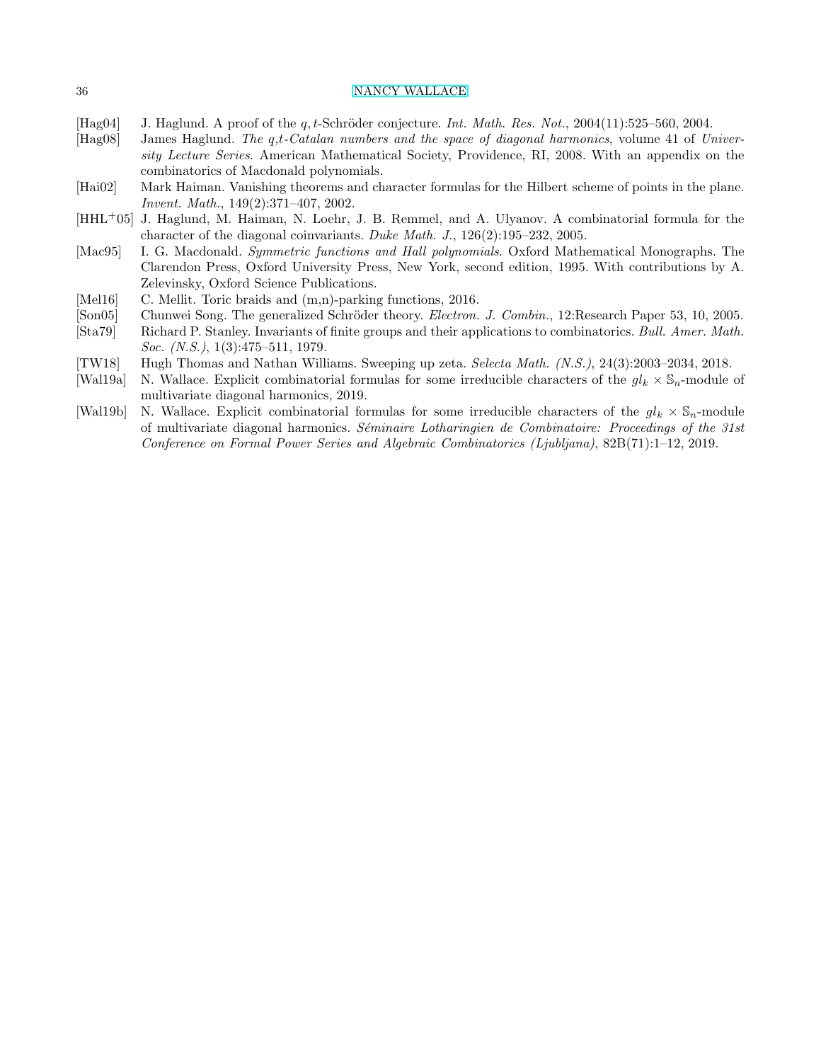[Hag04] J. Haglund. A proof of the $q,t$-Schröder conjecture. *Int. Math. Res. Not.*, 2004(11):525–560, 2004.

[Hag08] James Haglund. *The q,t-Catalan numbers and the space of diagonal harmonics*, volume 41 of *University Lecture Series*. American Mathematical Society, Providence, RI, 2008. With an appendix on the combinatorics of Macdonald polynomials.

[Hai02] Mark Haiman. Vanishing theorems and character formulas for the Hilbert scheme of points in the plane. *Invent. Math.*, 149(2):371–407, 2002.

[HHL+05] J. Haglund, M. Haiman, N. Loehr, J. B. Remmel, and A. Ulyanov. A combinatorial formula for the character of the diagonal coinvariants. *Duke Math. J.*, 126(2):195–232, 2005.

[Mac95] I. G. Macdonald. *Symmetric functions and Hall polynomials*. Oxford Mathematical Monographs. The Clarendon Press, Oxford University Press, New York, second edition, 1995. With contributions by A. Zelevinsky, Oxford Science Publications.

[Mel16] C. Mellit. Toric braids and (m,n)-parking functions, 2016.

[Son05] Chunwei Song. The generalized Schröder theory. *Electron. J. Combin.*, 12:Research Paper 53, 10, 2005.

[Sta79] Richard P. Stanley. Invariants of finite groups and their applications to combinatorics. *Bull. Amer. Math. Soc. (N.S.)*, 1(3):475–511, 1979.

[TW18] Hugh Thomas and Nathan Williams. Sweeping up zeta. *Selecta Math. (N.S.)*, 24(3):2003–2034, 2018.

[Wal19a] N. Wallace. Explicit combinatorial formulas for some irreducible characters of the $gl_k \times \mathbb{S}_n$-module of multivariate diagonal harmonics, 2019.

[Wal19b] N. Wallace. Explicit combinatorial formulas for some irreducible characters of the $gl_k \times \mathbb{S}_n$-module of multivariate diagonal harmonics. *Séminaire Lotharingien de Combinatoire: Proceedings of the 31st Conference on Formal Power Series and Algebraic Combinatorics (Ljubljana)*, 82B(71):1–12, 2019.